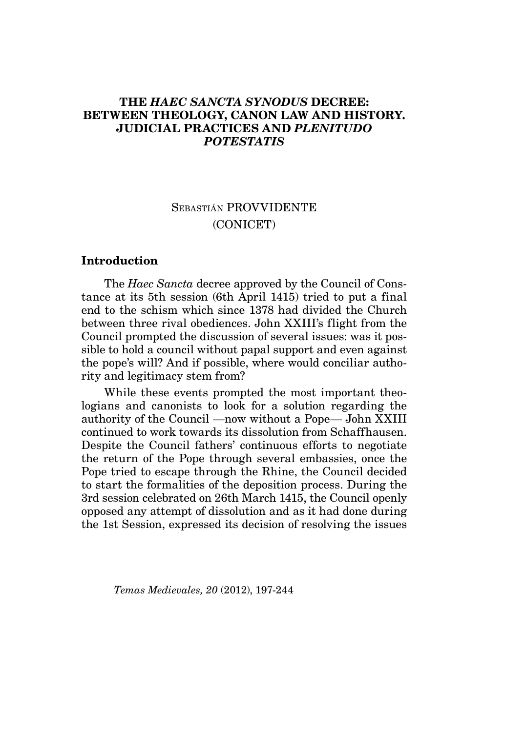# THE *HAEC SANCTA SYNODUS* DECREE: BETWEEN THEOLOGY, CANON LAW AND HISTORY. JUDICIAL PRACTICES AND *PLENITUDO POTESTATIS*

SEBASTIÁN PROVVIDENTE
(CONICET)

## Introduction

The *Haec Sancta* decree approved by the Council of Constance at its 5th session (6th April 1415) tried to put a final end to the schism which since 1378 had divided the Church between three rival obediences. John XXIII's flight from the Council prompted the discussion of several issues: was it possible to hold a council without papal support and even against the pope's will? And if possible, where would conciliar authority and legitimacy stem from?

While these events prompted the most important theologians and canonists to look for a solution regarding the authority of the Council —now without a Pope— John XXIII continued to work towards its dissolution from Schaffhausen. Despite the Council fathers' continuous efforts to negotiate the return of the Pope through several embassies, once the Pope tried to escape through the Rhine, the Council decided to start the formalities of the deposition process. During the 3rd session celebrated on 26th March 1415, the Council openly opposed any attempt of dissolution and as it had done during the 1st Session, expressed its decision of resolving the issues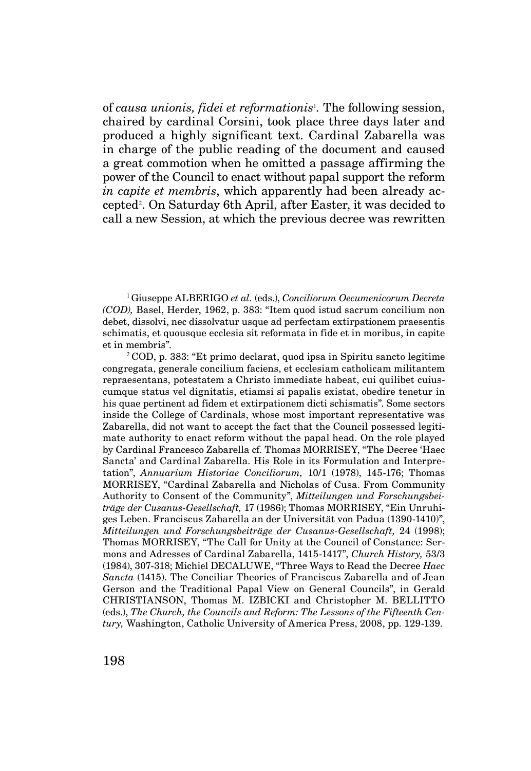of *causa unionis, fidei et reformationis*[1]. The following session, chaired by cardinal Corsini, took place three days later and produced a highly significant text. Cardinal Zabarella was in charge of the public reading of the document and caused a great commotion when he omitted a passage affirming the power of the Council to enact without papal support the reform *in capite et membris*, which apparently had been already accepted[2]. On Saturday 6th April, after Easter, it was decided to call a new Session, at which the previous decree was rewritten

[1] Giuseppe ALBERIGO *et al.* (eds.), *Conciliorum Oecumenicorum Decreta (COD),* Basel, Herder, 1962, p. 383: "Item quod istud sacrum concilium non debet, dissolvi, nec dissolvatur usque ad perfectam extirpationem praesentis schimatis, et quousque ecclesia sit reformata in fide et in moribus, in capite et in membris".

[2] COD, p. 383: "Et primo declarat, quod ipsa in Spiritu sancto legitime congregata, generale concilium faciens, et ecclesiam catholicam militantem repraesentans, potestatem a Christo immediate habeat, cui quilibet cuiuscumque status vel dignitatis, etiamsi papalis existat, obedire tenetur in his quae pertinent ad fidem et extirpationem dicti schismatis". Some sectors inside the College of Cardinals, whose most important representative was Zabarella, did not want to accept the fact that the Council possessed legitimate authority to enact reform without the papal head. On the role played by Cardinal Francesco Zabarella cf. Thomas MORRISEY, "The Decree 'Haec Sancta' and Cardinal Zabarella. His Role in its Formulation and Interpretation", *Annuarium Historiae Conciliorum,* 10/1 (1978), 145-176; Thomas MORRISEY, "Cardinal Zabarella and Nicholas of Cusa. From Community Authority to Consent of the Community", *Mitteilungen und Forschungsbeiträge der Cusanus-Gesellschaft,* 17 (1986); Thomas MORRISEY, "Ein Unruhiges Leben. Franciscus Zabarella an der Universität von Padua (1390-1410)", *Mitteilungen und Forschungsbeiträge der Cusanus-Gesellschaft,* 24 (1998); Thomas MORRISEY, "The Call for Unity at the Council of Constance: Sermons and Adresses of Cardinal Zabarella, 1415-1417", *Church History,* 53/3 (1984), 307-318; Michiel DECALUWE, "Three Ways to Read the Decree *Haec Sancta* (1415). The Conciliar Theories of Franciscus Zabarella and of Jean Gerson and the Traditional Papal View on General Councils", in Gerald CHRISTIANSON, Thomas M. IZBICKI and Christopher M. BELLITTO (eds.), *The Church, the Councils and Reform: The Lessons of the Fifteenth Century,* Washington, Catholic University of America Press, 2008, pp. 129-139.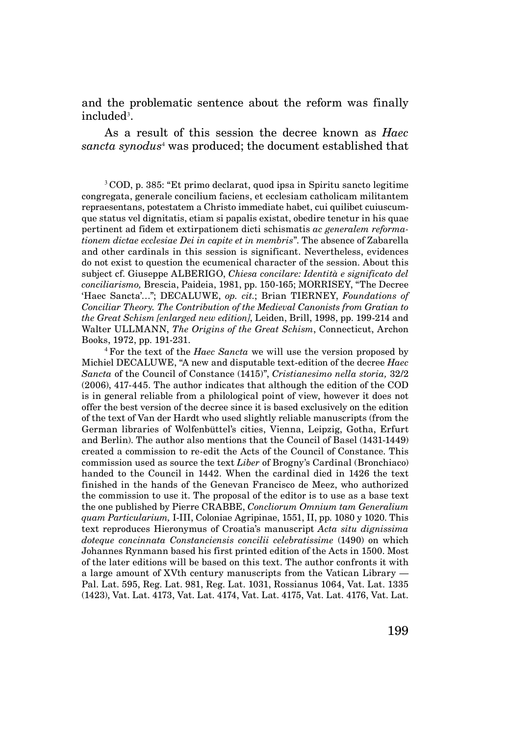and the problematic sentence about the reform was finally included[3].

As a result of this session the decree known as *Haec sancta synodus*[4] was produced; the document established that

[3] COD, p. 385: "Et primo declarat, quod ipsa in Spiritu sancto legitime congregata, generale concilium faciens, et ecclesiam catholicam militantem repraesentans, potestatem a Christo immediate habet, cui quilibet cuiuscumque status vel dignitatis, etiam si papalis existat, obedire tenetur in his quae pertinent ad fidem et extirpationem dicti schismatis *ac generalem reformationem dictae ecclesiae Dei in capite et in membris*". The absence of Zabarella and other cardinals in this session is significant. Nevertheless, evidences do not exist to question the ecumenical character of the session. About this subject cf. Giuseppe ALBERIGO, *Chiesa concilare: Identità e significato del conciliarismo,* Brescia, Paideia, 1981, pp. 150-165; MORRISEY, "The Decree 'Haec Sancta'…"; DECALUWE, *op. cit.*; Brian TIERNEY, *Foundations of Conciliar Theory. The Contribution of the Medieval Canonists from Gratian to the Great Schism [enlarged new edition]*, Leiden, Brill, 1998, pp. 199-214 and Walter ULLMANN, *The Origins of the Great Schism*, Connecticut, Archon Books, 1972, pp. 191-231.

[4] For the text of the *Haec Sancta* we will use the version proposed by Michiel DECALUWE, "A new and disputable text-edition of the decree *Haec Sancta* of the Council of Constance (1415)", *Cristianesimo nella storia,* 32/2 (2006), 417-445. The author indicates that although the edition of the COD is in general reliable from a philological point of view, however it does not offer the best version of the decree since it is based exclusively on the edition of the text of Van der Hardt who used slightly reliable manuscripts (from the German libraries of Wolfenbüttel's cities, Vienna, Leipzig, Gotha, Erfurt and Berlin). The author also mentions that the Council of Basel (1431-1449) created a commission to re-edit the Acts of the Council of Constance. This commission used as source the text *Liber* of Brogny's Cardinal (Bronchiaco) handed to the Council in 1442. When the cardinal died in 1426 the text finished in the hands of the Genevan Francisco de Meez, who authorized the commission to use it. The proposal of the editor is to use as a base text the one published by Pierre CRABBE, *Concliorum Omnium tam Generalium quam Particularium,* I-III, Coloniae Agripinae, 1551, II, pp. 1080 y 1020. This text reproduces Hieronymus of Croatia's manuscript *Acta situ dignissima doteque concinnata Constanciensis concilii celebratissime* (1490) on which Johannes Rynmann based his first printed edition of the Acts in 1500. Most of the later editions will be based on this text. The author confronts it with a large amount of XVth century manuscripts from the Vatican Library — Pal. Lat. 595, Reg. Lat. 981, Reg. Lat. 1031, Rossianus 1064, Vat. Lat. 1335 (1423), Vat. Lat. 4173, Vat. Lat. 4174, Vat. Lat. 4175, Vat. Lat. 4176, Vat. Lat.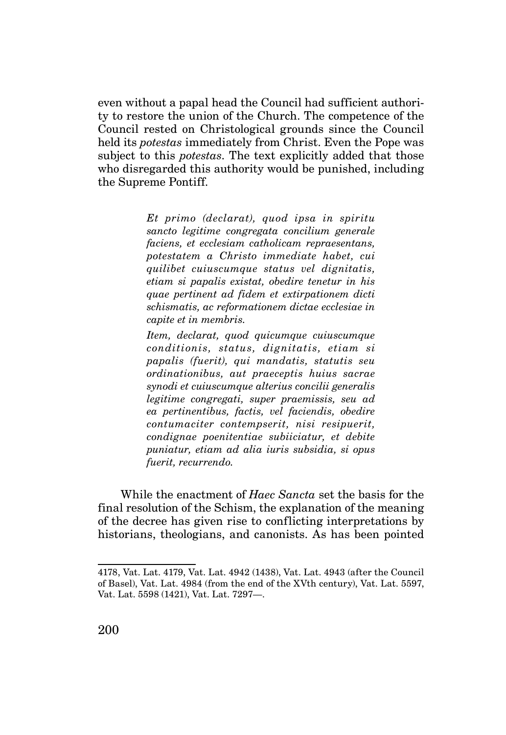even without a papal head the Council had sufficient authority to restore the union of the Church. The competence of the Council rested on Christological grounds since the Council held its *potestas* immediately from Christ. Even the Pope was subject to this *potestas*. The text explicitly added that those who disregarded this authority would be punished, including the Supreme Pontiff.

> *Et primo (declarat), quod ipsa in spiritu sancto legitime congregata concilium generale faciens, et ecclesiam catholicam repraesentans, potestatem a Christo immediate habet, cui quilibet cuiuscumque status vel dignitatis, etiam si papalis existat, obedire tenetur in his quae pertinent ad fidem et extirpationem dicti schismatis, ac reformationem dictae ecclesiae in capite et in membris.*
>
> *Item, declarat, quod quicumque cuiuscumque conditionis, status, dignitatis, etiam si papalis (fuerit), qui mandatis, statutis seu ordinationibus, aut praeceptis huius sacrae synodi et cuiuscumque alterius concilii generalis legitime congregati, super praemissis, seu ad ea pertinentibus, factis, vel faciendis, obedire contumaciter contempserit, nisi resipuerit, condignae poenitentiae subiiciatur, et debite puniatur, etiam ad alia iuris subsidia, si opus fuerit, recurrendo.*

While the enactment of *Haec Sancta* set the basis for the final resolution of the Schism, the explanation of the meaning of the decree has given rise to conflicting interpretations by historians, theologians, and canonists. As has been pointed

---

4178, Vat. Lat. 4179, Vat. Lat. 4942 (1438), Vat. Lat. 4943 (after the Council of Basel), Vat. Lat. 4984 (from the end of the XVth century), Vat. Lat. 5597, Vat. Lat. 5598 (1421), Vat. Lat. 7297—.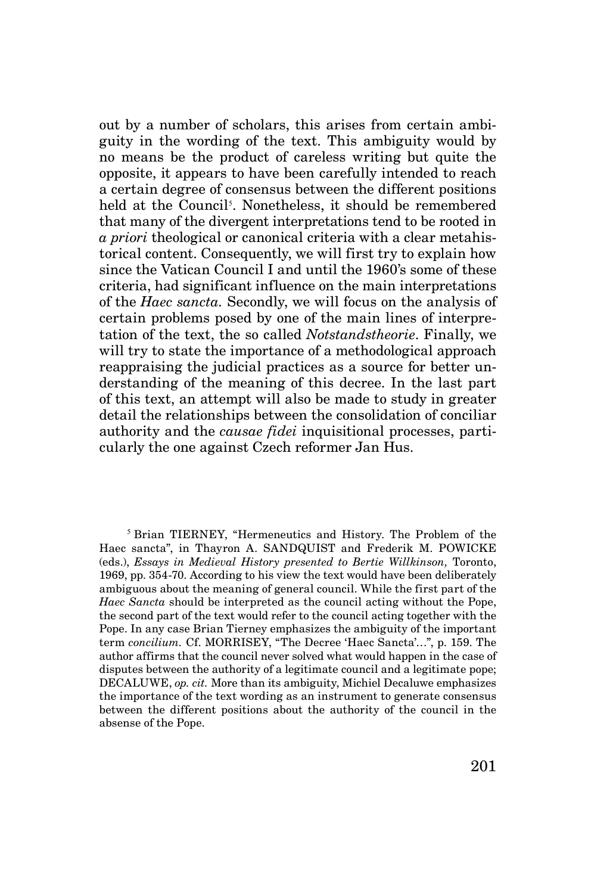out by a number of scholars, this arises from certain ambiguity in the wording of the text. This ambiguity would by no means be the product of careless writing but quite the opposite, it appears to have been carefully intended to reach a certain degree of consensus between the different positions held at the Council[5]. Nonetheless, it should be remembered that many of the divergent interpretations tend to be rooted in *a priori* theological or canonical criteria with a clear metahistorical content. Consequently, we will first try to explain how since the Vatican Council I and until the 1960's some of these criteria, had significant influence on the main interpretations of the *Haec sancta*. Secondly, we will focus on the analysis of certain problems posed by one of the main lines of interpretation of the text, the so called *Notstandstheorie*. Finally, we will try to state the importance of a methodological approach reappraising the judicial practices as a source for better understanding of the meaning of this decree. In the last part of this text, an attempt will also be made to study in greater detail the relationships between the consolidation of conciliar authority and the *causae fidei* inquisitional processes, particularly the one against Czech reformer Jan Hus.

[5] Brian TIERNEY, "Hermeneutics and History. The Problem of the Haec sancta", in Thayron A. SANDQUIST and Frederik M. POWICKE (eds.), *Essays in Medieval History presented to Bertie Willkinson,* Toronto, 1969, pp. 354-70. According to his view the text would have been deliberately ambiguous about the meaning of general council. While the first part of the *Haec Sancta* should be interpreted as the council acting without the Pope, the second part of the text would refer to the council acting together with the Pope. In any case Brian Tierney emphasizes the ambiguity of the important term *concilium*. Cf. MORRISEY, "The Decree 'Haec Sancta'…", p. 159. The author affirms that the council never solved what would happen in the case of disputes between the authority of a legitimate council and a legitimate pope; DECALUWE, *op. cit.* More than its ambiguity, Michiel Decaluwe emphasizes the importance of the text wording as an instrument to generate consensus between the different positions about the authority of the council in the absense of the Pope.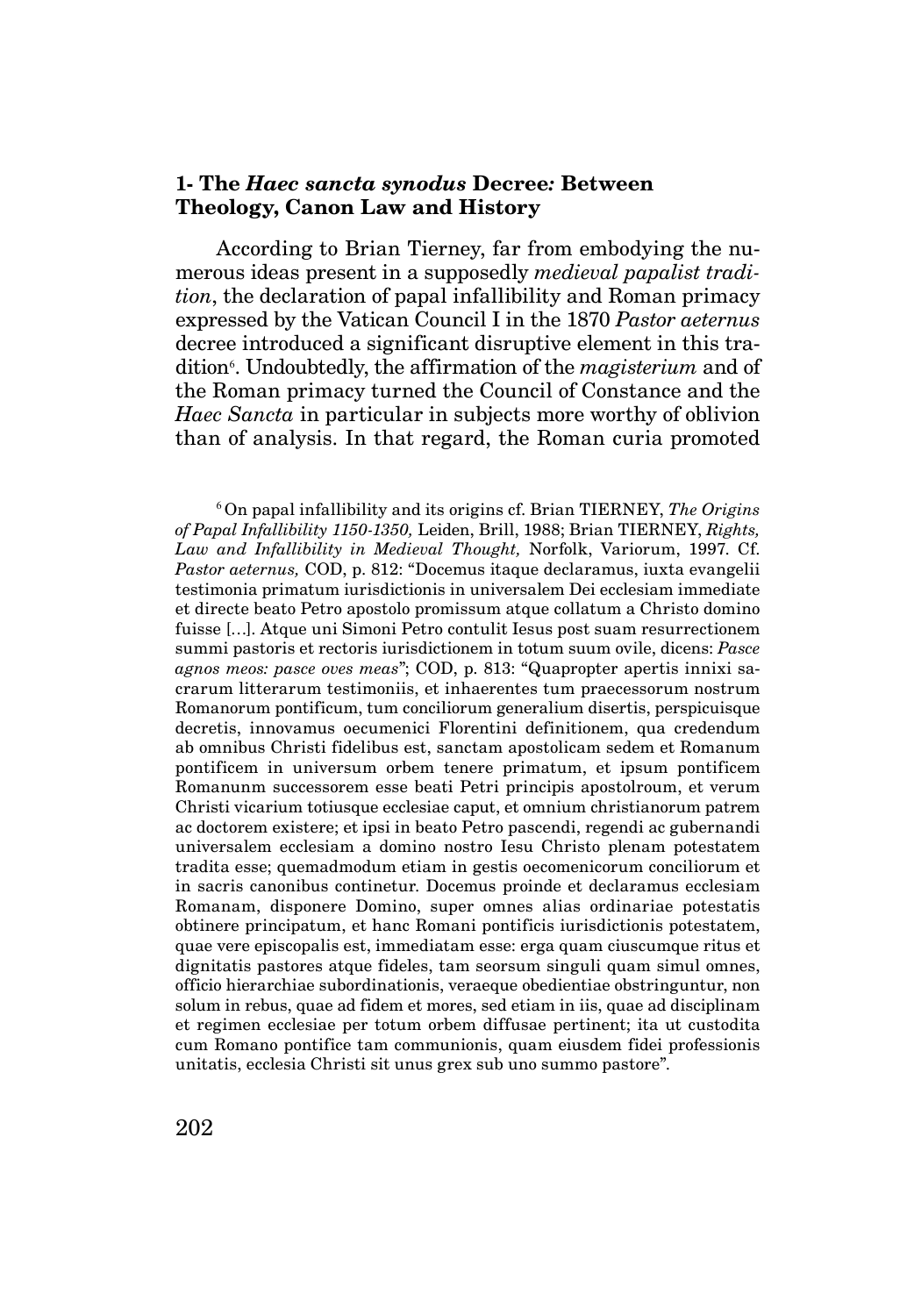## 1- The *Haec sancta synodus* Decree*:* Between Theology, Canon Law and History

According to Brian Tierney, far from embodying the numerous ideas present in a supposedly *medieval papalist tradition*, the declaration of papal infallibility and Roman primacy expressed by the Vatican Council I in the 1870 *Pastor aeternus* decree introduced a significant disruptive element in this tradition[6]. Undoubtedly, the affirmation of the *magisterium* and of the Roman primacy turned the Council of Constance and the *Haec Sancta* in particular in subjects more worthy of oblivion than of analysis. In that regard, the Roman curia promoted

[6] On papal infallibility and its origins cf. Brian TIERNEY, *The Origins of Papal Infallibility 1150-1350,* Leiden, Brill, 1988; Brian TIERNEY, *Rights, Law and Infallibility in Medieval Thought,* Norfolk, Variorum, 1997. Cf. *Pastor aeternus,* COD, p. 812: "Docemus itaque declaramus, iuxta evangelii testimonia primatum iurisdictionis in universalem Dei ecclesiam immediate et directe beato Petro apostolo promissum atque collatum a Christo domino fuisse […]. Atque uni Simoni Petro contulit Iesus post suam resurrectionem summi pastoris et rectoris iurisdictionem in totum suum ovile, dicens: *Pasce agnos meos: pasce oves meas*"; COD, p. 813: "Quapropter apertis innixi sacrarum litterarum testimoniis, et inhaerentes tum praecessorum nostrum Romanorum pontificum, tum conciliorum generalium disertis, perspicuisque decretis, innovamus oecumenici Florentini definitionem, qua credendum ab omnibus Christi fidelibus est, sanctam apostolicam sedem et Romanum pontificem in universum orbem tenere primatum, et ipsum pontificem Romanunm successorem esse beati Petri principis apostolroum, et verum Christi vicarium totiusque ecclesiae caput, et omnium christianorum patrem ac doctorem existere; et ipsi in beato Petro pascendi, regendi ac gubernandi universalem ecclesiam a domino nostro Iesu Christo plenam potestatem tradita esse; quemadmodum etiam in gestis oecumenicorum conciliorum et in sacris canonibus continetur. Docemus proinde et declaramus ecclesiam Romanam, disponere Domino, super omnes alias ordinariae potestatis obtinere principatum, et hanc Romani pontificis iurisdictionis potestatem, quae vere episcopalis est, immediatam esse: erga quam ciuscumque ritus et dignitatis pastores atque fideles, tam seorsum singuli quam simul omnes, officio hierarchiae subordinationis, veraeque obedientiae obstringuntur, non solum in rebus, quae ad fidem et mores, sed etiam in iis, quae ad disciplinam et regimen ecclesiae per totum orbem diffusae pertinent; ita ut custodita cum Romano pontifice tam communionis, quam eiusdem fidei professionis unitatis, ecclesia Christi sit unus grex sub uno summo pastore".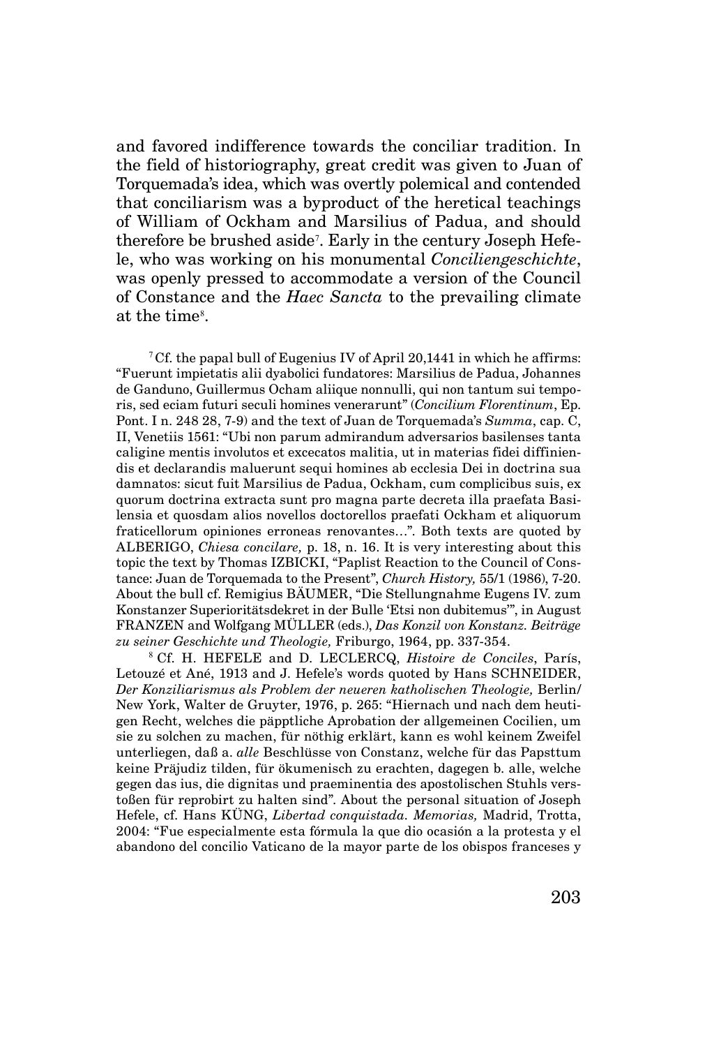and favored indifference towards the conciliar tradition. In the field of historiography, great credit was given to Juan of Torquemada's idea, which was overtly polemical and contended that conciliarism was a byproduct of the heretical teachings of William of Ockham and Marsilius of Padua, and should therefore be brushed aside[7]. Early in the century Joseph Hefele, who was working on his monumental *Conciliengeschichte*, was openly pressed to accommodate a version of the Council of Constance and the *Haec Sancta* to the prevailing climate at the time[8].

[7] Cf. the papal bull of Eugenius IV of April 20,1441 in which he affirms: "Fuerunt impietatis alii dyabolici fundatores: Marsilius de Padua, Johannes de Ganduno, Guillermus Ocham aliique nonnulli, qui non tantum sui temporis, sed eciam futuri seculi homines venerarunt" (*Concilium Florentinum*, Ep. Pont. I n. 248 28, 7-9) and the text of Juan de Torquemada's *Summa*, cap. C, II, Venetiis 1561: "Ubi non parum admirandum adversarios basilenses tanta caligine mentis involutos et excecatos malitia, ut in materias fidei diffiniendis et declarandis maluerunt sequi homines ab ecclesia Dei in doctrina sua damnatos: sicut fuit Marsilius de Padua, Ockham, cum complicibus suis, ex quorum doctrina extracta sunt pro magna parte decreta illa praefata Basilensia et quosdam alios novellos doctorellos praefati Ockham et aliquorum fraticellorum opiniones erroneas renovantes…". Both texts are quoted by ALBERIGO, *Chiesa concilare,* p. 18, n. 16. It is very interesting about this topic the text by Thomas IZBICKI, "Paplist Reaction to the Council of Constance: Juan de Torquemada to the Present", *Church History,* 55/1 (1986), 7-20. About the bull cf. Remigius BÄUMER, "Die Stellungnahme Eugens IV. zum Konstanzer Superioritätsdekret in der Bulle 'Etsi non dubitemus'", in August FRANZEN and Wolfgang MÜLLER (eds.), *Das Konzil von Konstanz. Beiträge zu seiner Geschichte und Theologie,* Friburgo, 1964, pp. 337-354.

[8] Cf. H. HEFELE and D. LECLERCQ, *Histoire de Conciles*, París, Letouzé et Ané, 1913 and J. Hefele's words quoted by Hans SCHNEIDER, *Der Konziliarismus als Problem der neueren katholischen Theologie,* Berlin/ New York, Walter de Gruyter, 1976, p. 265: "Hiernach und nach dem heutigen Recht, welches die päpptliche Aprobation der allgemeinen Cocilien, um sie zu solchen zu machen, für nöthig erklärt, kann es wohl keinem Zweifel unterliegen, daß a. *alle* Beschlüsse von Constanz, welche für das Papsttum keine Präjudiz tilden, für ökumenisch zu erachten, dagegen b. alle, welche gegen das ius, die dignitas und praeminentia des apostolischen Stuhls verstoßen für reprobirt zu halten sind". About the personal situation of Joseph Hefele, cf. Hans KÜNG, *Libertad conquistada. Memorias,* Madrid, Trotta, 2004: "Fue especialmente esta fórmula la que dio ocasión a la protesta y el abandono del concilio Vaticano de la mayor parte de los obispos franceses y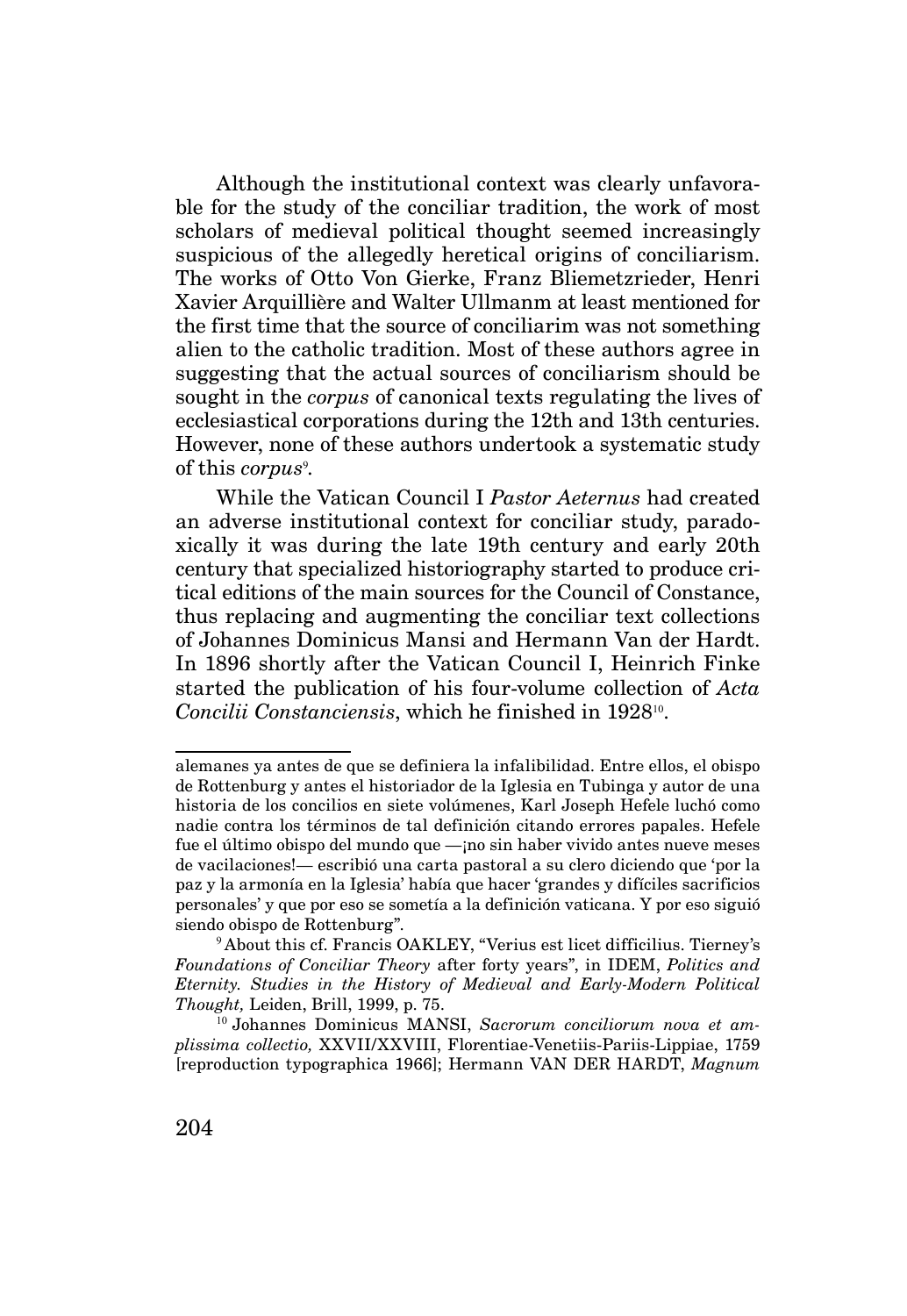Although the institutional context was clearly unfavorable for the study of the conciliar tradition, the work of most scholars of medieval political thought seemed increasingly suspicious of the allegedly heretical origins of conciliarism. The works of Otto Von Gierke, Franz Bliemetzrieder, Henri Xavier Arquillière and Walter Ullmanm at least mentioned for the first time that the source of conciliarim was not something alien to the catholic tradition. Most of these authors agree in suggesting that the actual sources of conciliarism should be sought in the *corpus* of canonical texts regulating the lives of ecclesiastical corporations during the 12th and 13th centuries. However, none of these authors undertook a systematic study of this *corpus*[9].

While the Vatican Council I *Pastor Aeternus* had created an adverse institutional context for conciliar study, paradoxically it was during the late 19th century and early 20th century that specialized historiography started to produce critical editions of the main sources for the Council of Constance, thus replacing and augmenting the conciliar text collections of Johannes Dominicus Mansi and Hermann Van der Hardt. In 1896 shortly after the Vatican Council I, Heinrich Finke started the publication of his four-volume collection of *Acta Concilii Constanciensis*, which he finished in 1928[10].

---

alemanes ya antes de que se definiera la infalibilidad. Entre ellos, el obispo de Rottenburg y antes el historiador de la Iglesia en Tubinga y autor de una historia de los concilios en siete volúmenes, Karl Joseph Hefele luchó como nadie contra los términos de tal definición citando errores papales. Hefele fue el último obispo del mundo que —¡no sin haber vivido antes nueve meses de vacilaciones!— escribió una carta pastoral a su clero diciendo que 'por la paz y la armonía en la Iglesia' había que hacer 'grandes y difíciles sacrificios personales' y que por eso se sometía a la definición vaticana. Y por eso siguió siendo obispo de Rottenburg".

[9] About this cf. Francis OAKLEY, "Verius est licet difficilius. Tierney's *Foundations of Conciliar Theory* after forty years", in IDEM, *Politics and Eternity. Studies in the History of Medieval and Early-Modern Political Thought,* Leiden, Brill, 1999, p. 75.

[10] Johannes Dominicus MANSI, *Sacrorum conciliorum nova et amplissima collectio,* XXVII/XXVIII, Florentiae-Venetiis-Pariis-Lippiae, 1759 [reproduction typographica 1966]; Hermann VAN DER HARDT, *Magnum*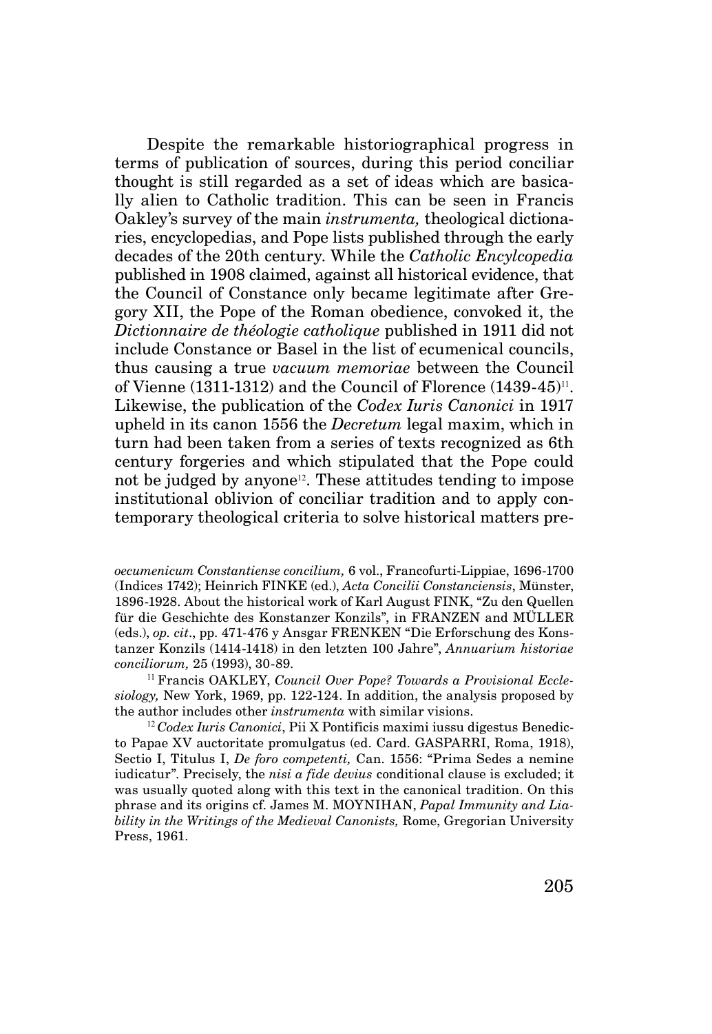Despite the remarkable historiographical progress in terms of publication of sources, during this period conciliar thought is still regarded as a set of ideas which are basically alien to Catholic tradition. This can be seen in Francis Oakley's survey of the main *instrumenta,* theological dictionaries, encyclopedias, and Pope lists published through the early decades of the 20th century. While the *Catholic Encylcopedia* published in 1908 claimed, against all historical evidence, that the Council of Constance only became legitimate after Gregory XII, the Pope of the Roman obedience, convoked it, the *Dictionnaire de théologie catholique* published in 1911 did not include Constance or Basel in the list of ecumenical councils, thus causing a true *vacuum memoriae* between the Council of Vienne (1311-1312) and the Council of Florence (1439-45)[11]. Likewise, the publication of the *Codex Iuris Canonici* in 1917 upheld in its canon 1556 the *Decretum* legal maxim, which in turn had been taken from a series of texts recognized as 6th century forgeries and which stipulated that the Pope could not be judged by anyone[12]. These attitudes tending to impose institutional oblivion of conciliar tradition and to apply contemporary theological criteria to solve historical matters pre-

*oecumenicum Constantiense concilium,* 6 vol., Francofurti-Lippiae, 1696-1700 (Indices 1742); Heinrich FINKE (ed.), *Acta Concilii Constanciensis*, Münster, 1896-1928. About the historical work of Karl August FINK, "Zu den Quellen für die Geschichte des Konstanzer Konzils", in FRANZEN and MÜLLER (eds.), *op. cit*., pp. 471-476 y Ansgar FRENKEN "Die Erforschung des Konstanzer Konzils (1414-1418) in den letzten 100 Jahre", *Annuarium historiae conciliorum,* 25 (1993), 30-89.

[11] Francis OAKLEY, *Council Over Pope? Towards a Provisional Ecclesiology,* New York, 1969, pp. 122-124. In addition, the analysis proposed by the author includes other *instrumenta* with similar visions.

[12] *Codex Iuris Canonici*, Pii X Pontificis maximi iussu digestus Benedicto Papae XV auctoritate promulgatus (ed. Card. GASPARRI, Roma, 1918), Sectio I, Titulus I, *De foro competenti,* Can. 1556: "Prima Sedes a nemine iudicatur". Precisely, the *nisi a fide devius* conditional clause is excluded; it was usually quoted along with this text in the canonical tradition. On this phrase and its origins cf. James M. MOYNIHAN, *Papal Immunity and Liability in the Writings of the Medieval Canonists,* Rome, Gregorian University Press, 1961.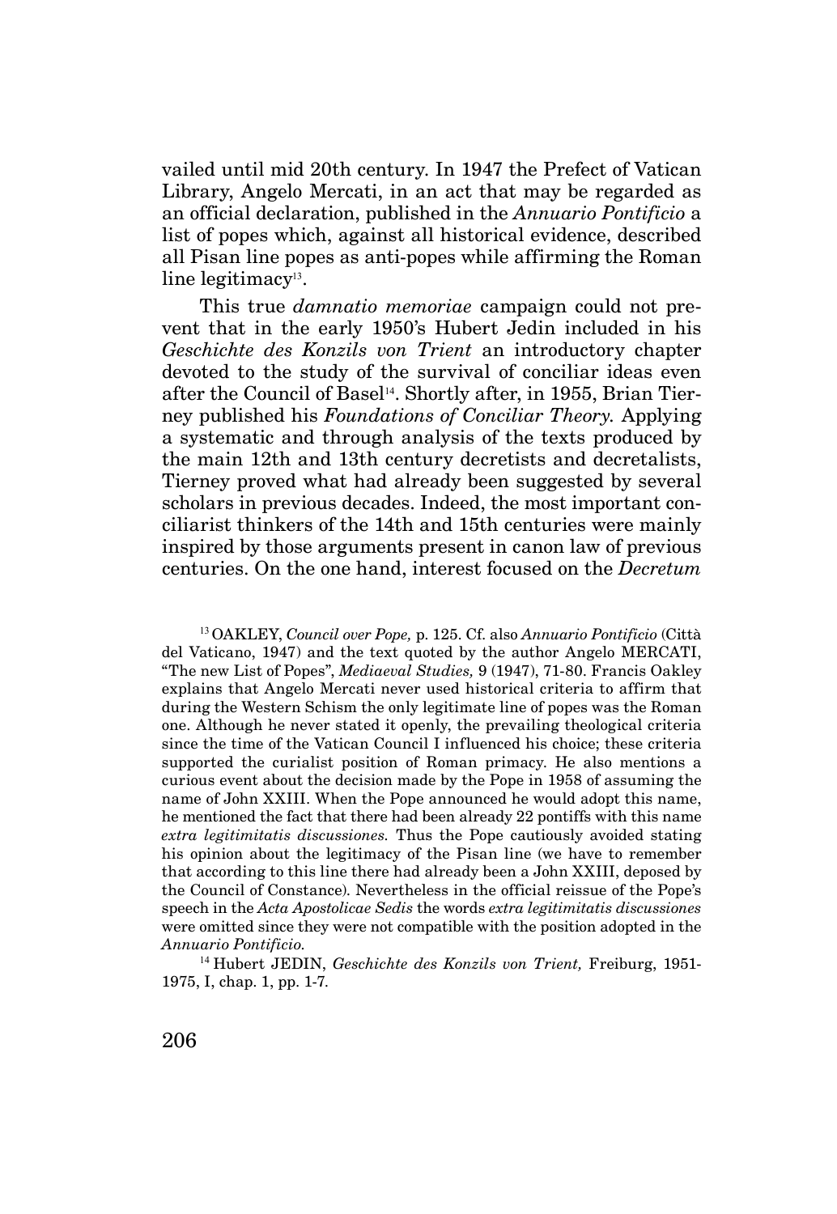vailed until mid 20th century. In 1947 the Prefect of Vatican Library, Angelo Mercati, in an act that may be regarded as an official declaration, published in the *Annuario Pontificio* a list of popes which, against all historical evidence, described all Pisan line popes as anti-popes while affirming the Roman line legitimacy[13].

This true *damnatio memoriae* campaign could not prevent that in the early 1950's Hubert Jedin included in his *Geschichte des Konzils von Trient* an introductory chapter devoted to the study of the survival of conciliar ideas even after the Council of Basel[14]. Shortly after, in 1955, Brian Tierney published his *Foundations of Conciliar Theory.* Applying a systematic and through analysis of the texts produced by the main 12th and 13th century decretists and decretalists, Tierney proved what had already been suggested by several scholars in previous decades. Indeed, the most important conciliarist thinkers of the 14th and 15th centuries were mainly inspired by those arguments present in canon law of previous centuries. On the one hand, interest focused on the *Decretum*

[13] OAKLEY, *Council over Pope,* p. 125. Cf. also *Annuario Pontificio* (Città del Vaticano, 1947) and the text quoted by the author Angelo MERCATI, "The new List of Popes", *Mediaeval Studies,* 9 (1947), 71-80. Francis Oakley explains that Angelo Mercati never used historical criteria to affirm that during the Western Schism the only legitimate line of popes was the Roman one. Although he never stated it openly, the prevailing theological criteria since the time of the Vatican Council I influenced his choice; these criteria supported the curialist position of Roman primacy. He also mentions a curious event about the decision made by the Pope in 1958 of assuming the name of John XXIII. When the Pope announced he would adopt this name, he mentioned the fact that there had been already 22 pontiffs with this name *extra legitimitatis discussiones.* Thus the Pope cautiously avoided stating his opinion about the legitimacy of the Pisan line (we have to remember that according to this line there had already been a John XXIII, deposed by the Council of Constance). Nevertheless in the official reissue of the Pope's speech in the *Acta Apostolicae Sedis* the words *extra legitimitatis discussiones* were omitted since they were not compatible with the position adopted in the *Annuario Pontificio.*

[14] Hubert JEDIN, *Geschichte des Konzils von Trient,* Freiburg, 1951-1975, I, chap. 1, pp. 1-7.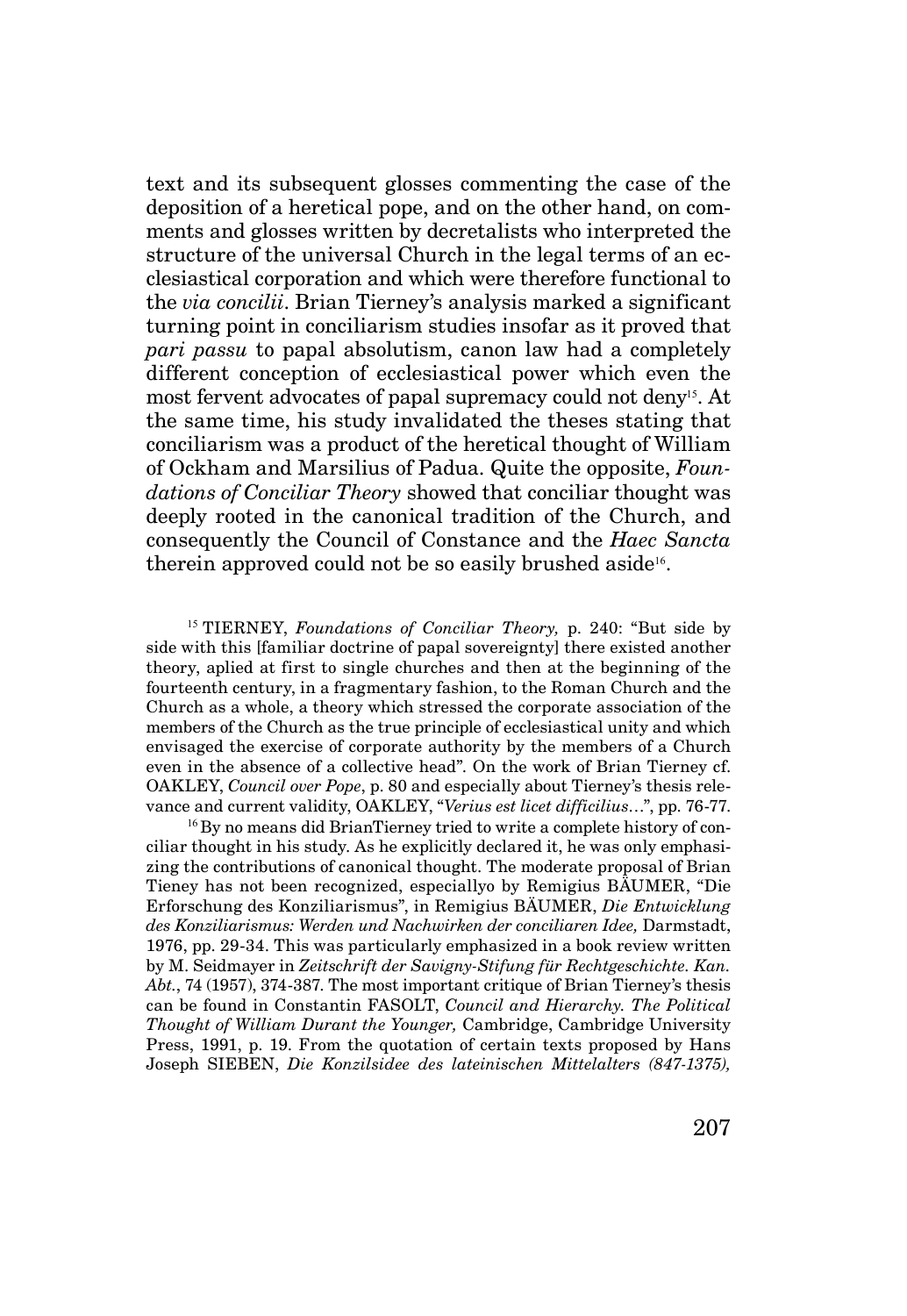text and its subsequent glosses commenting the case of the deposition of a heretical pope, and on the other hand, on comments and glosses written by decretalists who interpreted the structure of the universal Church in the legal terms of an ecclesiastical corporation and which were therefore functional to the *via concilii*. Brian Tierney's analysis marked a significant turning point in conciliarism studies insofar as it proved that *pari passu* to papal absolutism, canon law had a completely different conception of ecclesiastical power which even the most fervent advocates of papal supremacy could not deny[15]. At the same time, his study invalidated the theses stating that conciliarism was a product of the heretical thought of William of Ockham and Marsilius of Padua. Quite the opposite, *Foundations of Conciliar Theory* showed that conciliar thought was deeply rooted in the canonical tradition of the Church, and consequently the Council of Constance and the *Haec Sancta* therein approved could not be so easily brushed aside[16].

[15] TIERNEY, *Foundations of Conciliar Theory,* p. 240: "But side by side with this [familiar doctrine of papal sovereignty] there existed another theory, aplied at first to single churches and then at the beginning of the fourteenth century, in a fragmentary fashion, to the Roman Church and the Church as a whole, a theory which stressed the corporate association of the members of the Church as the true principle of ecclesiastical unity and which envisaged the exercise of corporate authority by the members of a Church even in the absence of a collective head". On the work of Brian Tierney cf. OAKLEY, *Council over Pope*, p. 80 and especially about Tierney's thesis relevance and current validity, OAKLEY, "*Verius est licet difficilius*…", pp. 76-77.

[16] By no means did BrianTierney tried to write a complete history of conciliar thought in his study. As he explicitly declared it, he was only emphasizing the contributions of canonical thought. The moderate proposal of Brian Tieney has not been recognized, especiallyo by Remigius BÄUMER, "Die Erforschung des Konziliarismus", in Remigius BÄUMER, *Die Entwicklung des Konziliarismus: Werden und Nachwirken der conciliaren Idee,* Darmstadt, 1976, pp. 29-34. This was particularly emphasized in a book review written by M. Seidmayer in *Zeitschrift der Savigny-Stifung für Rechtgeschichte. Kan. Abt.*, 74 (1957), 374-387. The most important critique of Brian Tierney's thesis can be found in Constantin FASOLT, *Council and Hierarchy. The Political Thought of William Durant the Younger,* Cambridge, Cambridge University Press, 1991, p. 19. From the quotation of certain texts proposed by Hans Joseph SIEBEN, *Die Konzilsidee des lateinischen Mittelalters (847-1375),*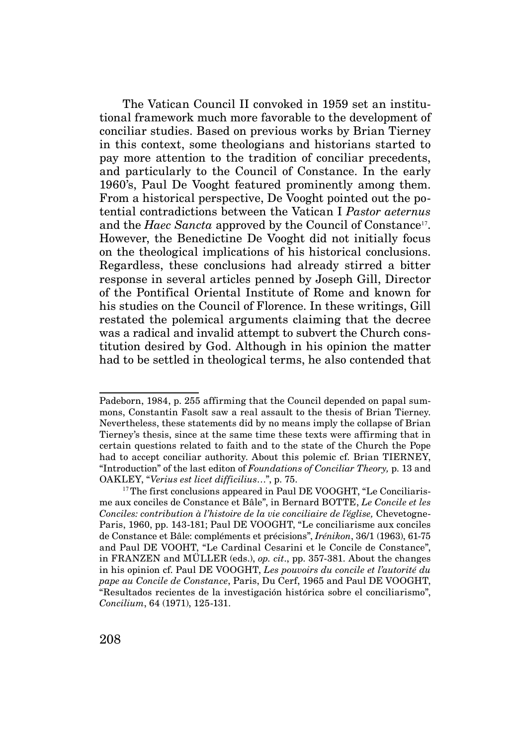The Vatican Council II convoked in 1959 set an institutional framework much more favorable to the development of conciliar studies. Based on previous works by Brian Tierney in this context, some theologians and historians started to pay more attention to the tradition of conciliar precedents, and particularly to the Council of Constance. In the early 1960's, Paul De Vooght featured prominently among them. From a historical perspective, De Vooght pointed out the potential contradictions between the Vatican I *Pastor aeternus* and the *Haec Sancta* approved by the Council of Constance[17]. However, the Benedictine De Vooght did not initially focus on the theological implications of his historical conclusions. Regardless, these conclusions had already stirred a bitter response in several articles penned by Joseph Gill, Director of the Pontifical Oriental Institute of Rome and known for his studies on the Council of Florence. In these writings, Gill restated the polemical arguments claiming that the decree was a radical and invalid attempt to subvert the Church constitution desired by God. Although in his opinion the matter had to be settled in theological terms, he also contended that

---

Padeborn, 1984, p. 255 affirming that the Council depended on papal summons, Constantin Fasolt saw a real assault to the thesis of Brian Tierney. Nevertheless, these statements did by no means imply the collapse of Brian Tierney's thesis, since at the same time these texts were affirming that in certain questions related to faith and to the state of the Church the Pope had to accept conciliar authority. About this polemic cf. Brian TIERNEY, "Introduction" of the last editon of *Foundations of Conciliar Theory,* p. 13 and OAKLEY, "*Verius est licet difficilius*…", p. 75.

[17] The first conclusions appeared in Paul DE VOOGHT, "Le Conciliarisme aux conciles de Constance et Bâle", in Bernard BOTTE, *Le Concile et les Conciles: contribution à l'histoire de la vie conciliaire de l'église,* Chevetogne-Paris, 1960, pp. 143-181; Paul DE VOOGHT, "Le conciliarisme aux conciles de Constance et Bâle: compléments et précisions", *Irénikon*, 36/1 (1963), 61-75 and Paul DE VOOHT, "Le Cardinal Cesarini et le Concile de Constance", in FRANZEN and MÜLLER (eds.), *op. cit*., pp. 357-381. About the changes in his opinion cf. Paul DE VOOGHT, *Les pouvoirs du concile et l'autorité du pape au Concile de Constance*, Paris, Du Cerf, 1965 and Paul DE VOOGHT, "Resultados recientes de la investigación histórica sobre el conciliarismo", *Concilium*, 64 (1971), 125-131.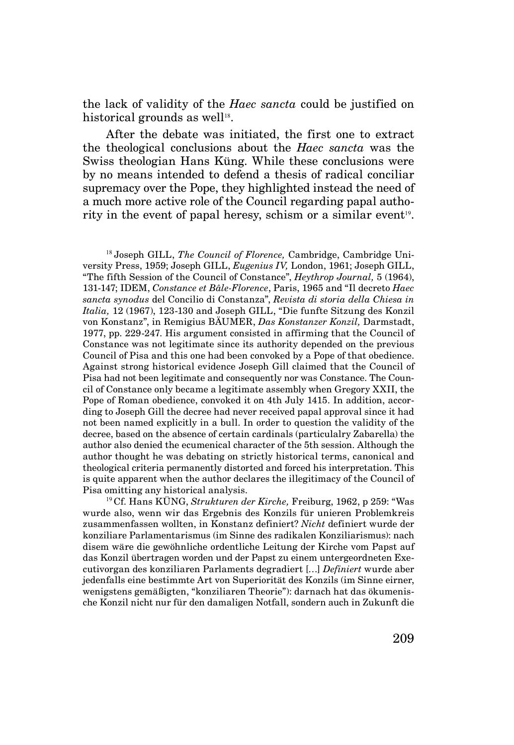the lack of validity of the *Haec sancta* could be justified on historical grounds as well[18].

After the debate was initiated, the first one to extract the theological conclusions about the *Haec sancta* was the Swiss theologian Hans Küng. While these conclusions were by no means intended to defend a thesis of radical conciliar supremacy over the Pope, they highlighted instead the need of a much more active role of the Council regarding papal authority in the event of papal heresy, schism or a similar event[19].

[18] Joseph GILL, *The Council of Florence,* Cambridge, Cambridge University Press, 1959; Joseph GILL, *Eugenius IV,* London, 1961; Joseph GILL, "The fifth Session of the Council of Constance", *Heythrop Journal,* 5 (1964), 131-147; IDEM, *Constance et Bâle-Florence*, Paris, 1965 and "Il decreto *Haec sancta synodus* del Concilio di Constanza", *Revista di storia della Chiesa in Italia,* 12 (1967), 123-130 and Joseph GILL, "Die funfte Sitzung des Konzil von Konstanz", in Remigius BÄUMER, *Das Konstanzer Konzil,* Darmstadt, 1977, pp. 229-247. His argument consisted in affirming that the Council of Constance was not legitimate since its authority depended on the previous Council of Pisa and this one had been convoked by a Pope of that obedience. Against strong historical evidence Joseph Gill claimed that the Council of Pisa had not been legitimate and consequently nor was Constance. The Council of Constance only became a legitimate assembly when Gregory XXII, the Pope of Roman obedience, convoked it on 4th July 1415. In addition, according to Joseph Gill the decree had never received papal approval since it had not been named explicitly in a bull. In order to question the validity of the decree, based on the absence of certain cardinals (particualry Zabarella) the author also denied the ecumenical character of the 5th session. Although the author thought he was debating on strictly historical terms, canonical and theological criteria permanently distorted and forced his interpretation. This is quite apparent when the author declares the illegitimacy of the Council of Pisa omitting any historical analysis.

[19] Cf. Hans KÜNG, *Strukturen der Kirche,* Freiburg, 1962, p 259: "Was wurde also, wenn wir das Ergebnis des Konzils für unieren Problemkreis zusammenfassen wollten, in Konstanz definiert? *Nicht* definiert wurde der konziliare Parlamentarismus (im Sinne des radikalen Konziliarismus): nach disem wäre die gewöhnliche ordentliche Leitung der Kirche vom Papst auf das Konzil übertragen worden und der Papst zu einem untergeordneten Executivorgan des konziliaren Parlaments degradiert [...] *Definiert* wurde aber jedenfalls eine bestimmte Art von Superiorität des Konzils (im Sinne eirner, wenigstens gemäßigten, "konziliaren Theorie"): darnach hat das ökumenische Konzil nicht nur für den damaligen Notfall, sondern auch in Zukunft die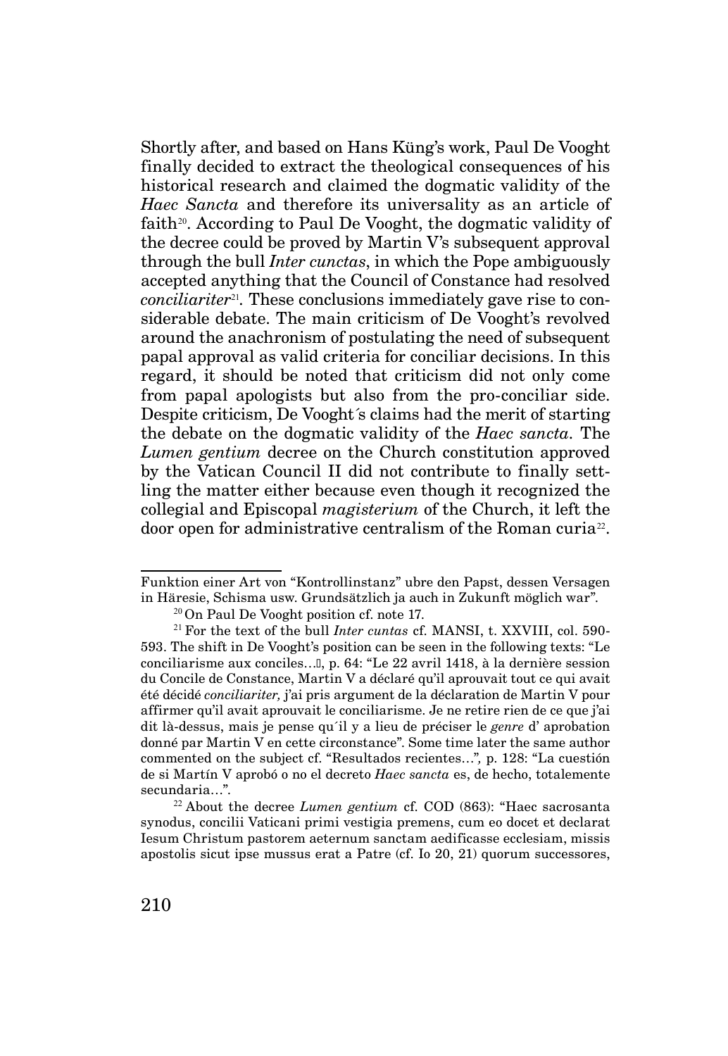Shortly after, and based on Hans Küng's work, Paul De Vooght finally decided to extract the theological consequences of his historical research and claimed the dogmatic validity of the *Haec Sancta* and therefore its universality as an article of faith[20]. According to Paul De Vooght, the dogmatic validity of the decree could be proved by Martin V's subsequent approval through the bull *Inter cunctas*, in which the Pope ambiguously accepted anything that the Council of Constance had resolved *conciliariter*[21]. These conclusions immediately gave rise to considerable debate. The main criticism of De Vooght's revolved around the anachronism of postulating the need of subsequent papal approval as valid criteria for conciliar decisions. In this regard, it should be noted that criticism did not only come from papal apologists but also from the pro-conciliar side. Despite criticism, De Vooght´s claims had the merit of starting the debate on the dogmatic validity of the *Haec sancta*. The *Lumen gentium* decree on the Church constitution approved by the Vatican Council II did not contribute to finally settling the matter either because even though it recognized the collegial and Episcopal *magisterium* of the Church, it left the door open for administrative centralism of the Roman curia[22].

---

Funktion einer Art von "Kontrollinstanz" ubre den Papst, dessen Versagen in Häresie, Schisma usw. Grundsätzlich ja auch in Zukunft möglich war".

[20] On Paul De Vooght position cf. note 17.

[21] For the text of the bull *Inter cuntas* cf. MANSI, t. XXVIII, col. 590-593. The shift in De Vooght's position can be seen in the following texts: "Le conciliarisme aux conciles…", p. 64: "Le 22 avril 1418, à la dernière session du Concile de Constance, Martin V a déclaré qu'il aprouvait tout ce qui avait été décidé *conciliariter,* j'ai pris argument de la déclaration de Martin V pour affirmer qu'il avait aprouvait le conciliarisme. Je ne retire rien de ce que j'ai dit là-dessus, mais je pense qu´il y a lieu de préciser le *genre* d' aprobation donné par Martin V en cette circonstance". Some time later the same author commented on the subject cf. "Resultados recientes…", p. 128: "La cuestión de si Martín V aprobó o no el decreto *Haec sancta* es, de hecho, totalemente secundaria…".

[22] About the decree *Lumen gentium* cf. COD (863): "Haec sacrosanta synodus, concilii Vaticani primi vestigia premens, cum eo docet et declarat Iesum Christum pastorem aeternum sanctam aedificasse ecclesiam, missis apostolis sicut ipse mussus erat a Patre (cf. Io 20, 21) quorum successores,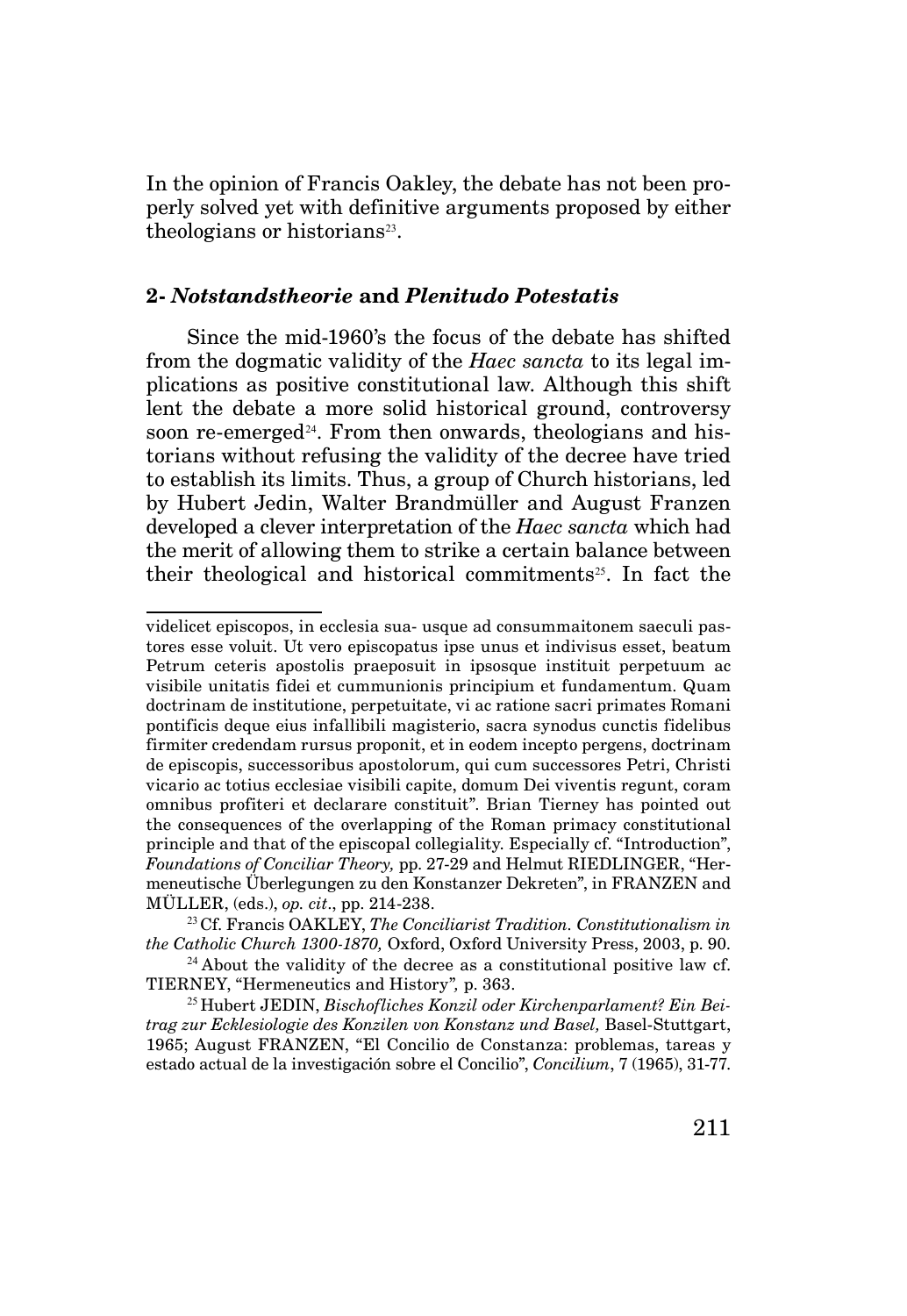In the opinion of Francis Oakley, the debate has not been properly solved yet with definitive arguments proposed by either theologians or historians[23].

## 2- *Notstandstheorie* and *Plenitudo Potestatis*

Since the mid-1960's the focus of the debate has shifted from the dogmatic validity of the *Haec sancta* to its legal implications as positive constitutional law. Although this shift lent the debate a more solid historical ground, controversy soon re-emerged[24]. From then onwards, theologians and historians without refusing the validity of the decree have tried to establish its limits. Thus, a group of Church historians, led by Hubert Jedin, Walter Brandmüller and August Franzen developed a clever interpretation of the *Haec sancta* which had the merit of allowing them to strike a certain balance between their theological and historical commitments[25]. In fact the

---

videlicet episcopos, in ecclesia sua- usque ad consummaitonem saeculi pastores esse voluit. Ut vero episcopatus ipse unus et indivisus esset, beatum Petrum ceteris apostolis praeposuit in ipsosque instituit perpetuum ac visibile unitatis fidei et cummunionis principium et fundamentum. Quam doctrinam de institutione, perpetuitate, vi ac ratione sacri primates Romani pontificis deque eius infallibili magisterio, sacra synodus cunctis fidelibus firmiter credendam rursus proponit, et in eodem incepto pergens, doctrinam de episcopis, successoribus apostolorum, qui cum successores Petri, Christi vicario ac totius ecclesiae visibili capite, domum Dei viventis regunt, coram omnibus profiteri et declarare constituit". Brian Tierney has pointed out the consequences of the overlapping of the Roman primacy constitutional principle and that of the episcopal collegiality. Especially cf. "Introduction", *Foundations of Conciliar Theory,* pp. 27-29 and Helmut RIEDLINGER, "Hermeneutische Überlegungen zu den Konstanzer Dekreten", in FRANZEN and MÜLLER, (eds.), *op. cit*., pp. 214-238.

[23] Cf. Francis OAKLEY, *The Conciliarist Tradition. Constitutionalism in the Catholic Church 1300-1870,* Oxford, Oxford University Press, 2003, p. 90.

[24] About the validity of the decree as a constitutional positive law cf. TIERNEY, "Hermeneutics and History"*,* p. 363.

[25] Hubert JEDIN, *Bischofliches Konzil oder Kirchenparlament? Ein Beitrag zur Ecklesiologie des Konzilen von Konstanz und Basel,* Basel-Stuttgart, 1965; August FRANZEN, "El Concilio de Constanza: problemas, tareas y estado actual de la investigación sobre el Concilio", *Concilium*, 7 (1965), 31-77.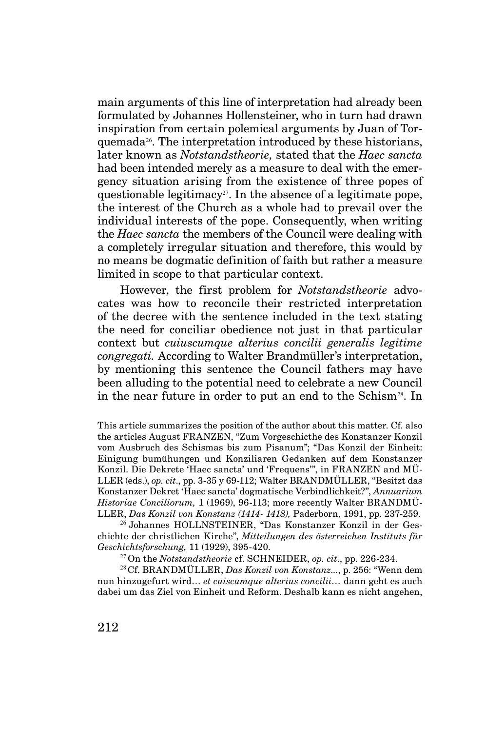main arguments of this line of interpretation had already been formulated by Johannes Hollensteiner, who in turn had drawn inspiration from certain polemical arguments by Juan of Torquemada[26]. The interpretation introduced by these historians, later known as *Notstandstheorie,* stated that the *Haec sancta* had been intended merely as a measure to deal with the emergency situation arising from the existence of three popes of questionable legitimacy[27]. In the absence of a legitimate pope, the interest of the Church as a whole had to prevail over the individual interests of the pope. Consequently, when writing the *Haec sancta* the members of the Council were dealing with a completely irregular situation and therefore, this would by no means be dogmatic definition of faith but rather a measure limited in scope to that particular context.

However, the first problem for *Notstandstheorie* advocates was how to reconcile their restricted interpretation of the decree with the sentence included in the text stating the need for conciliar obedience not just in that particular context but *cuiuscumque alterius concilii generalis legitime congregati.* According to Walter Brandmüller's interpretation, by mentioning this sentence the Council fathers may have been alluding to the potential need to celebrate a new Council in the near future in order to put an end to the Schism[28]. In

This article summarizes the position of the author about this matter. Cf. also the articles August FRANZEN, "Zum Vorgeschicthe des Konstanzer Konzil vom Ausbruch des Schismas bis zum Pisanum"; "Das Konzil der Einheit: Einigung bumühungen und Konziliaren Gedanken auf dem Konstanzer Konzil. Die Dekrete 'Haec sancta' und 'Frequens'", in FRANZEN and MÜLLER (eds.), *op. cit*., pp. 3-35 y 69-112; Walter BRANDMÜLLER, "Besitzt das Konstanzer Dekret 'Haec sancta' dogmatische Verbindlichkeit?", *Annuarium Historiae Conciliorum,* 1 (1969), 96-113; more recently Walter BRANDMÜLLER, *Das Konzil von Konstanz (1414- 1418),* Paderborn, 1991, pp. 237-259.

[26] Johannes HOLLNSTEINER, "Das Konstanzer Konzil in der Geschichte der christlichen Kirche", *Mitteilungen des österreichen Instituts für Geschichtsforschung,* 11 (1929), 395-420.

[27] On the *Notstandstheorie* cf. SCHNEIDER, *op. cit*., pp. 226-234.

[28] Cf. BRANDMÜLLER, *Das Konzil von Konstanz*..., p. 256: "Wenn dem nun hinzugefurt wird… *et cuiscumque alterius concilii*… dann geht es auch dabei um das Ziel von Einheit und Reform. Deshalb kann es nicht angehen,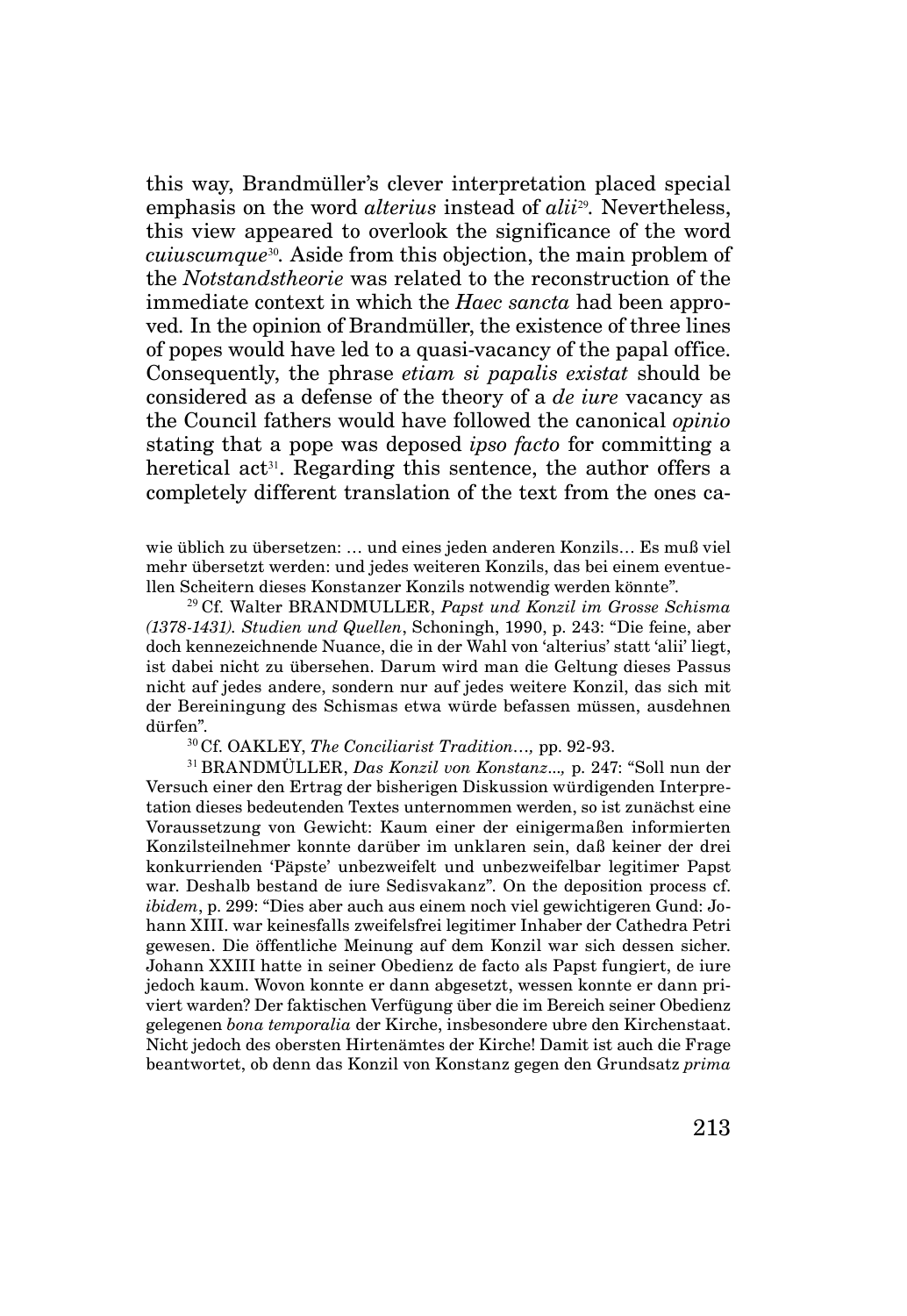this way, Brandmüller's clever interpretation placed special emphasis on the word *alterius* instead of *alii*[29]. Nevertheless, this view appeared to overlook the significance of the word *cuiuscumque*[30]. Aside from this objection, the main problem of the *Notstandstheorie* was related to the reconstruction of the immediate context in which the *Haec sancta* had been approved. In the opinion of Brandmüller, the existence of three lines of popes would have led to a quasi-vacancy of the papal office. Consequently, the phrase *etiam si papalis existat* should be considered as a defense of the theory of a *de iure* vacancy as the Council fathers would have followed the canonical *opinio* stating that a pope was deposed *ipso facto* for committing a heretical act[31]. Regarding this sentence, the author offers a completely different translation of the text from the ones ca-

wie üblich zu übersetzen: … und eines jeden anderen Konzils… Es muß viel mehr übersetzt werden: und jedes weiteren Konzils, das bei einem eventuellen Scheitern dieses Konstanzer Konzils notwendig werden könnte".

[29] Cf. Walter BRANDMULLER, *Papst und Konzil im Grosse Schisma (1378-1431). Studien und Quellen*, Schoningh, 1990, p. 243: "Die feine, aber doch kennezeichnende Nuance, die in der Wahl von 'alterius' statt 'alii' liegt, ist dabei nicht zu übersehen. Darum wird man die Geltung dieses Passus nicht auf jedes andere, sondern nur auf jedes weitere Konzil, das sich mit der Bereiningung des Schismas etwa würde befassen müssen, ausdehnen dürfen".

[30] Cf. OAKLEY, *The Conciliarist Tradition…,* pp. 92-93.

[31] BRANDMÜLLER, *Das Konzil von Konstanz...,* p. 247: "Soll nun der Versuch einer den Ertrag der bisherigen Diskussion würdigenden Interpretation dieses bedeutenden Textes unternommen werden, so ist zunächst eine Voraussetzung von Gewicht: Kaum einer der einigermaßen informierten Konzilsteilnehmer konnte darüber im unklaren sein, daß keiner der drei konkurrienden 'Päpste' unbezweifelt und unbezweifelbar legitimer Papst war. Deshalb bestand de iure Sedisvakanz". On the deposition process cf. *ibidem*, p. 299: "Dies aber auch aus einem noch viel gewichtigeren Gund: Johann XIII. war keinesfalls zweifelsfrei legitimer Inhaber der Cathedra Petri gewesen. Die öffentliche Meinung auf dem Konzil war sich dessen sicher. Johann XXIII hatte in seiner Obedienz de facto als Papst fungiert, de iure jedoch kaum. Wovon konnte er dann abgesetzt, wessen konnte er dann priviert warden? Der faktischen Verfügung über die im Bereich seiner Obedienz gelegenen *bona temporalia* der Kirche, insbesondere ubre den Kirchenstaat. Nicht jedoch des obersten Hirtenämtes der Kirche! Damit ist auch die Frage beantwortet, ob denn das Konzil von Konstanz gegen den Grundsatz *prima*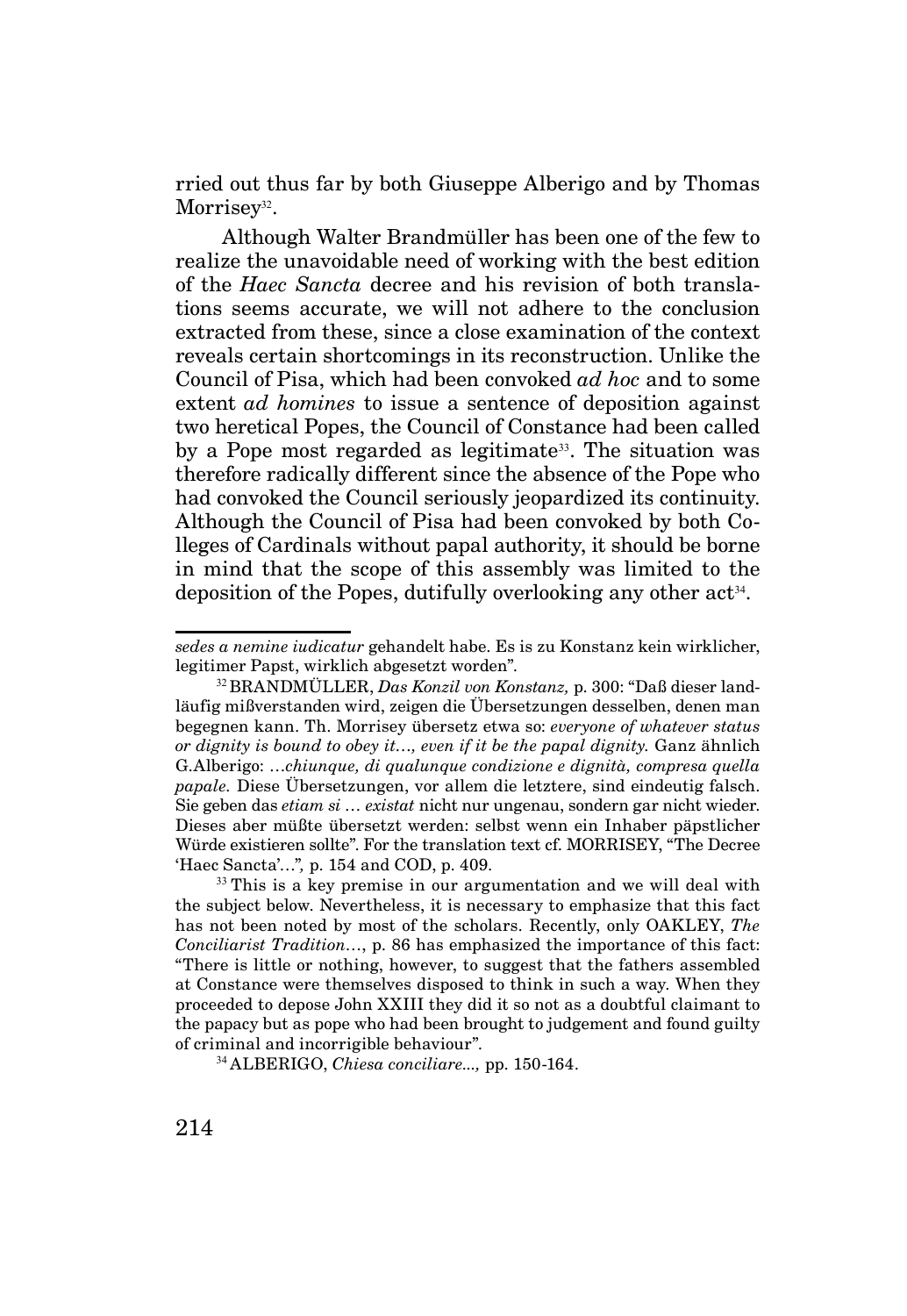rried out thus far by both Giuseppe Alberigo and by Thomas Morrisey[32].

Although Walter Brandmüller has been one of the few to realize the unavoidable need of working with the best edition of the *Haec Sancta* decree and his revision of both translations seems accurate, we will not adhere to the conclusion extracted from these, since a close examination of the context reveals certain shortcomings in its reconstruction. Unlike the Council of Pisa, which had been convoked *ad hoc* and to some extent *ad homines* to issue a sentence of deposition against two heretical Popes, the Council of Constance had been called by a Pope most regarded as legitimate[33]. The situation was therefore radically different since the absence of the Pope who had convoked the Council seriously jeopardized its continuity. Although the Council of Pisa had been convoked by both Colleges of Cardinals without papal authority, it should be borne in mind that the scope of this assembly was limited to the deposition of the Popes, dutifully overlooking any other act[34].

---

*sedes a nemine iudicatur* gehandelt habe. Es is zu Konstanz kein wirklicher, legitimer Papst, wirklich abgesetzt worden".

[32] BRANDMÜLLER, *Das Konzil von Konstanz,* p. 300: "Daß dieser landläufig mißverstanden wird, zeigen die Übersetzungen desselben, denen man begegnen kann. Th. Morrisey übersetz etwa so: *everyone of whatever status or dignity is bound to obey it…, even if it be the papal dignity.* Ganz ähnlich G.Alberigo: *…chiunque, di qualunque condizione e dignità, compresa quella papale.* Diese Übersetzungen, vor allem die letztere, sind eindeutig falsch. Sie geben das *etiam si … existat* nicht nur ungenau, sondern gar nicht wieder. Dieses aber müßte übersetzt werden: selbst wenn ein Inhaber päpstlicher Würde existieren sollte". For the translation text cf. MORRISEY, "The Decree 'Haec Sancta'…", p. 154 and COD, p. 409.

[33] This is a key premise in our argumentation and we will deal with the subject below. Nevertheless, it is necessary to emphasize that this fact has not been noted by most of the scholars. Recently, only OAKLEY, *The Conciliarist Tradition…*, p. 86 has emphasized the importance of this fact: "There is little or nothing, however, to suggest that the fathers assembled at Constance were themselves disposed to think in such a way. When they proceeded to depose John XXIII they did it so not as a doubtful claimant to the papacy but as pope who had been brought to judgement and found guilty of criminal and incorrigible behaviour".

[34] ALBERIGO, *Chiesa conciliare...,* pp. 150-164.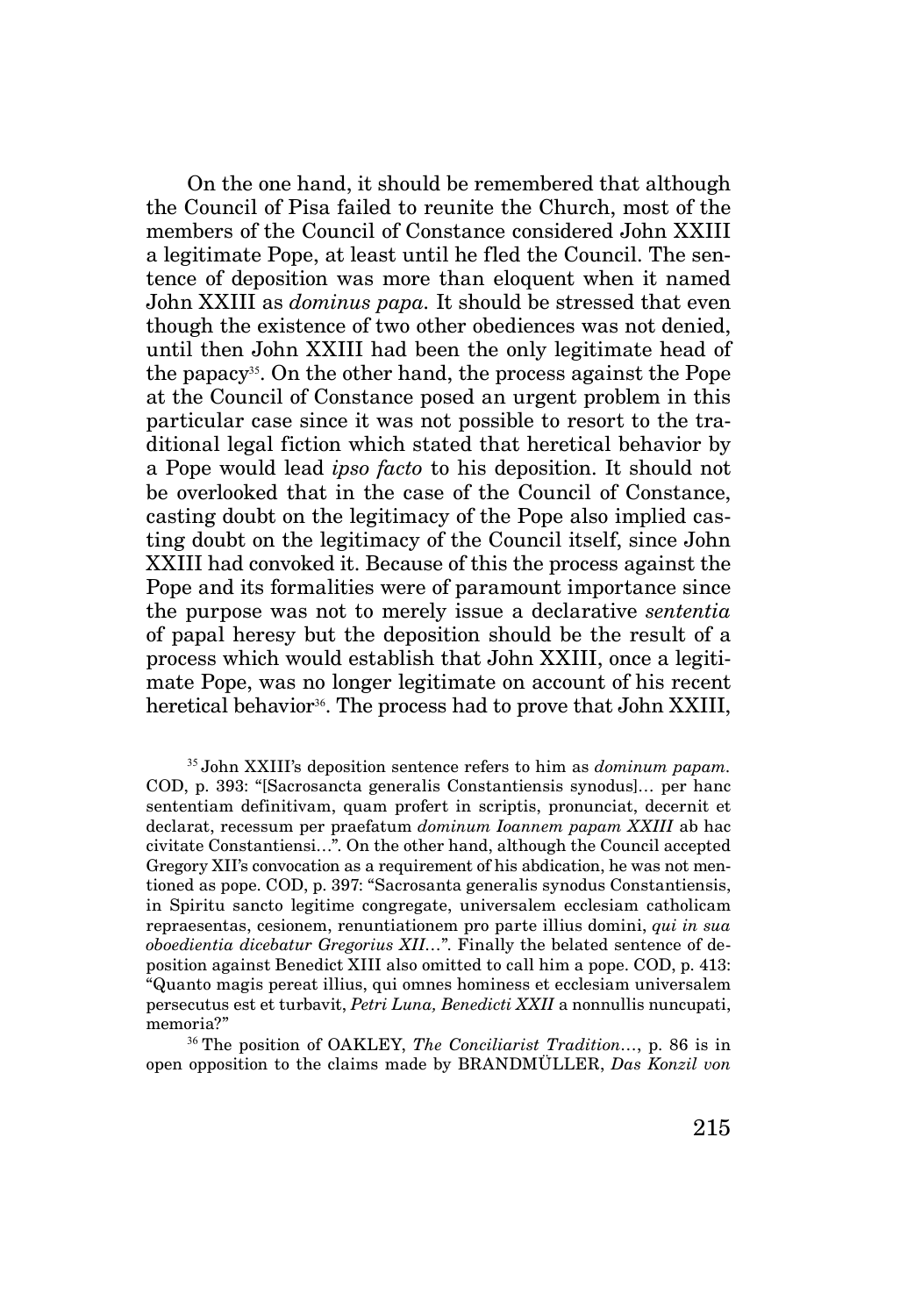On the one hand, it should be remembered that although the Council of Pisa failed to reunite the Church, most of the members of the Council of Constance considered John XXIII a legitimate Pope, at least until he fled the Council. The sentence of deposition was more than eloquent when it named John XXIII as *dominus papa*. It should be stressed that even though the existence of two other obediences was not denied, until then John XXIII had been the only legitimate head of the papacy[35]. On the other hand, the process against the Pope at the Council of Constance posed an urgent problem in this particular case since it was not possible to resort to the traditional legal fiction which stated that heretical behavior by a Pope would lead *ipso facto* to his deposition. It should not be overlooked that in the case of the Council of Constance, casting doubt on the legitimacy of the Pope also implied casting doubt on the legitimacy of the Council itself, since John XXIII had convoked it. Because of this the process against the Pope and its formalities were of paramount importance since the purpose was not to merely issue a declarative *sententia* of papal heresy but the deposition should be the result of a process which would establish that John XXIII, once a legitimate Pope, was no longer legitimate on account of his recent heretical behavior[36]. The process had to prove that John XXIII,

[35] John XXIII's deposition sentence refers to him as *dominum papam*. COD, p. 393: "[Sacrosancta generalis Constantiensis synodus]… per hanc sententiam definitivam, quam profert in scriptis, pronunciat, decernit et declarat, recessum per praefatum *dominum Ioannem papam XXIII* ab hac civitate Constantiensi…". On the other hand, although the Council accepted Gregory XII's convocation as a requirement of his abdication, he was not mentioned as pope. COD, p. 397: "Sacrosanta generalis synodus Constantiensis, in Spiritu sancto legitime congregate, universalem ecclesiam catholicam repraesentas, cesionem, renuntiationem pro parte illius domini, *qui in sua oboedientia dicebatur Gregorius XII*…". Finally the belated sentence of deposition against Benedict XIII also omitted to call him a pope. COD, p. 413: "Quanto magis pereat illius, qui omnes hominess et ecclesiam universalem persecutus est et turbavit, *Petri Luna, Benedicti XXII* a nonnullis nuncupati, memoria?"

[36] The position of OAKLEY, *The Conciliarist Tradition*…, p. 86 is in open opposition to the claims made by BRANDMÜLLER, *Das Konzil von*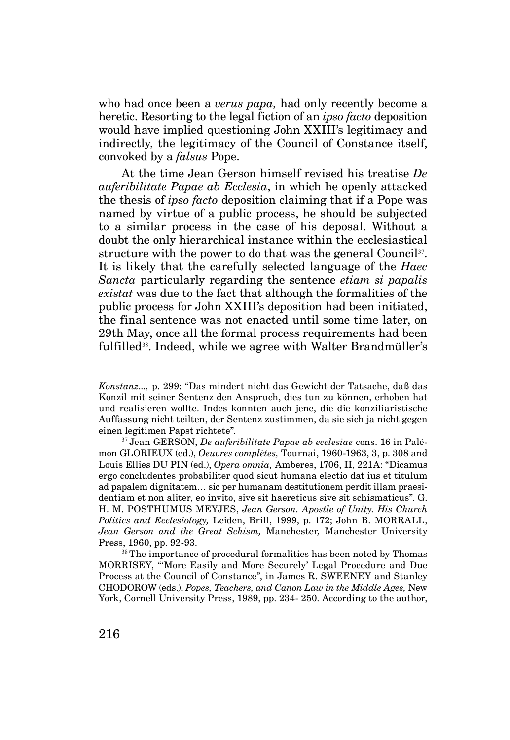who had once been a *verus papa,* had only recently become a heretic. Resorting to the legal fiction of an *ipso facto* deposition would have implied questioning John XXIII's legitimacy and indirectly, the legitimacy of the Council of Constance itself, convoked by a *falsus* Pope.

At the time Jean Gerson himself revised his treatise *De auferibilitate Papae ab Ecclesia*, in which he openly attacked the thesis of *ipso facto* deposition claiming that if a Pope was named by virtue of a public process, he should be subjected to a similar process in the case of his deposal. Without a doubt the only hierarchical instance within the ecclesiastical structure with the power to do that was the general Council[37]. It is likely that the carefully selected language of the *Haec Sancta* particularly regarding the sentence *etiam si papalis existat* was due to the fact that although the formalities of the public process for John XXIII's deposition had been initiated, the final sentence was not enacted until some time later, on 29th May, once all the formal process requirements had been fulfilled[38]. Indeed, while we agree with Walter Brandmüller's

*Konstanz...,* p. 299: "Das mindert nicht das Gewicht der Tatsache, daß das Konzil mit seiner Sentenz den Anspruch, dies tun zu können, erhoben hat und realisieren wollte. Indes konnten auch jene, die die konziliaristische Auffassung nicht teilten, der Sentenz zustimmen, da sie sich ja nicht gegen einen legitimen Papst richtete".

[37] Jean GERSON, *De auferibilitate Papae ab ecclesiae* cons. 16 in Palémon GLORIEUX (ed.), *Oeuvres complètes,* Tournai, 1960-1963, 3, p. 308 and Louis Ellies DU PIN (ed.), *Opera omnia,* Amberes, 1706, II, 221A: "Dicamus ergo concludentes probabiliter quod sicut humana electio dat ius et titulum ad papalem dignitatem… sic per humanam destitutionem perdit illam praesidentiam et non aliter, eo invito, sive sit haereticus sive sit schismaticus". G. H. M. POSTHUMUS MEYJES, *Jean Gerson. Apostle of Unity. His Church Politics and Ecclesiology,* Leiden, Brill, 1999, p. 172; John B. MORRALL, *Jean Gerson and the Great Schism,* Manchester*,* Manchester University Press, 1960, pp. 92-93.

[38] The importance of procedural formalities has been noted by Thomas MORRISEY, "'More Easily and More Securely' Legal Procedure and Due Process at the Council of Constance", in James R. SWEENEY and Stanley CHODOROW (eds.), *Popes, Teachers, and Canon Law in the Middle Ages,* New York, Cornell University Press, 1989, pp. 234- 250. According to the author,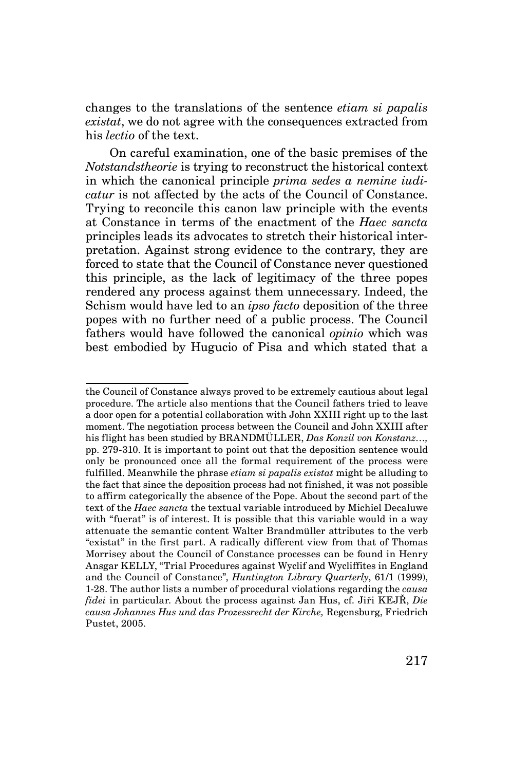changes to the translations of the sentence *etiam si papalis existat*, we do not agree with the consequences extracted from his *lectio* of the text.

On careful examination, one of the basic premises of the *Notstandstheorie* is trying to reconstruct the historical context in which the canonical principle *prima sedes a nemine iudicatur* is not affected by the acts of the Council of Constance. Trying to reconcile this canon law principle with the events at Constance in terms of the enactment of the *Haec sancta* principles leads its advocates to stretch their historical interpretation. Against strong evidence to the contrary, they are forced to state that the Council of Constance never questioned this principle, as the lack of legitimacy of the three popes rendered any process against them unnecessary. Indeed, the Schism would have led to an *ipso facto* deposition of the three popes with no further need of a public process. The Council fathers would have followed the canonical *opinio* which was best embodied by Hugucio of Pisa and which stated that a

---

the Council of Constance always proved to be extremely cautious about legal procedure. The article also mentions that the Council fathers tried to leave a door open for a potential collaboration with John XXIII right up to the last moment. The negotiation process between the Council and John XXIII after his flight has been studied by BRANDMÜLLER, *Das Konzil von Konstanz…,* pp. 279-310. It is important to point out that the deposition sentence would only be pronounced once all the formal requirement of the process were fulfilled. Meanwhile the phrase *etiam si papalis existat* might be alluding to the fact that since the deposition process had not finished, it was not possible to affirm categorically the absence of the Pope. About the second part of the text of the *Haec sancta* the textual variable introduced by Michiel Decaluwe with "fuerat" is of interest. It is possible that this variable would in a way attenuate the semantic content Walter Brandmüller attributes to the verb "existat" in the first part. A radically different view from that of Thomas Morrisey about the Council of Constance processes can be found in Henry Ansgar KELLY, "Trial Procedures against Wyclif and Wycliffites in England and the Council of Constance", *Huntington Library Quarterly*, 61/1 (1999), 1-28. The author lists a number of procedural violations regarding the *causa fidei* in particular. About the process against Jan Hus, cf. Jiři KEJŘ, *Die causa Johannes Hus und das Prozessrecht der Kirche,* Regensburg, Friedrich Pustet, 2005.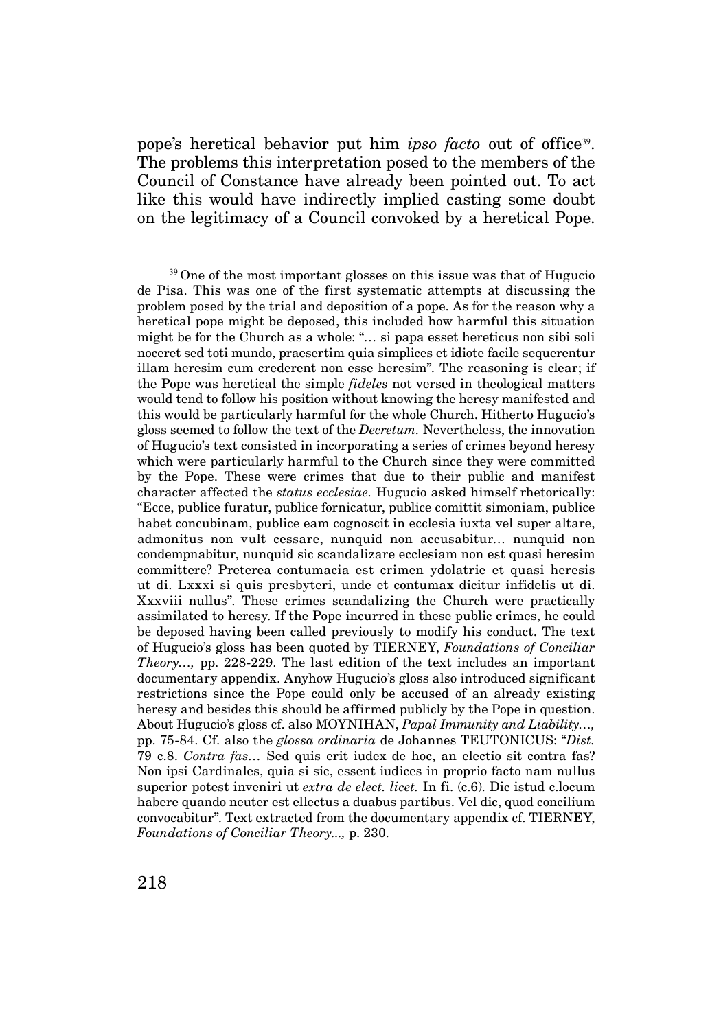pope's heretical behavior put him *ipso facto* out of office[39]. The problems this interpretation posed to the members of the Council of Constance have already been pointed out. To act like this would have indirectly implied casting some doubt on the legitimacy of a Council convoked by a heretical Pope.

[39] One of the most important glosses on this issue was that of Hugucio de Pisa. This was one of the first systematic attempts at discussing the problem posed by the trial and deposition of a pope. As for the reason why a heretical pope might be deposed, this included how harmful this situation might be for the Church as a whole: "… si papa esset hereticus non sibi soli noceret sed toti mundo, praesertim quia simplices et idiote facile sequerentur illam heresim cum crederent non esse heresim". The reasoning is clear; if the Pope was heretical the simple *fideles* not versed in theological matters would tend to follow his position without knowing the heresy manifested and this would be particularly harmful for the whole Church. Hitherto Hugucio's gloss seemed to follow the text of the *Decretum*. Nevertheless, the innovation of Hugucio's text consisted in incorporating a series of crimes beyond heresy which were particularly harmful to the Church since they were committed by the Pope. These were crimes that due to their public and manifest character affected the *status ecclesiae*. Hugucio asked himself rhetorically: "Ecce, publice furatur, publice fornicatur, publice comittit simoniam, publice habet concubinam, publice eam cognoscit in ecclesia iuxta vel super altare, admonitus non vult cessare, nunquid non accusabitur… nunquid non condempnabitur, nunquid sic scandalizare ecclesiam non est quasi heresim committere? Preterea contumacia est crimen ydolatrie et quasi heresis ut di. Lxxxi si quis presbyteri, unde et contumax dicitur infidelis ut di. Xxxviii nullus". These crimes scandalizing the Church were practically assimilated to heresy. If the Pope incurred in these public crimes, he could be deposed having been called previously to modify his conduct. The text of Hugucio's gloss has been quoted by TIERNEY, *Foundations of Conciliar Theory…,* pp. 228-229. The last edition of the text includes an important documentary appendix. Anyhow Hugucio's gloss also introduced significant restrictions since the Pope could only be accused of an already existing heresy and besides this should be affirmed publicly by the Pope in question. About Hugucio's gloss cf. also MOYNIHAN, *Papal Immunity and Liability…,* pp. 75-84. Cf. also the *glossa ordinaria* de Johannes TEUTONICUS: "*Dist.* 79 c.8. *Contra fas…* Sed quis erit iudex de hoc, an electio sit contra fas? Non ipsi Cardinales, quia si sic, essent iudices in proprio facto nam nullus superior potest inveniri ut *extra de elect. licet.* In fi. (c.6). Dic istud c.locum habere quando neuter est ellectus a duabus partibus. Vel dic, quod concilium convocabitur". Text extracted from the documentary appendix cf. TIERNEY, *Foundations of Conciliar Theory...,* p. 230.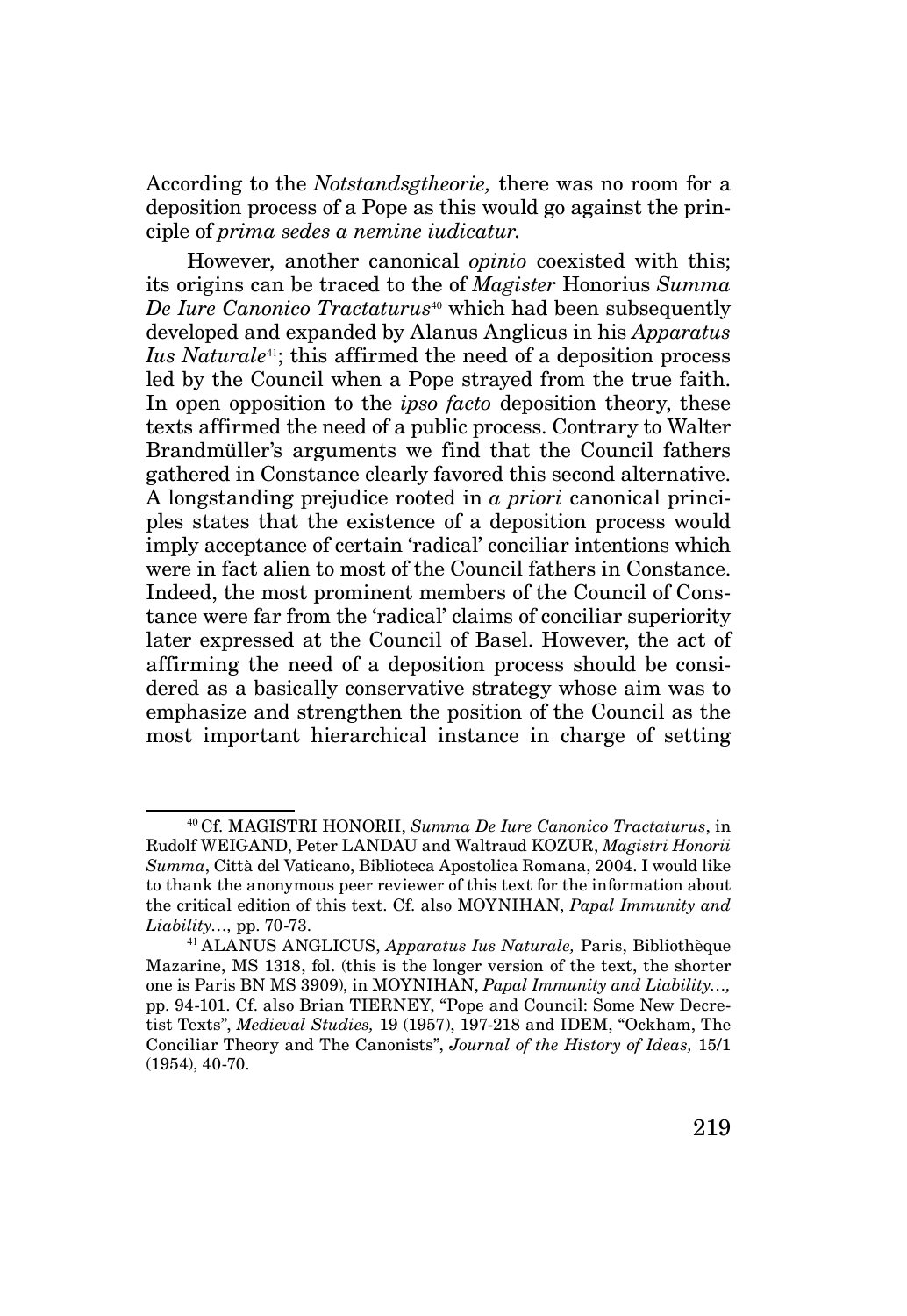According to the *Notstandsgtheorie,* there was no room for a deposition process of a Pope as this would go against the principle of *prima sedes a nemine iudicatur.*

However, another canonical *opinio* coexisted with this; its origins can be traced to the of *Magister* Honorius *Summa De Iure Canonico Tractaturus*[40] which had been subsequently developed and expanded by Alanus Anglicus in his *Apparatus Ius Naturale*[41]; this affirmed the need of a deposition process led by the Council when a Pope strayed from the true faith. In open opposition to the *ipso facto* deposition theory, these texts affirmed the need of a public process. Contrary to Walter Brandmüller's arguments we find that the Council fathers gathered in Constance clearly favored this second alternative. A longstanding prejudice rooted in *a priori* canonical principles states that the existence of a deposition process would imply acceptance of certain 'radical' conciliar intentions which were in fact alien to most of the Council fathers in Constance. Indeed, the most prominent members of the Council of Constance were far from the 'radical' claims of conciliar superiority later expressed at the Council of Basel. However, the act of affirming the need of a deposition process should be considered as a basically conservative strategy whose aim was to emphasize and strengthen the position of the Council as the most important hierarchical instance in charge of setting

---

[40] Cf. MAGISTRI HONORII, *Summa De Iure Canonico Tractaturus*, in Rudolf WEIGAND, Peter LANDAU and Waltraud KOZUR, *Magistri Honorii Summa*, Città del Vaticano, Biblioteca Apostolica Romana, 2004. I would like to thank the anonymous peer reviewer of this text for the information about the critical edition of this text. Cf. also MOYNIHAN, *Papal Immunity and Liability…,* pp. 70-73.

[41] ALANUS ANGLICUS, *Apparatus Ius Naturale,* Paris, Bibliothèque Mazarine, MS 1318, fol. (this is the longer version of the text, the shorter one is Paris BN MS 3909), in MOYNIHAN, *Papal Immunity and Liability…,* pp. 94-101. Cf. also Brian TIERNEY, "Pope and Council: Some New Decretist Texts", *Medieval Studies,* 19 (1957), 197-218 and IDEM, "Ockham, The Conciliar Theory and The Canonists", *Journal of the History of Ideas,* 15/1 (1954), 40-70.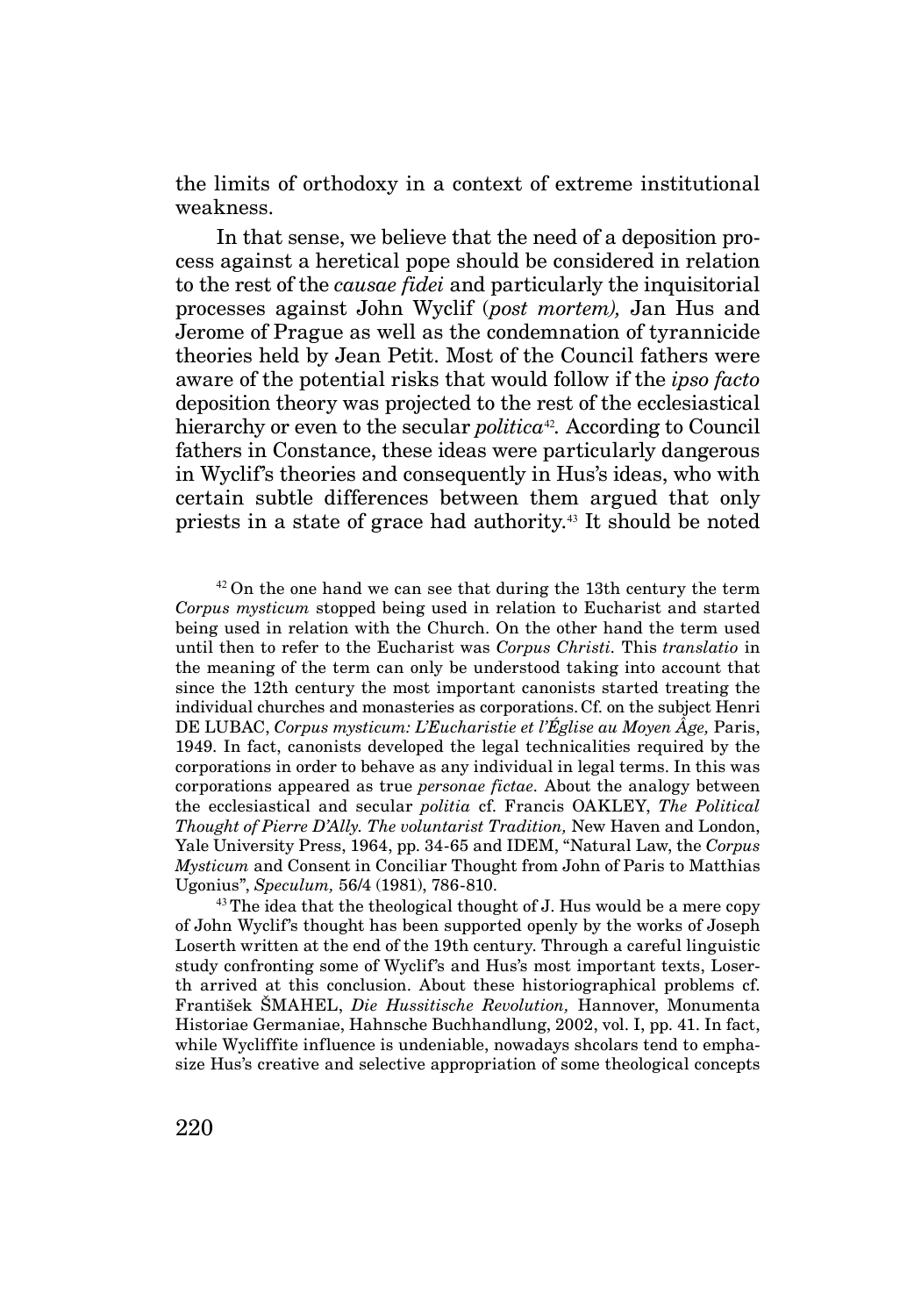the limits of orthodoxy in a context of extreme institutional weakness.

In that sense, we believe that the need of a deposition process against a heretical pope should be considered in relation to the rest of the *causae fidei* and particularly the inquisitorial processes against John Wyclif (*post mortem),* Jan Hus and Jerome of Prague as well as the condemnation of tyrannicide theories held by Jean Petit. Most of the Council fathers were aware of the potential risks that would follow if the *ipso facto* deposition theory was projected to the rest of the ecclesiastical hierarchy or even to the secular *politica*[42]. According to Council fathers in Constance, these ideas were particularly dangerous in Wyclif's theories and consequently in Hus's ideas, who with certain subtle differences between them argued that only priests in a state of grace had authority.[43] It should be noted

[42] On the one hand we can see that during the 13th century the term *Corpus mysticum* stopped being used in relation to Eucharist and started being used in relation with the Church. On the other hand the term used until then to refer to the Eucharist was *Corpus Christi*. This *translatio* in the meaning of the term can only be understood taking into account that since the 12th century the most important canonists started treating the individual churches and monasteries as corporations. Cf. on the subject Henri DE LUBAC, *Corpus mysticum: L'Eucharistie et l'Église au Moyen Âge,* Paris, 1949. In fact, canonists developed the legal technicalities required by the corporations in order to behave as any individual in legal terms. In this was corporations appeared as true *personae fictae*. About the analogy between the ecclesiastical and secular *politia* cf. Francis OAKLEY, *The Political Thought of Pierre D'Ally. The voluntarist Tradition,* New Haven and London, Yale University Press, 1964, pp. 34-65 and IDEM, "Natural Law, the *Corpus Mysticum* and Consent in Conciliar Thought from John of Paris to Matthias Ugonius", *Speculum,* 56/4 (1981), 786-810.

[43] The idea that the theological thought of J. Hus would be a mere copy of John Wyclif's thought has been supported openly by the works of Joseph Loserth written at the end of the 19th century. Through a careful linguistic study confronting some of Wyclif's and Hus's most important texts, Loserth arrived at this conclusion. About these historiographical problems cf. František ŠMAHEL, *Die Hussitische Revolution,* Hannover, Monumenta Historiae Germaniae, Hahnsche Buchhandlung, 2002, vol. I, pp. 41. In fact, while Wycliffite influence is undeniable, nowadays shcolars tend to emphasize Hus's creative and selective appropriation of some theological concepts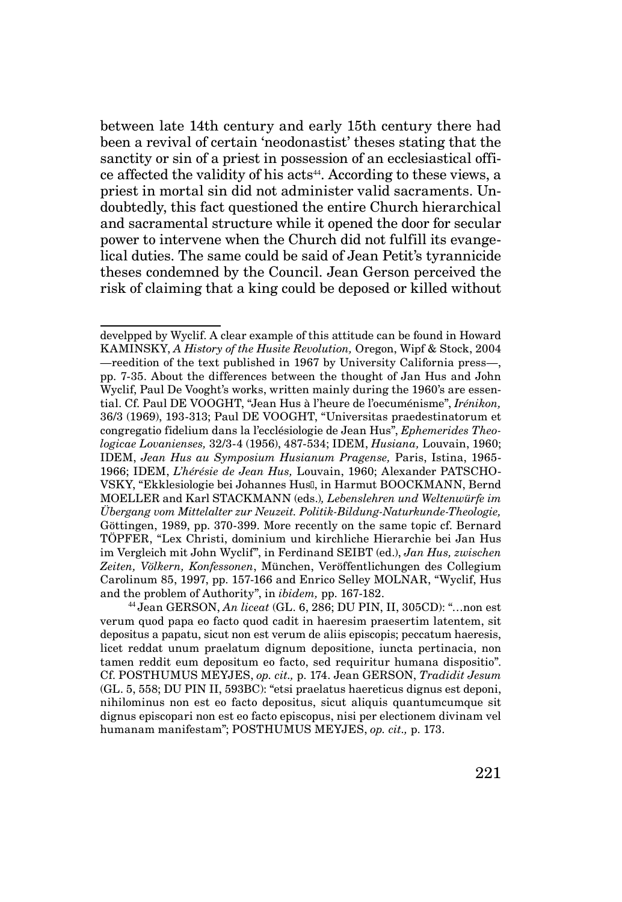between late 14th century and early 15th century there had been a revival of certain 'neodonastist' theses stating that the sanctity or sin of a priest in possession of an ecclesiastical office affected the validity of his acts[44]. According to these views, a priest in mortal sin did not administer valid sacraments. Undoubtedly, this fact questioned the entire Church hierarchical and sacramental structure while it opened the door for secular power to intervene when the Church did not fulfill its evangelical duties. The same could be said of Jean Petit's tyrannicide theses condemned by the Council. Jean Gerson perceived the risk of claiming that a king could be deposed or killed without

---

develpped by Wyclif. A clear example of this attitude can be found in Howard KAMINSKY, *A History of the Husite Revolution,* Oregon, Wipf & Stock, 2004 —reedition of the text published in 1967 by University California press—, pp. 7-35. About the differences between the thought of Jan Hus and John Wyclif, Paul De Vooght's works, written mainly during the 1960's are essential. Cf. Paul DE VOOGHT, "Jean Hus à l'heure de l'oecuménisme", *Irénikon,* 36/3 (1969), 193-313; Paul DE VOOGHT, "Universitas praedestinatorum et congregatio fidelium dans la l'ecclésiologie de Jean Hus", *Ephemerides Theologicae Lovanienses,* 32/3-4 (1956), 487-534; IDEM, *Husiana,* Louvain, 1960; IDEM, *Jean Hus au Symposium Husianum Pragense,* Paris, Istina, 1965-1966; IDEM, *L'hérésie de Jean Hus,* Louvain, 1960; Alexander PATSCHOVSKY, "Ekklesiologie bei Johannes Hus", in Harmut BOOCKMANN, Bernd MOELLER and Karl STACKMANN (eds.)*, Lebenslehren und Weltenwürfe im Übergang vom Mittelalter zur Neuzeit. Politik-Bildung-Naturkunde-Theologie,* Göttingen, 1989, pp. 370-399. More recently on the same topic cf. Bernard TÖPFER, "Lex Christi, dominium und kirchliche Hierarchie bei Jan Hus im Vergleich mit John Wyclif", in Ferdinand SEIBT (ed.), *Jan Hus, zwischen Zeiten, Völkern, Konfessonen*, München, Veröffentlichungen des Collegium Carolinum 85, 1997, pp. 157-166 and Enrico Selley MOLNAR, "Wyclif, Hus and the problem of Authority", in *ibidem,* pp. 167-182.

[44] Jean GERSON, *An liceat* (GL. 6, 286; DU PIN, II, 305CD): "…non est verum quod papa eo facto quod cadit in haeresim praesertim latentem, sit depositus a papatu, sicut non est verum de aliis episcopis; peccatum haeresis, licet reddat unum praelatum dignum depositione, iuncta pertinacia, non tamen reddit eum depositum eo facto, sed requiritur humana dispositio". Cf. POSTHUMUS MEYJES, *op. cit.,* p. 174. Jean GERSON, *Tradidit Jesum* (GL. 5, 558; DU PIN II, 593BC): "etsi praelatus haereticus dignus est deponi, nihilominus non est eo facto depositus, sicut aliquis quantumcumque sit dignus episcopari non est eo facto episcopus, nisi per electionem divinam vel humanam manifestam"; POSTHUMUS MEYJES, *op. cit.,* p. 173.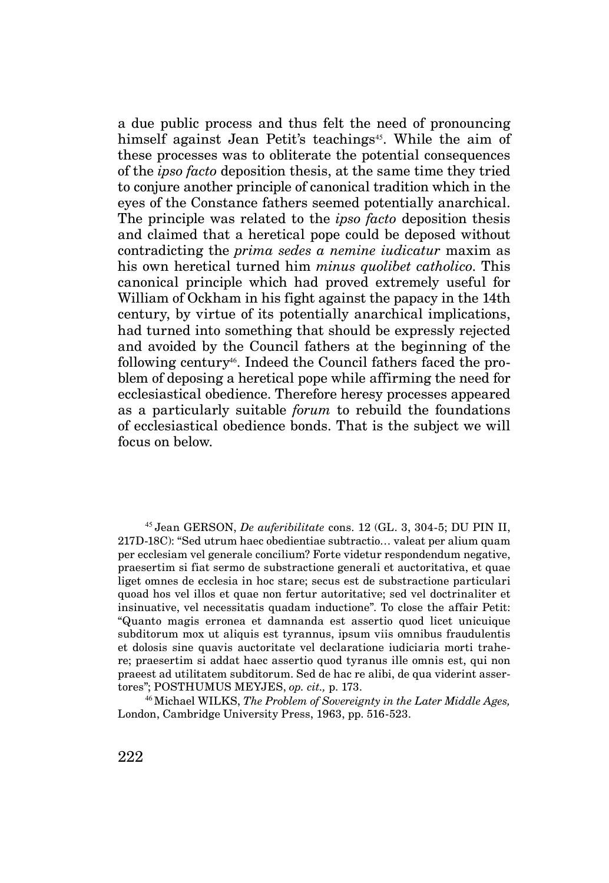a due public process and thus felt the need of pronouncing himself against Jean Petit's teachings[45]. While the aim of these processes was to obliterate the potential consequences of the *ipso facto* deposition thesis, at the same time they tried to conjure another principle of canonical tradition which in the eyes of the Constance fathers seemed potentially anarchical. The principle was related to the *ipso facto* deposition thesis and claimed that a heretical pope could be deposed without contradicting the *prima sedes a nemine iudicatur* maxim as his own heretical turned him *minus quolibet catholico*. This canonical principle which had proved extremely useful for William of Ockham in his fight against the papacy in the 14th century, by virtue of its potentially anarchical implications, had turned into something that should be expressly rejected and avoided by the Council fathers at the beginning of the following century[46]. Indeed the Council fathers faced the problem of deposing a heretical pope while affirming the need for ecclesiastical obedience. Therefore heresy processes appeared as a particularly suitable *forum* to rebuild the foundations of ecclesiastical obedience bonds. That is the subject we will focus on below.

[45] Jean GERSON, *De auferibilitate* cons. 12 (GL. 3, 304-5; DU PIN II, 217D-18C): "Sed utrum haec obedientiae subtractio… valeat per alium quam per ecclesiam vel generale concilium? Forte videtur respondendum negative, praesertim si fiat sermo de substractione generali et auctoritativa, et quae liget omnes de ecclesia in hoc stare; secus est de substractione particulari quoad hos vel illos et quae non fertur autoritative; sed vel doctrinaliter et insinuative, vel necessitatis quadam inductione". To close the affair Petit: "Quanto magis erronea et damnanda est assertio quod licet unicuique subditorum mox ut aliquis est tyrannus, ipsum viis omnibus fraudulentis et dolosis sine quavis auctoritate vel declaratione iudiciaria morti trahere; praesertim si addat haec assertio quod tyranus ille omnis est, qui non praeest ad utilitatem subditorum. Sed de hac re alibi, de qua viderint assertores"; POSTHUMUS MEYJES, *op. cit.,* p. 173.

[46] Michael WILKS, *The Problem of Sovereignty in the Later Middle Ages,* London, Cambridge University Press, 1963, pp. 516-523.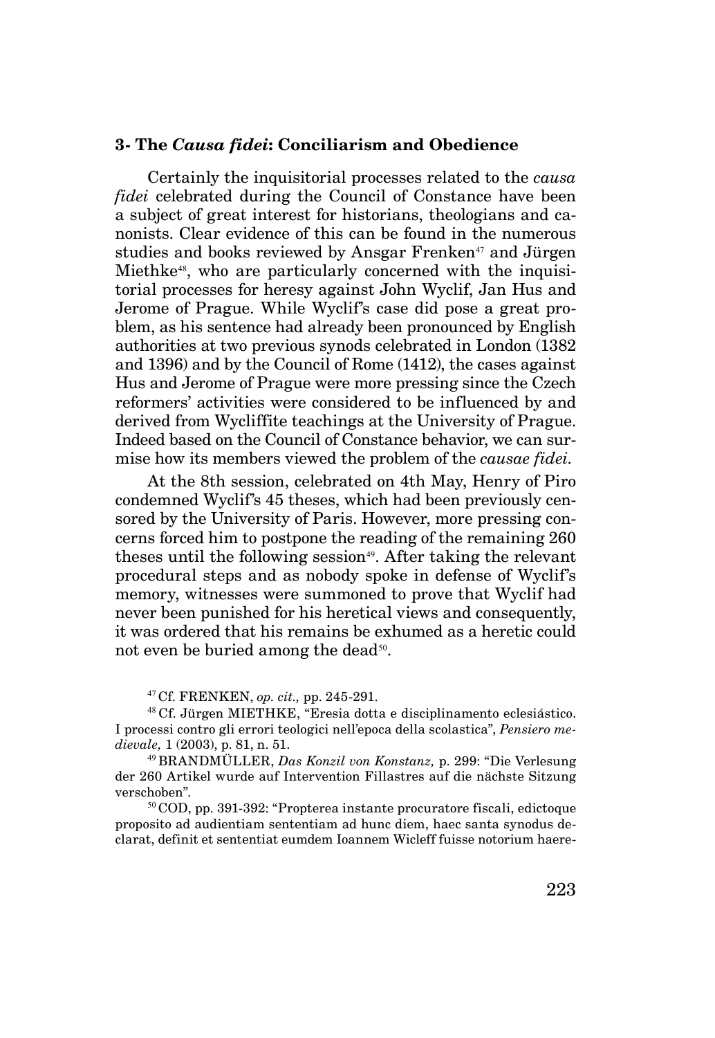### 3- The *Causa fidei*: Conciliarism and Obedience

Certainly the inquisitorial processes related to the *causa fidei* celebrated during the Council of Constance have been a subject of great interest for historians, theologians and canonists. Clear evidence of this can be found in the numerous studies and books reviewed by Ansgar Frenken[47] and Jürgen Miethke[48], who are particularly concerned with the inquisitorial processes for heresy against John Wyclif, Jan Hus and Jerome of Prague. While Wyclif's case did pose a great problem, as his sentence had already been pronounced by English authorities at two previous synods celebrated in London (1382 and 1396) and by the Council of Rome (1412), the cases against Hus and Jerome of Prague were more pressing since the Czech reformers' activities were considered to be influenced by and derived from Wycliffite teachings at the University of Prague. Indeed based on the Council of Constance behavior, we can surmise how its members viewed the problem of the *causae fidei*.

At the 8th session, celebrated on 4th May, Henry of Piro condemned Wyclif's 45 theses, which had been previously censored by the University of Paris. However, more pressing concerns forced him to postpone the reading of the remaining 260 theses until the following session[49]. After taking the relevant procedural steps and as nobody spoke in defense of Wyclif's memory, witnesses were summoned to prove that Wyclif had never been punished for his heretical views and consequently, it was ordered that his remains be exhumed as a heretic could not even be buried among the dead[50].

[47] Cf. FRENKEN, *op. cit.,* pp. 245-291.

[48] Cf. Jürgen MIETHKE, "Eresia dotta e disciplinamento eclesiástico. I processi contro gli errori teologici nell'epoca della scolastica", *Pensiero medievale,* 1 (2003), p. 81, n. 51.

[49] BRANDMÜLLER, *Das Konzil von Konstanz,* p. 299: "Die Verlesung der 260 Artikel wurde auf Intervention Fillastres auf die nächste Sitzung verschoben".

[50] COD, pp. 391-392: "Propterea instante procuratore fiscali, edictoque proposito ad audientiam sententiam ad hunc diem, haec santa synodus declarat, definit et sententiat eumdem Ioannem Wicleff fuisse notorium haere-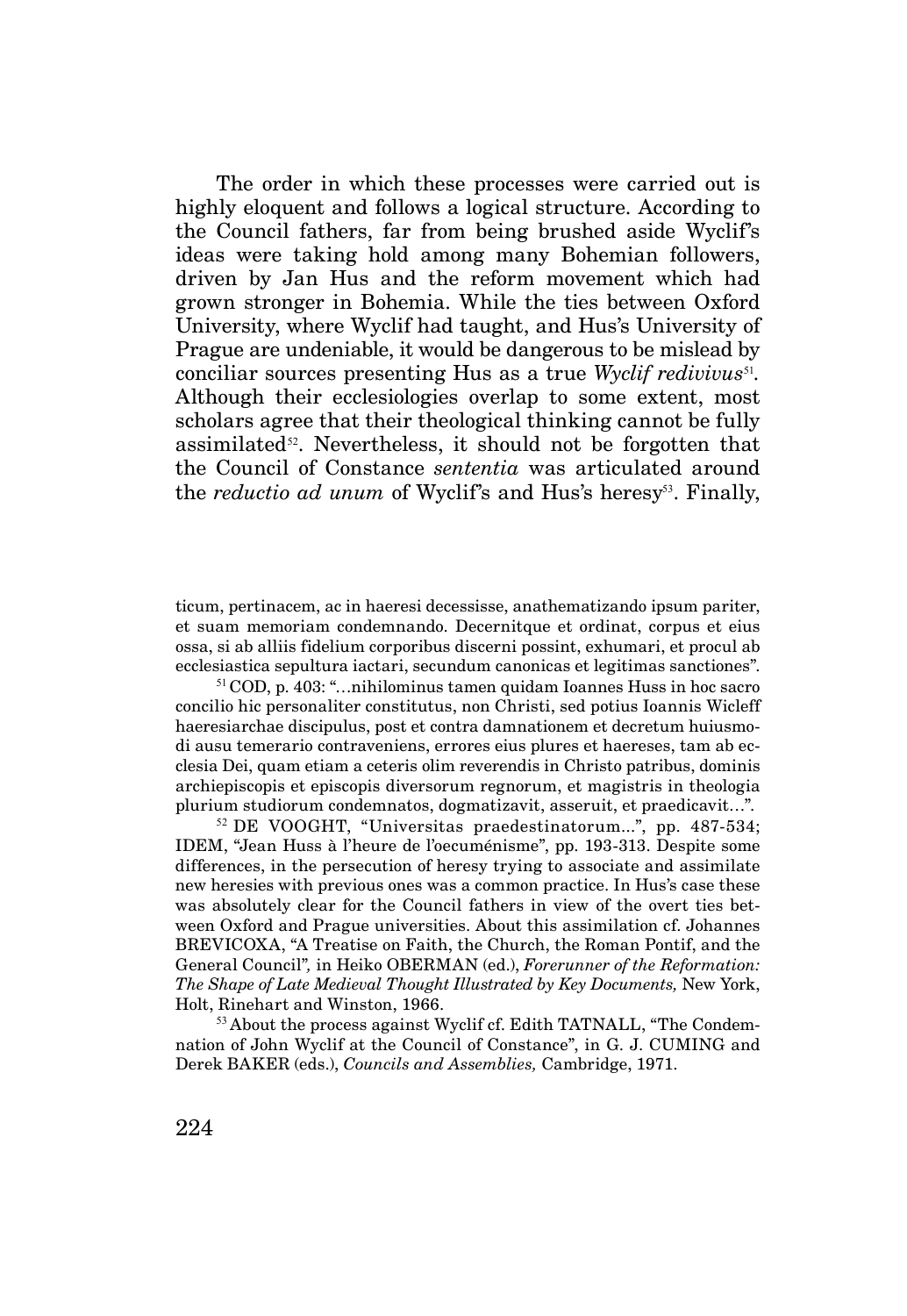The order in which these processes were carried out is highly eloquent and follows a logical structure. According to the Council fathers, far from being brushed aside Wyclif's ideas were taking hold among many Bohemian followers, driven by Jan Hus and the reform movement which had grown stronger in Bohemia. While the ties between Oxford University, where Wyclif had taught, and Hus's University of Prague are undeniable, it would be dangerous to be mislead by conciliar sources presenting Hus as a true *Wyclif redivivus*[51]. Although their ecclesiologies overlap to some extent, most scholars agree that their theological thinking cannot be fully assimilated[52]. Nevertheless, it should not be forgotten that the Council of Constance *sententia* was articulated around the *reductio ad unum* of Wyclif's and Hus's heresy[53]. Finally,

---

ticum, pertinacem, ac in haeresi decessisse, anathematizando ipsum pariter, et suam memoriam condemnando. Decernitque et ordinat, corpus et eius ossa, si ab alliis fidelium corporibus discerni possint, exhumari, et procul ab ecclesiastica sepultura iactari, secundum canonicas et legitimas sanctiones".

[51] COD, p. 403: "…nihilominus tamen quidam Ioannes Huss in hoc sacro concilio hic personaliter constitutus, non Christi, sed potius Ioannis Wicleff haeresiarchae discipulus, post et contra damnationem et decretum huiusmodi ausu temerario contraveniens, errores eius plures et haereses, tam ab ecclesia Dei, quam etiam a ceteris olim reverendis in Christo patribus, dominis archiepiscopis et episcopis diversorum regnorum, et magistris in theologia plurium studiorum condemnatos, dogmatizavit, asseruit, et praedicavit…".

[52] DE VOOGHT, "Universitas praedestinatorum...", pp. 487-534; IDEM, "Jean Huss à l'heure de l'oecuménisme", pp. 193-313. Despite some differences, in the persecution of heresy trying to associate and assimilate new heresies with previous ones was a common practice. In Hus's case these was absolutely clear for the Council fathers in view of the overt ties between Oxford and Prague universities. About this assimilation cf. Johannes BREVICOXA, "A Treatise on Faith, the Church, the Roman Pontif, and the General Council", in Heiko OBERMAN (ed.), *Forerunner of the Reformation: The Shape of Late Medieval Thought Illustrated by Key Documents,* New York, Holt, Rinehart and Winston, 1966.

[53] About the process against Wyclif cf. Edith TATNALL, "The Condemnation of John Wyclif at the Council of Constance", in G. J. CUMING and Derek BAKER (eds.), *Councils and Assemblies,* Cambridge, 1971.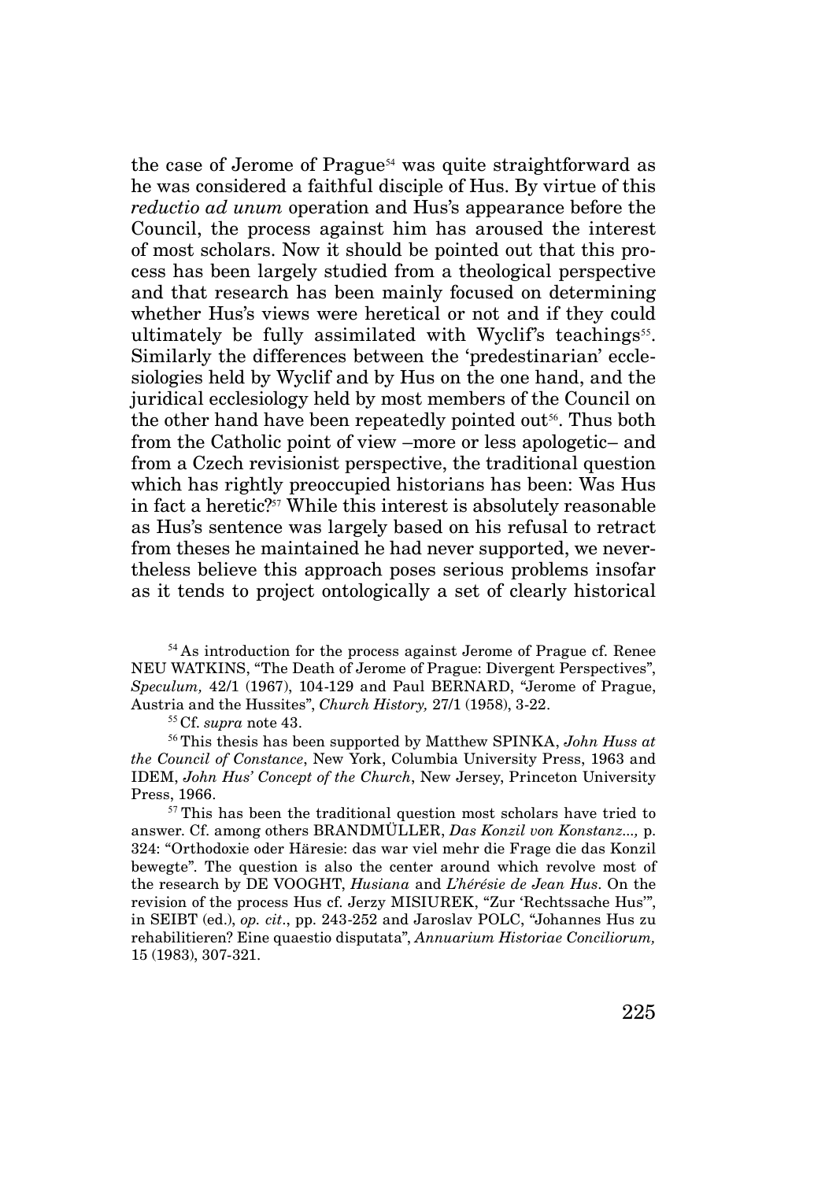the case of Jerome of Prague[54] was quite straightforward as he was considered a faithful disciple of Hus. By virtue of this *reductio ad unum* operation and Hus's appearance before the Council, the process against him has aroused the interest of most scholars. Now it should be pointed out that this process has been largely studied from a theological perspective and that research has been mainly focused on determining whether Hus's views were heretical or not and if they could ultimately be fully assimilated with Wyclif's teachings[55]. Similarly the differences between the 'predestinarian' ecclesiologies held by Wyclif and by Hus on the one hand, and the juridical ecclesiology held by most members of the Council on the other hand have been repeatedly pointed out[56]. Thus both from the Catholic point of view –more or less apologetic– and from a Czech revisionist perspective, the traditional question which has rightly preoccupied historians has been: Was Hus in fact a heretic?[57] While this interest is absolutely reasonable as Hus's sentence was largely based on his refusal to retract from theses he maintained he had never supported, we nevertheless believe this approach poses serious problems insofar as it tends to project ontologically a set of clearly historical

[54] As introduction for the process against Jerome of Prague cf. Renee NEU WATKINS, "The Death of Jerome of Prague: Divergent Perspectives", *Speculum,* 42/1 (1967), 104-129 and Paul BERNARD, "Jerome of Prague, Austria and the Hussites", *Church History,* 27/1 (1958), 3-22.

[55] Cf. *supra* note 43.

[56] This thesis has been supported by Matthew SPINKA, *John Huss at the Council of Constance*, New York, Columbia University Press, 1963 and IDEM, *John Hus' Concept of the Church*, New Jersey, Princeton University Press, 1966.

[57] This has been the traditional question most scholars have tried to answer. Cf. among others BRANDMÜLLER, *Das Konzil von Konstanz...,* p. 324: "Orthodoxie oder Häresie: das war viel mehr die Frage die das Konzil bewegte". The question is also the center around which revolve most of the research by DE VOOGHT, *Husiana* and *L'hérésie de Jean Hus*. On the revision of the process Hus cf. Jerzy MISIUREK, "Zur 'Rechtssache Hus'", in SEIBT (ed.), *op. cit*., pp. 243-252 and Jaroslav POLC, "Johannes Hus zu rehabilitieren? Eine quaestio disputata", *Annuarium Historiae Conciliorum,* 15 (1983), 307-321.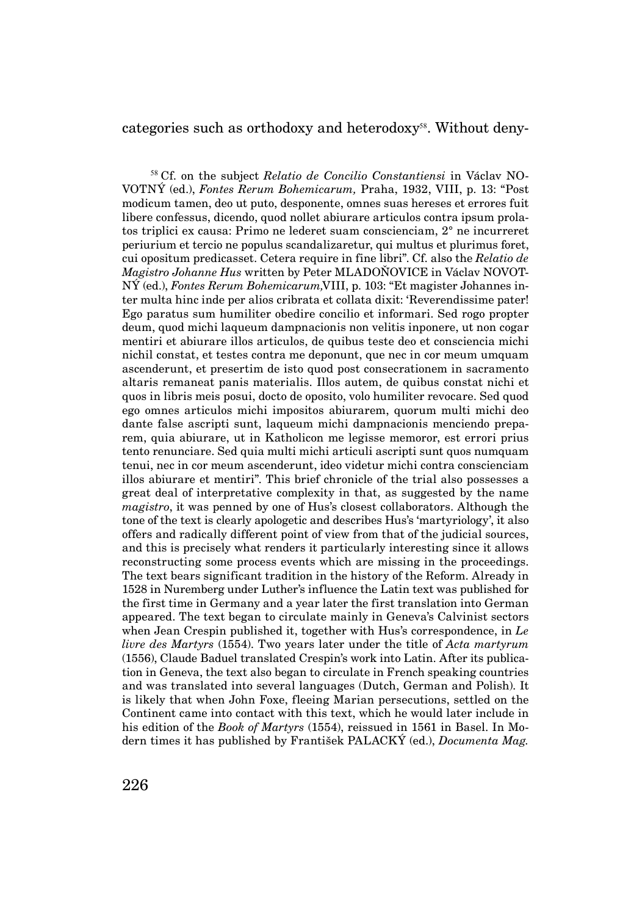categories such as orthodoxy and heterodoxy[58]. Without deny-

[58] Cf. on the subject *Relatio de Concilio Constantiensi* in Václav NOVOTNÝ (ed.), *Fontes Rerum Bohemicarum,* Praha, 1932, VIII, p. 13: "Post modicum tamen, deo ut puto, desponente, omnes suas hereses et errores fuit libere confessus, dicendo, quod nollet abiurare articulos contra ipsum prolatos triplici ex causa: Primo ne lederet suam conscienciam, 2° ne incurreret periurium et tercio ne populus scandalizaretur, qui multus et plurimus foret, cui opositum predicasset. Cetera require in fine libri". Cf. also the *Relatio de Magistro Johanne Hus* written by Peter MLADOŇOVICE in Václav NOVOTNÝ (ed.), *Fontes Rerum Bohemicarum,*VIII, p. 103: "Et magister Johannes inter multa hinc inde per alios cribrata et collata dixit: 'Reverendissime pater! Ego paratus sum humiliter obedire concilio et informari. Sed rogo propter deum, quod michi laqueum dampnacionis non velitis inponere, ut non cogar mentiri et abiurare illos articulos, de quibus teste deo et consciencia michi nichil constat, et testes contra me deponunt, que nec in cor meum umquam ascenderunt, et presertim de isto quod post consecrationem in sacramento altaris remaneat panis materialis. Illos autem, de quibus constat nichi et quos in libris meis posui, docto de oposito, volo humiliter revocare. Sed quod ego omnes articulos michi impositos abiurarem, quorum multi michi deo dante false ascripti sunt, laqueum michi dampnacionis menciendo preparem, quia abiurare, ut in Katholicon me legisse memoror, est errori prius tento renunciare. Sed quia multi michi articuli ascripti sunt quos numquam tenui, nec in cor meum ascenderunt, ideo videtur michi contra conscienciam illos abiurare et mentiri". This brief chronicle of the trial also possesses a great deal of interpretative complexity in that, as suggested by the name *magistro*, it was penned by one of Hus's closest collaborators. Although the tone of the text is clearly apologetic and describes Hus's 'martyriology', it also offers and radically different point of view from that of the judicial sources, and this is precisely what renders it particularly interesting since it allows reconstructing some process events which are missing in the proceedings. The text bears significant tradition in the history of the Reform. Already in 1528 in Nuremberg under Luther's influence the Latin text was published for the first time in Germany and a year later the first translation into German appeared. The text began to circulate mainly in Geneva's Calvinist sectors when Jean Crespin published it, together with Hus's correspondence, in *Le livre des Martyrs* (1554). Two years later under the title of *Acta martyrum* (1556), Claude Baduel translated Crespin's work into Latin. After its publication in Geneva, the text also began to circulate in French speaking countries and was translated into several languages (Dutch, German and Polish). It is likely that when John Foxe, fleeing Marian persecutions, settled on the Continent came into contact with this text, which he would later include in his edition of the *Book of Martyrs* (1554), reissued in 1561 in Basel. In Modern times it has published by František PALACKÝ (ed.), *Documenta Mag.*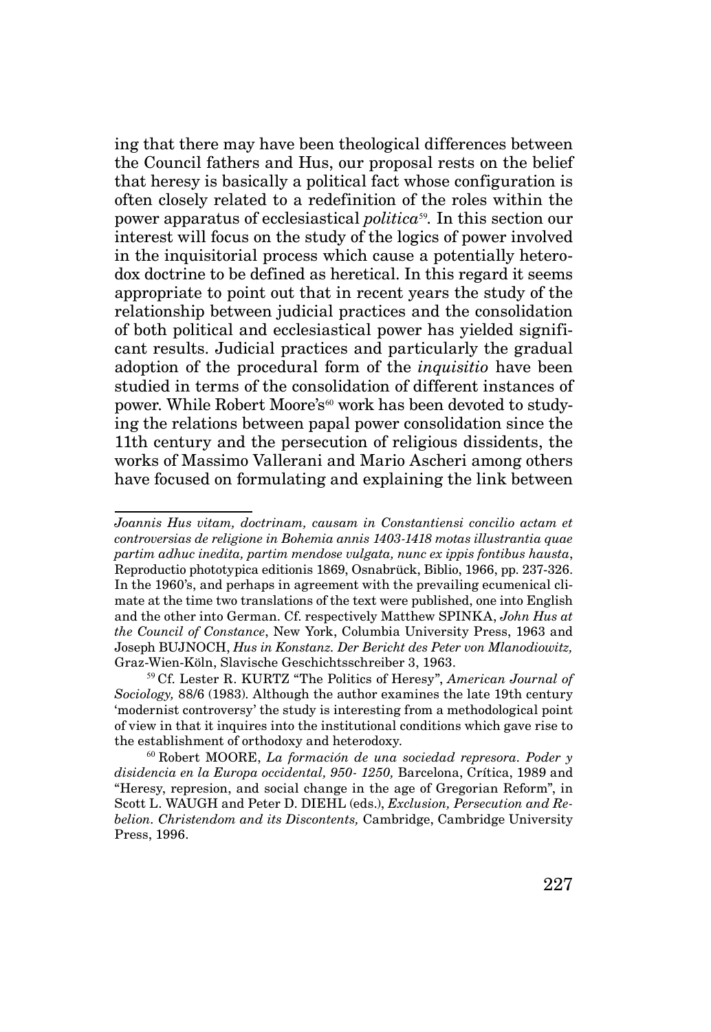ing that there may have been theological differences between the Council fathers and Hus, our proposal rests on the belief that heresy is basically a political fact whose configuration is often closely related to a redefinition of the roles within the power apparatus of ecclesiastical *politica*[59]. In this section our interest will focus on the study of the logics of power involved in the inquisitorial process which cause a potentially heterodox doctrine to be defined as heretical. In this regard it seems appropriate to point out that in recent years the study of the relationship between judicial practices and the consolidation of both political and ecclesiastical power has yielded significant results. Judicial practices and particularly the gradual adoption of the procedural form of the *inquisitio* have been studied in terms of the consolidation of different instances of power. While Robert Moore's[60] work has been devoted to studying the relations between papal power consolidation since the 11th century and the persecution of religious dissidents, the works of Massimo Vallerani and Mario Ascheri among others have focused on formulating and explaining the link between

---

*Joannis Hus vitam, doctrinam, causam in Constantiensi concilio actam et controversias de religione in Bohemia annis 1403-1418 motas illustrantia quae partim adhuc inedita, partim mendose vulgata, nunc ex ippis fontibus hausta*, Reproductio phototypica editionis 1869, Osnabrück, Biblio, 1966, pp. 237-326. In the 1960's, and perhaps in agreement with the prevailing ecumenical climate at the time two translations of the text were published, one into English and the other into German. Cf. respectively Matthew SPINKA, *John Hus at the Council of Constance*, New York, Columbia University Press, 1963 and Joseph BUJNOCH, *Hus in Konstanz. Der Bericht des Peter von Mlanodiowitz,* Graz-Wien-Köln, Slavische Geschichtsschreiber 3, 1963.

[59] Cf. Lester R. KURTZ "The Politics of Heresy", *American Journal of Sociology,* 88/6 (1983). Although the author examines the late 19th century 'modernist controversy' the study is interesting from a methodological point of view in that it inquires into the institutional conditions which gave rise to the establishment of orthodoxy and heterodoxy.

[60] Robert MOORE, *La formación de una sociedad represora. Poder y disidencia en la Europa occidental, 950- 1250,* Barcelona, Crítica, 1989 and "Heresy, represion, and social change in the age of Gregorian Reform", in Scott L. WAUGH and Peter D. DIEHL (eds.), *Exclusion, Persecution and Rebelion. Christendom and its Discontents,* Cambridge, Cambridge University Press, 1996.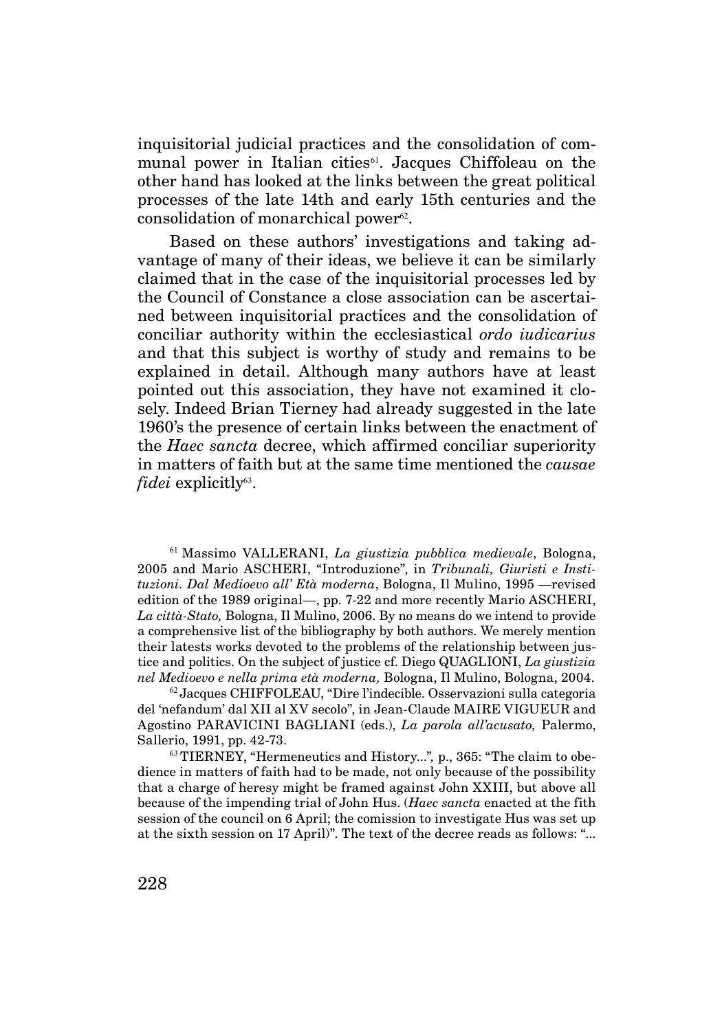inquisitorial judicial practices and the consolidation of communal power in Italian cities[61]. Jacques Chiffoleau on the other hand has looked at the links between the great political processes of the late 14th and early 15th centuries and the consolidation of monarchical power[62].

Based on these authors' investigations and taking advantage of many of their ideas, we believe it can be similarly claimed that in the case of the inquisitorial processes led by the Council of Constance a close association can be ascertained between inquisitorial practices and the consolidation of conciliar authority within the ecclesiastical *ordo iudicarius* and that this subject is worthy of study and remains to be explained in detail. Although many authors have at least pointed out this association, they have not examined it closely. Indeed Brian Tierney had already suggested in the late 1960's the presence of certain links between the enactment of the *Haec sancta* decree, which affirmed conciliar superiority in matters of faith but at the same time mentioned the *causae fidei* explicitly[63].

[61] Massimo VALLERANI, *La giustizia pubblica medievale*, Bologna, 2005 and Mario ASCHERI, "Introduzione", in *Tribunali, Giuristi e Instituzioni. Dal Medioevo all' Età moderna*, Bologna, Il Mulino, 1995 —revised edition of the 1989 original—, pp. 7-22 and more recently Mario ASCHERI, *La città-Stato,* Bologna, Il Mulino, 2006. By no means do we intend to provide a comprehensive list of the bibliography by both authors. We merely mention their latests works devoted to the problems of the relationship between justice and politics. On the subject of justice cf. Diego QUAGLIONI, *La giustizia nel Medioevo e nella prima età moderna,* Bologna, Il Mulino, Bologna, 2004.

[62] Jacques CHIFFOLEAU, "Dire l'indecible. Osservazioni sulla categoria del 'nefandum' dal XII al XV secolo", in Jean-Claude MAIRE VIGUEUR and Agostino PARAVICINI BAGLIANI (eds.), *La parola all'accusato,* Palermo, Sallerio, 1991, pp. 42-73.

[63] TIERNEY, "Hermeneutics and History...", p., 365: "The claim to obedience in matters of faith had to be made, not only because of the possibility that a charge of heresy might be framed against John XXIII, but above all because of the impending trial of John Hus. (*Haec sancta* enacted at the fith session of the council on 6 April; the comission to investigate Hus was set up at the sixth session on 17 April)". The text of the decree reads as follows: "...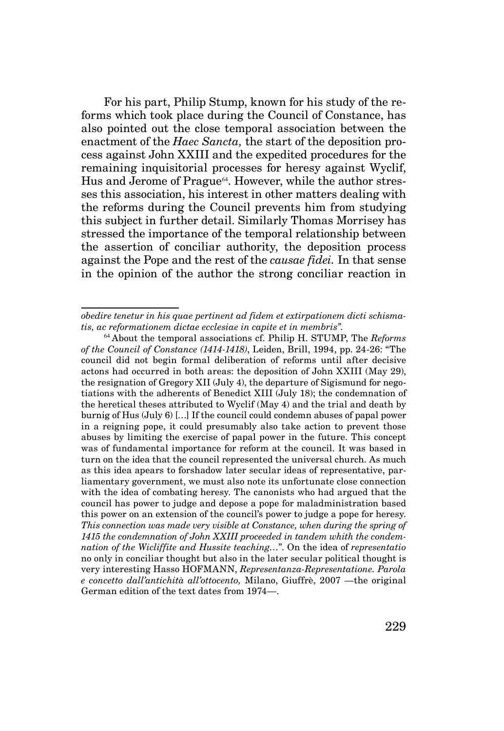For his part, Philip Stump, known for his study of the reforms which took place during the Council of Constance, has also pointed out the close temporal association between the enactment of the *Haec Sancta,* the start of the deposition process against John XXIII and the expedited procedures for the remaining inquisitorial processes for heresy against Wyclif, Hus and Jerome of Prague[64]. However, while the author stresses this association, his interest in other matters dealing with the reforms during the Council prevents him from studying this subject in further detail. Similarly Thomas Morrisey has stressed the importance of the temporal relationship between the assertion of conciliar authority, the deposition process against the Pope and the rest of the *causae fidei.* In that sense in the opinion of the author the strong conciliar reaction in

---

*obedire tenetur in his quae pertinent ad fidem et extirpationem dicti schismatis, ac reformationem dictae ecclesiae in capite et in membris"*.

[64] About the temporal associations cf. Philip H. STUMP, The *Reforms of the Council of Constance (1414-1418)*, Leiden, Brill, 1994, pp. 24-26: "The council did not begin formal deliberation of reforms until after decisive actons had occurred in both areas: the deposition of John XXIII (May 29), the resignation of Gregory XII (July 4), the departure of Sigismund for negotiations with the adherents of Benedict XIII (July 18); the condemnation of the heretical theses attributed to Wyclif (May 4) and the trial and death by burnig of Hus (July 6) […] If the council could condemn abuses of papal power in a reigning pope, it could presumably also take action to prevent those abuses by limiting the exercise of papal power in the future. This concept was of fundamental importance for reform at the council. It was based in turn on the idea that the council represented the universal church. As much as this idea apears to forshadow later secular ideas of representative, parliamentary government, we must also note its unfortunate close connection with the idea of combating heresy. The canonists who had argued that the council has power to judge and depose a pope for maladministration based this power on an extension of the council's power to judge a pope for heresy. *This connection was made very visible at Constance, when during the spring of 1415 the condemnation of John XXIII proceeded in tandem whith the condemnation of the Wicliffite and Hussite teaching…*". On the idea of *representatio* no only in conciliar thought but also in the later secular political thought is very interesting Hasso HOFMANN, *Representanza-Representatione. Parola e concetto dall'antichità all'ottocento,* Milano, Giuffrè, 2007 —the original German edition of the text dates from 1974—.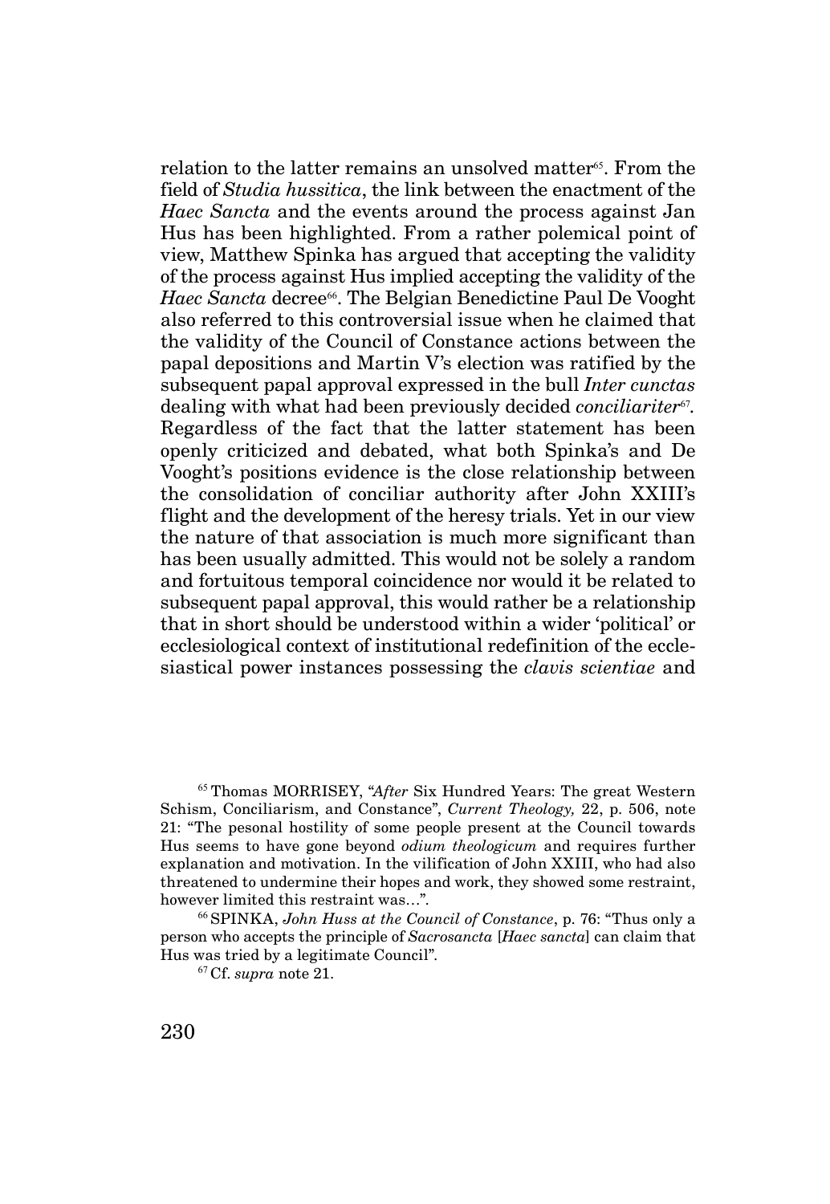relation to the latter remains an unsolved matter[65]. From the field of *Studia hussitica*, the link between the enactment of the *Haec Sancta* and the events around the process against Jan Hus has been highlighted. From a rather polemical point of view, Matthew Spinka has argued that accepting the validity of the process against Hus implied accepting the validity of the *Haec Sancta* decree[66]. The Belgian Benedictine Paul De Vooght also referred to this controversial issue when he claimed that the validity of the Council of Constance actions between the papal depositions and Martin V's election was ratified by the subsequent papal approval expressed in the bull *Inter cunctas* dealing with what had been previously decided *conciliariter*[67]. Regardless of the fact that the latter statement has been openly criticized and debated, what both Spinka's and De Vooght's positions evidence is the close relationship between the consolidation of conciliar authority after John XXIII's flight and the development of the heresy trials. Yet in our view the nature of that association is much more significant than has been usually admitted. This would not be solely a random and fortuitous temporal coincidence nor would it be related to subsequent papal approval, this would rather be a relationship that in short should be understood within a wider 'political' or ecclesiological context of institutional redefinition of the ecclesiastical power instances possessing the *clavis scientiae* and

[65] Thomas MORRISEY, "*After* Six Hundred Years: The great Western Schism, Conciliarism, and Constance", *Current Theology,* 22, p. 506, note 21: "The pesonal hostility of some people present at the Council towards Hus seems to have gone beyond *odium theologicum* and requires further explanation and motivation. In the vilification of John XXIII, who had also threatened to undermine their hopes and work, they showed some restraint, however limited this restraint was…".

[66] SPINKA, *John Huss at the Council of Constance*, p. 76: "Thus only a person who accepts the principle of *Sacrosancta* [*Haec sancta*] can claim that Hus was tried by a legitimate Council".

[67] Cf. *supra* note 21.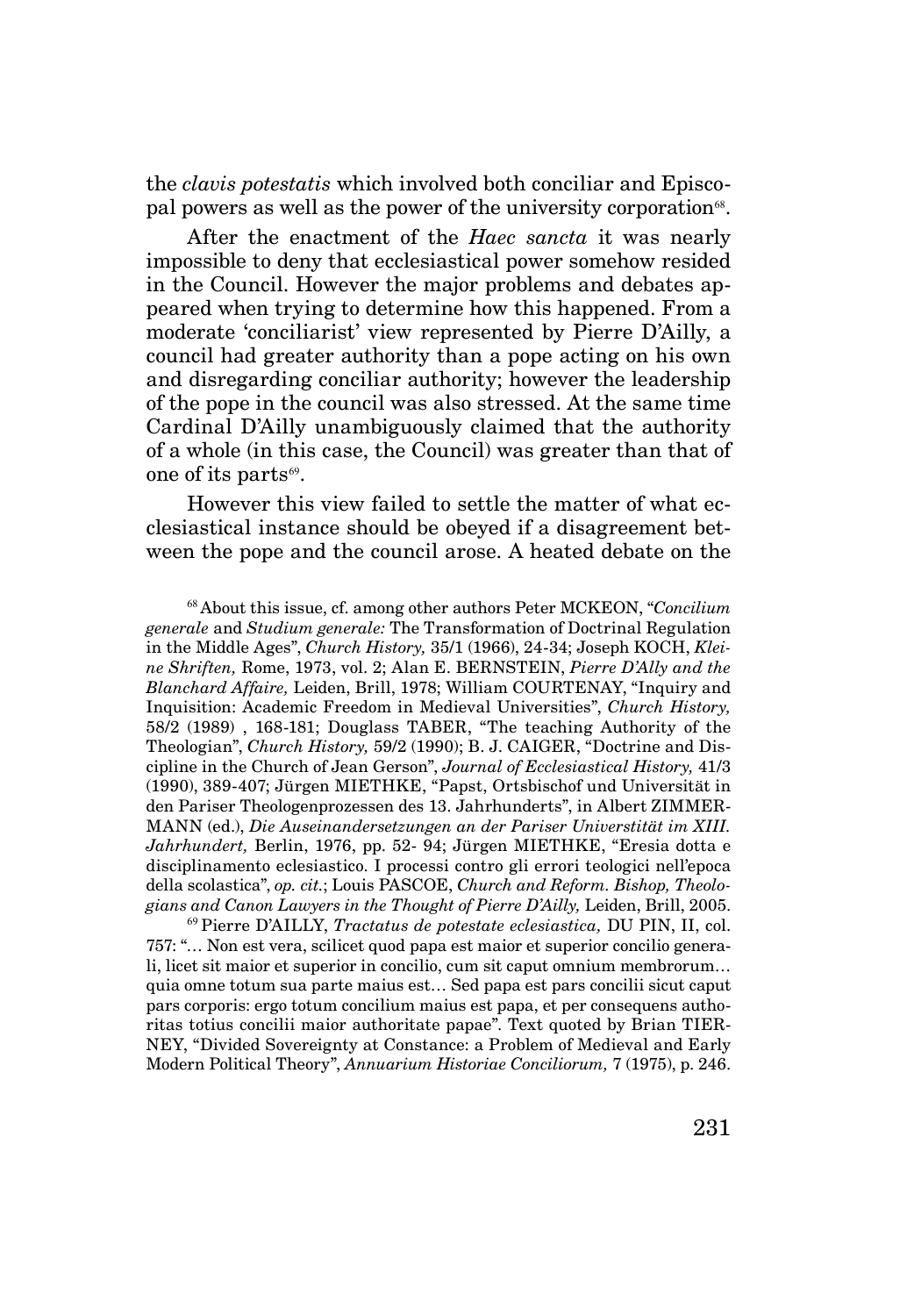the *clavis potestatis* which involved both conciliar and Episcopal powers as well as the power of the university corporation[68].

After the enactment of the *Haec sancta* it was nearly impossible to deny that ecclesiastical power somehow resided in the Council. However the major problems and debates appeared when trying to determine how this happened. From a moderate 'conciliarist' view represented by Pierre D'Ailly, a council had greater authority than a pope acting on his own and disregarding conciliar authority; however the leadership of the pope in the council was also stressed. At the same time Cardinal D'Ailly unambiguously claimed that the authority of a whole (in this case, the Council) was greater than that of one of its parts[69].

However this view failed to settle the matter of what ecclesiastical instance should be obeyed if a disagreement between the pope and the council arose. A heated debate on the

[68] About this issue, cf. among other authors Peter MCKEON, "*Concilium generale* and *Studium generale:* The Transformation of Doctrinal Regulation in the Middle Ages", *Church History,* 35/1 (1966), 24-34; Joseph KOCH, *Kleine Shriften,* Rome, 1973, vol. 2; Alan E. BERNSTEIN, *Pierre D'Ally and the Blanchard Affaire,* Leiden, Brill, 1978; William COURTENAY, "Inquiry and Inquisition: Academic Freedom in Medieval Universities", *Church History,* 58/2 (1989) , 168-181; Douglass TABER, "The teaching Authority of the Theologian", *Church History,* 59/2 (1990); B. J. CAIGER, "Doctrine and Discipline in the Church of Jean Gerson", *Journal of Ecclesiastical History,* 41/3 (1990), 389-407; Jürgen MIETHKE, "Papst, Ortsbischof und Universität in den Pariser Theologenprozessen des 13. Jahrhunderts", in Albert ZIMMERMANN (ed.), *Die Auseinandersetzungen an der Pariser Universtität im XIII. Jahrhundert,* Berlin, 1976, pp. 52- 94; Jürgen MIETHKE, "Eresia dotta e disciplinamento eclesiastico. I processi contro gli errori teologici nell'epoca della scolastica", *op. cit.*; Louis PASCOE, *Church and Reform. Bishop, Theologians and Canon Lawyers in the Thought of Pierre D'Ailly,* Leiden, Brill, 2005.

[69] Pierre D'AILLY, *Tractatus de potestate eclesiastica,* DU PIN, II, col. 757: "… Non est vera, scilicet quod papa est maior et superior concilio generali, licet sit maior et superior in concilio, cum sit caput omnium membrorum… quia omne totum sua parte maius est… Sed papa est pars concilii sicut caput pars corporis: ergo totum concilium maius est papa, et per consequens authoritas totius concilii maior authoritate papae". Text quoted by Brian TIERNEY, "Divided Sovereignty at Constance: a Problem of Medieval and Early Modern Political Theory", *Annuarium Historiae Conciliorum,* 7 (1975), p. 246.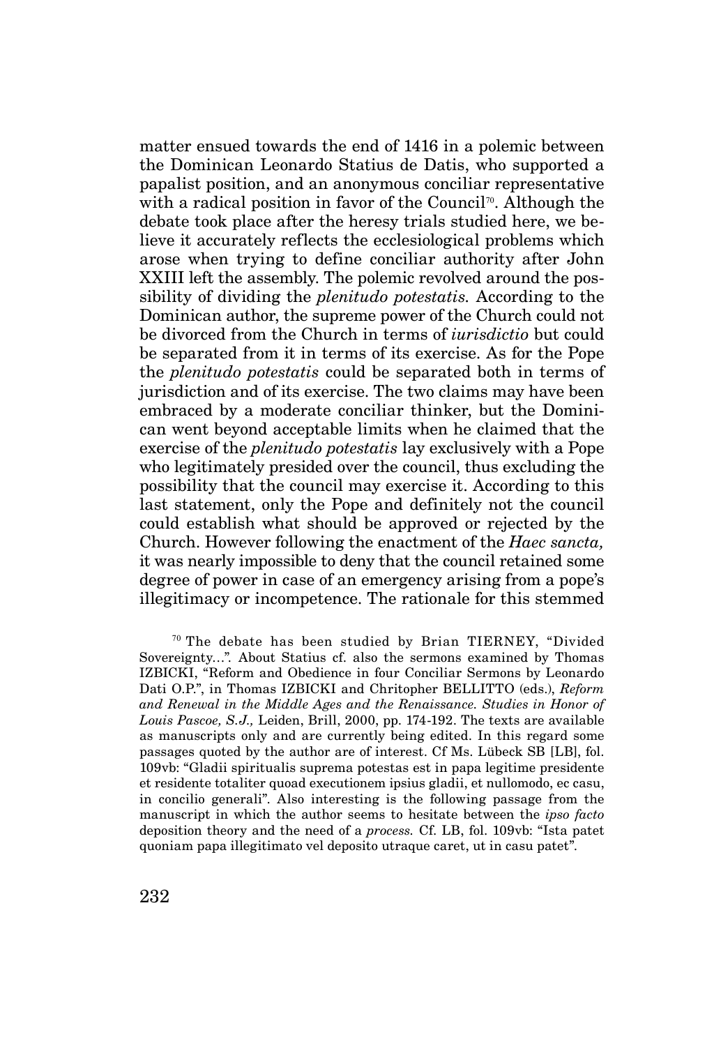matter ensued towards the end of 1416 in a polemic between the Dominican Leonardo Statius de Datis, who supported a papalist position, and an anonymous conciliar representative with a radical position in favor of the Council[70]. Although the debate took place after the heresy trials studied here, we believe it accurately reflects the ecclesiological problems which arose when trying to define conciliar authority after John XXIII left the assembly. The polemic revolved around the possibility of dividing the *plenitudo potestatis.* According to the Dominican author, the supreme power of the Church could not be divorced from the Church in terms of *iurisdictio* but could be separated from it in terms of its exercise. As for the Pope the *plenitudo potestatis* could be separated both in terms of jurisdiction and of its exercise. The two claims may have been embraced by a moderate conciliar thinker, but the Dominican went beyond acceptable limits when he claimed that the exercise of the *plenitudo potestatis* lay exclusively with a Pope who legitimately presided over the council, thus excluding the possibility that the council may exercise it. According to this last statement, only the Pope and definitely not the council could establish what should be approved or rejected by the Church. However following the enactment of the *Haec sancta,* it was nearly impossible to deny that the council retained some degree of power in case of an emergency arising from a pope's illegitimacy or incompetence. The rationale for this stemmed

[70] The debate has been studied by Brian TIERNEY, "Divided Sovereignty...". About Statius cf. also the sermons examined by Thomas IZBICKI, "Reform and Obedience in four Conciliar Sermons by Leonardo Dati O.P.", in Thomas IZBICKI and Chritopher BELLITTO (eds.), *Reform and Renewal in the Middle Ages and the Renaissance. Studies in Honor of Louis Pascoe, S.J.,* Leiden, Brill, 2000, pp. 174-192. The texts are available as manuscripts only and are currently being edited. In this regard some passages quoted by the author are of interest. Cf Ms. Lübeck SB [LB], fol. 109vb: "Gladii spiritualis suprema potestas est in papa legitime presidente et residente totaliter quoad executionem ipsius gladii, et nullomodo, ec casu, in concilio generali". Also interesting is the following passage from the manuscript in which the author seems to hesitate between the *ipso facto* deposition theory and the need of a *process.* Cf. LB, fol. 109vb: "Ista patet quoniam papa illegitimato vel deposito utraque caret, ut in casu patet".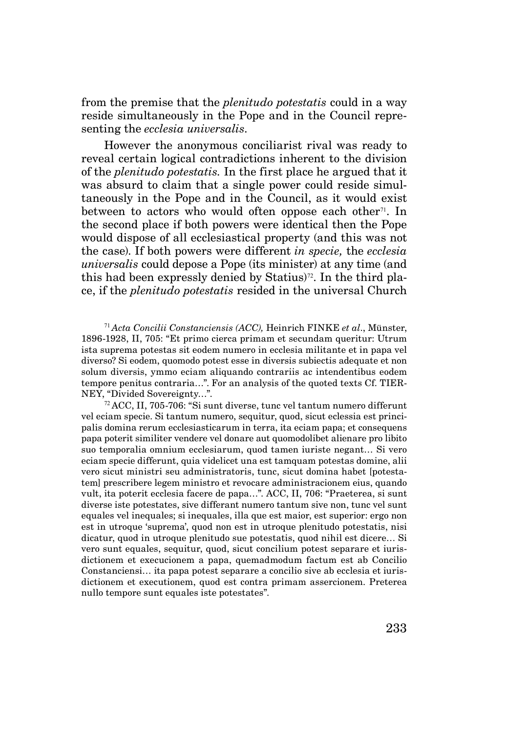from the premise that the *plenitudo potestatis* could in a way reside simultaneously in the Pope and in the Council representing the *ecclesia universalis*.

However the anonymous conciliarist rival was ready to reveal certain logical contradictions inherent to the division of the *plenitudo potestatis.* In the first place he argued that it was absurd to claim that a single power could reside simultaneously in the Pope and in the Council, as it would exist between to actors who would often oppose each other[71]. In the second place if both powers were identical then the Pope would dispose of all ecclesiastical property (and this was not the case). If both powers were different *in specie,* the *ecclesia universalis* could depose a Pope (its minister) at any time (and this had been expressly denied by Statius)[72]. In the third place, if the *plenitudo potestatis* resided in the universal Church

[71] *Acta Concilii Constanciensis (ACC),* Heinrich FINKE *et al*., Münster, 1896-1928, II, 705: "Et primo cierca primam et secundam queritur: Utrum ista suprema potestas sit eodem numero in ecclesia militante et in papa vel diverso? Si eodem, quomodo potest esse in diversis subiectis adequate et non solum diversis, ymmo eciam aliquando contrariis ac intendentibus eodem tempore penitus contraria…". For an analysis of the quoted texts Cf. TIERNEY, "Divided Sovereignty…".

[72] ACC, II, 705-706: "Si sunt diverse, tunc vel tantum numero differunt vel eciam specie. Si tantum numero, sequitur, quod, sicut eclessia est principalis domina rerum ecclesiasticarum in terra, ita eciam papa; et consequens papa poterit similiter vendere vel donare aut quomodolibet alienare pro libito suo temporalia omnium ecclesiarum, quod tamen iuriste negant… Si vero eciam specie differunt, quia videlicet una est tamquam potestas domine, alii vero sicut ministri seu administratoris, tunc, sicut domina habet [potestatem] prescribere legem ministro et revocare administracionem eius, quando vult, ita poterit ecclesia facere de papa…". ACC, II, 706: "Praeterea, si sunt diverse iste potestates, sive differant numero tantum sive non, tunc vel sunt equales vel inequales; si inequales, illa que est maior, est superior: ergo non est in utroque 'suprema', quod non est in utroque plenitudo potestatis, nisi dicatur, quod in utroque plenitudo sue potestatis, quod nihil est dicere… Si vero sunt equales, sequitur, quod, sicut concilium potest separare et iurisdictionem et execucionem a papa, quemadmodum factum est ab Concilio Constanciensi… ita papa potest separare a concilio sive ab ecclesia et iurisdictionem et executionem, quod est contra primam assercionem. Preterea nullo tempore sunt equales iste potestates".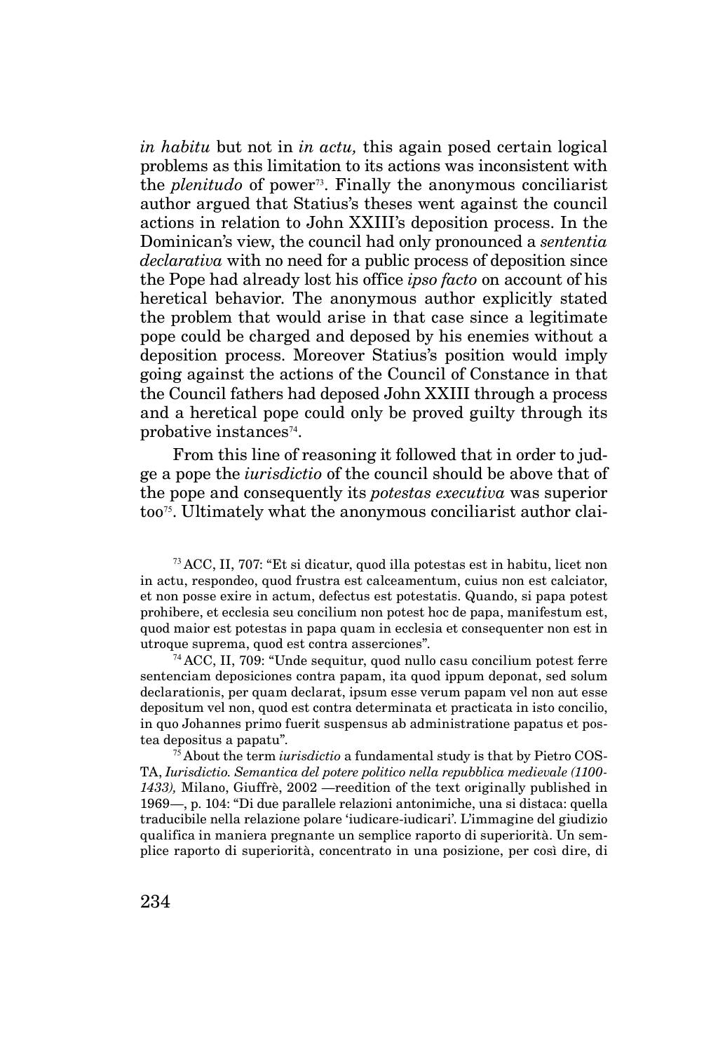*in habitu* but not in *in actu,* this again posed certain logical problems as this limitation to its actions was inconsistent with the *plenitudo* of power[73]. Finally the anonymous conciliarist author argued that Statius's theses went against the council actions in relation to John XXIII's deposition process. In the Dominican's view, the council had only pronounced a *sententia declarativa* with no need for a public process of deposition since the Pope had already lost his office *ipso facto* on account of his heretical behavior. The anonymous author explicitly stated the problem that would arise in that case since a legitimate pope could be charged and deposed by his enemies without a deposition process. Moreover Statius's position would imply going against the actions of the Council of Constance in that the Council fathers had deposed John XXIII through a process and a heretical pope could only be proved guilty through its probative instances[74].

From this line of reasoning it followed that in order to judge a pope the *iurisdictio* of the council should be above that of the pope and consequently its *potestas executiva* was superior too[75]. Ultimately what the anonymous conciliarist author clai-

[73] ACC, II, 707: "Et si dicatur, quod illa potestas est in habitu, licet non in actu, respondeo, quod frustra est calceamentum, cuius non est calciator, et non posse exire in actum, defectus est potestatis. Quando, si papa potest prohibere, et ecclesia seu concilium non potest hoc de papa, manifestum est, quod maior est potestas in papa quam in ecclesia et consequenter non est in utroque suprema, quod est contra asserciones".

[74] ACC, II, 709: "Unde sequitur, quod nullo casu concilium potest ferre sentenciam deposiciones contra papam, ita quod ippum deponat, sed solum declarationis, per quam declarat, ipsum esse verum papam vel non aut esse depositum vel non, quod est contra determinata et practicata in isto concilio, in quo Johannes primo fuerit suspensus ab administratione papatus et postea depositus a papatu".

[75] About the term *iurisdictio* a fundamental study is that by Pietro COSTA, *Iurisdictio. Semantica del potere politico nella repubblica medievale (1100-1433),* Milano, Giuffrè, 2002 —reedition of the text originally published in 1969—, p. 104: "Di due parallele relazioni antonimiche, una si distaca: quella traducibile nella relazione polare 'iudicare-iudicari'. L'immagine del giudizio qualifica in maniera pregnante un semplice raporto di superiorità. Un semplice raporto di superiorità, concentrato in una posizione, per così dire, di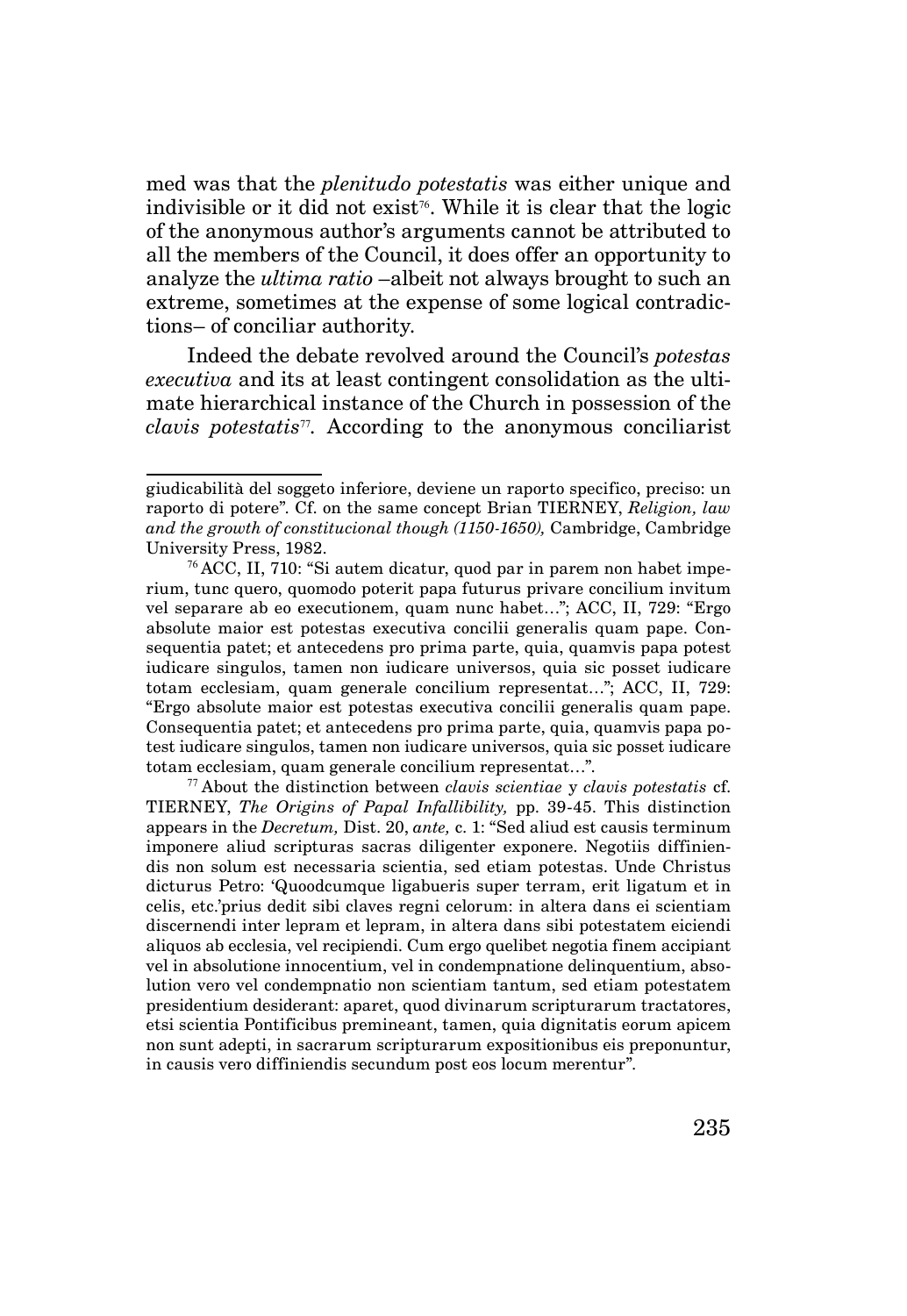med was that the *plenitudo potestatis* was either unique and indivisible or it did not exist[76]. While it is clear that the logic of the anonymous author's arguments cannot be attributed to all the members of the Council, it does offer an opportunity to analyze the *ultima ratio* –albeit not always brought to such an extreme, sometimes at the expense of some logical contradictions– of conciliar authority.

Indeed the debate revolved around the Council's *potestas executiva* and its at least contingent consolidation as the ultimate hierarchical instance of the Church in possession of the *clavis potestatis*[77]. According to the anonymous conciliarist

---

giudicabilità del soggeto inferiore, deviene un raporto specifico, preciso: un raporto di potere". Cf. on the same concept Brian TIERNEY, *Religion, law and the growth of constitucional though (1150-1650),* Cambridge, Cambridge University Press, 1982.

[76] ACC, II, 710: "Si autem dicatur, quod par in parem non habet imperium, tunc quero, quomodo poterit papa futurus privare concilium invitum vel separare ab eo executionem, quam nunc habet…"; ACC, II, 729: "Ergo absolute maior est potestas executiva concilii generalis quam pape. Consequentia patet; et antecedens pro prima parte, quia, quamvis papa potest iudicare singulos, tamen non iudicare universos, quia sic posset iudicare totam ecclesiam, quam generale concilium representat…"; ACC, II, 729: "Ergo absolute maior est potestas executiva concilii generalis quam pape. Consequentia patet; et antecedens pro prima parte, quia, quamvis papa potest iudicare singulos, tamen non iudicare universos, quia sic posset iudicare totam ecclesiam, quam generale concilium representat…".

[77] About the distinction between *clavis scientiae* y *clavis potestatis* cf. TIERNEY, *The Origins of Papal Infallibility,* pp. 39-45. This distinction appears in the *Decretum,* Dist. 20, *ante,* c. 1: "Sed aliud est causis terminum imponere aliud scripturas sacras diligenter exponere. Negotiis diffiniendis non solum est necessaria scientia, sed etiam potestas. Unde Christus dicturus Petro: 'Quoodcumque ligabueris super terram, erit ligatum et in celis, etc.'prius dedit sibi claves regni celorum: in altera dans ei scientiam discernendi inter lepram et lepram, in altera dans sibi potestatem eiciendi aliquos ab ecclesia, vel recipiendi. Cum ergo quelibet negotia finem accipiant vel in absolutione innocentium, vel in condempnatione delinquentium, absolution vero vel condempnatio non scientiam tantum, sed etiam potestatem presidentium desiderant: aparet, quod divinarum scripturarum tractatores, etsi scientia Pontificibus premineant, tamen, quia dignitatis eorum apicem non sunt adepti, in sacrarum scripturarum expositionibus eis preponuntur, in causis vero diffiniendis secundum post eos locum merentur".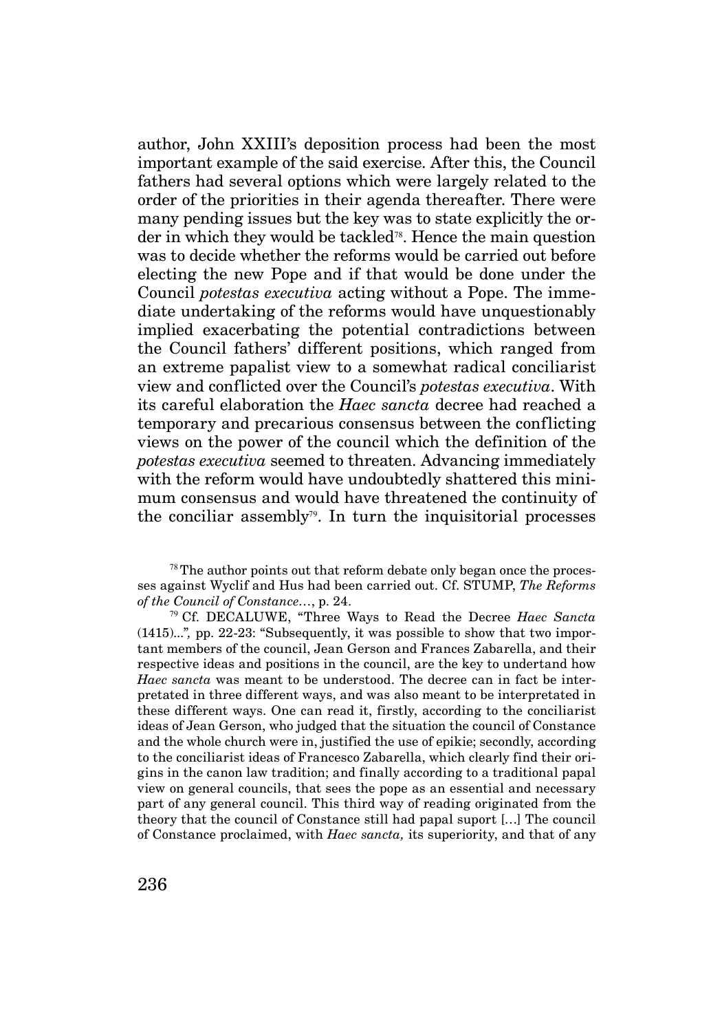author, John XXIII's deposition process had been the most important example of the said exercise. After this, the Council fathers had several options which were largely related to the order of the priorities in their agenda thereafter. There were many pending issues but the key was to state explicitly the order in which they would be tackled[78]. Hence the main question was to decide whether the reforms would be carried out before electing the new Pope and if that would be done under the Council *potestas executiva* acting without a Pope. The immediate undertaking of the reforms would have unquestionably implied exacerbating the potential contradictions between the Council fathers' different positions, which ranged from an extreme papalist view to a somewhat radical conciliarist view and conflicted over the Council's *potestas executiva*. With its careful elaboration the *Haec sancta* decree had reached a temporary and precarious consensus between the conflicting views on the power of the council which the definition of the *potestas executiva* seemed to threaten. Advancing immediately with the reform would have undoubtedly shattered this minimum consensus and would have threatened the continuity of the conciliar assembly[79]. In turn the inquisitorial processes

[78] The author points out that reform debate only began once the processes against Wyclif and Hus had been carried out. Cf. STUMP, *The Reforms of the Council of Constance*..., p. 24.

[79] Cf. DECALUWE, "Three Ways to Read the Decree *Haec Sancta* (1415)...", pp. 22-23: "Subsequently, it was possible to show that two important members of the council, Jean Gerson and Frances Zabarella, and their respective ideas and positions in the council, are the key to undertand how *Haec sancta* was meant to be understood. The decree can in fact be interpretated in three different ways, and was also meant to be interpretated in these different ways. One can read it, firstly, according to the conciliarist ideas of Jean Gerson, who judged that the situation the council of Constance and the whole church were in, justified the use of epikie; secondly, according to the conciliarist ideas of Francesco Zabarella, which clearly find their origins in the canon law tradition; and finally according to a traditional papal view on general councils, that sees the pope as an essential and necessary part of any general council. This third way of reading originated from the theory that the council of Constance still had papal suport [...] The council of Constance proclaimed, with *Haec sancta,* its superiority, and that of any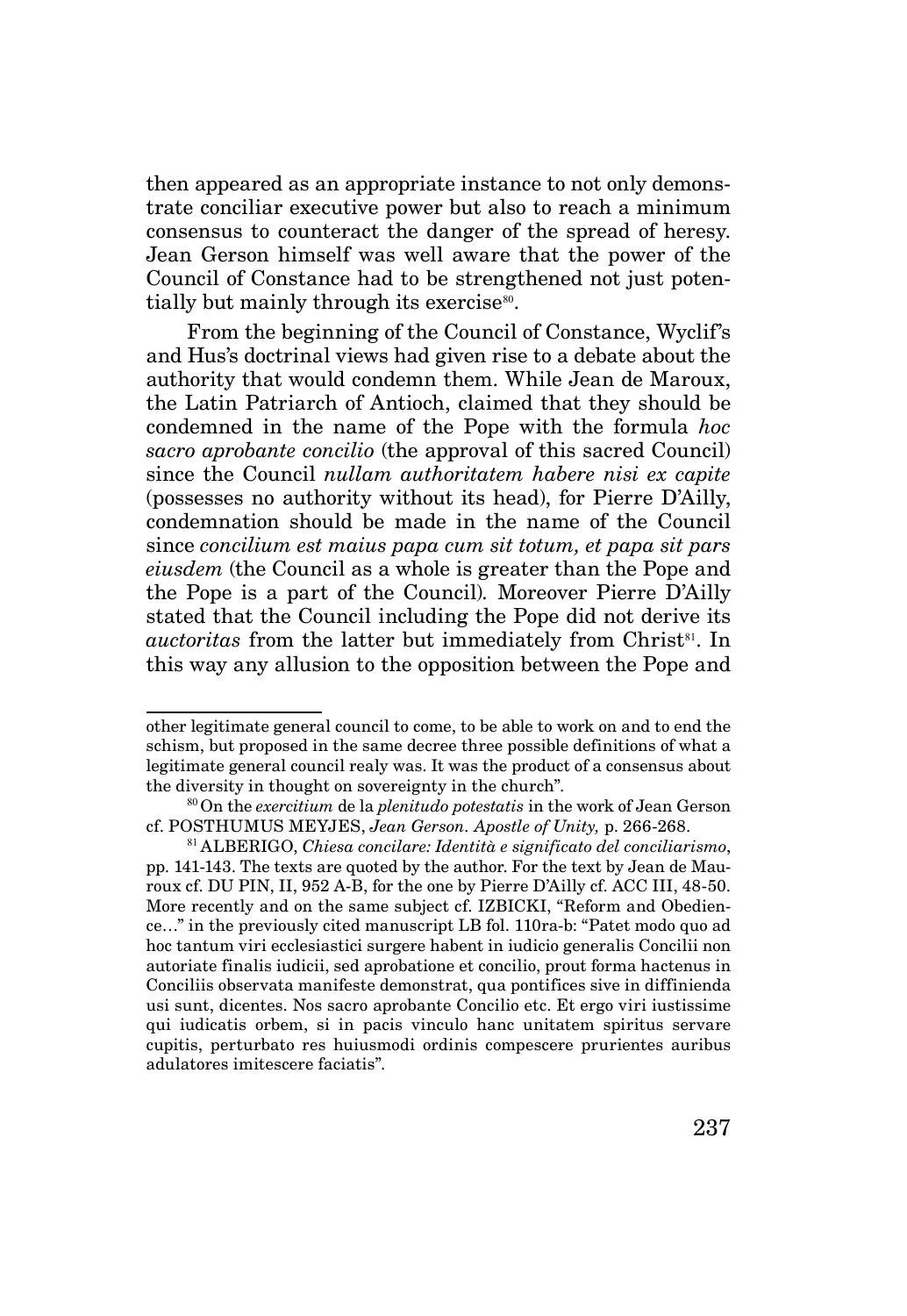then appeared as an appropriate instance to not only demonstrate conciliar executive power but also to reach a minimum consensus to counteract the danger of the spread of heresy. Jean Gerson himself was well aware that the power of the Council of Constance had to be strengthened not just potentially but mainly through its exercise[80].

From the beginning of the Council of Constance, Wyclif's and Hus's doctrinal views had given rise to a debate about the authority that would condemn them. While Jean de Maroux, the Latin Patriarch of Antioch, claimed that they should be condemned in the name of the Pope with the formula *hoc sacro aprobante concilio* (the approval of this sacred Council) since the Council *nullam authoritatem habere nisi ex capite* (possesses no authority without its head), for Pierre D'Ailly, condemnation should be made in the name of the Council since *concilium est maius papa cum sit totum, et papa sit pars eiusdem* (the Council as a whole is greater than the Pope and the Pope is a part of the Council). Moreover Pierre D'Ailly stated that the Council including the Pope did not derive its *auctoritas* from the latter but immediately from Christ[81]. In this way any allusion to the opposition between the Pope and

---

other legitimate general council to come, to be able to work on and to end the schism, but proposed in the same decree three possible definitions of what a legitimate general council realy was. It was the product of a consensus about the diversity in thought on sovereignty in the church".

[80] On the *exercitium* de la *plenitudo potestatis* in the work of Jean Gerson cf. POSTHUMUS MEYJES, *Jean Gerson. Apostle of Unity,* p. 266-268.

[81] ALBERIGO, *Chiesa concilare: Identità e significato del conciliarismo*, pp. 141-143. The texts are quoted by the author. For the text by Jean de Maroux cf. DU PIN, II, 952 A-B, for the one by Pierre D'Ailly cf. ACC III, 48-50. More recently and on the same subject cf. IZBICKI, "Reform and Obedience…" in the previously cited manuscript LB fol. 110ra-b: "Patet modo quo ad hoc tantum viri ecclesiastici surgere habent in iudicio generalis Concilii non autoriate finalis iudicii, sed aprobatione et concilio, prout forma hactenus in Conciliis observata manifeste demonstrat, qua pontifices sive in diffinienda usi sunt, dicentes. Nos sacro aprobante Concilio etc. Et ergo viri iustissime qui iudicatis orbem, si in pacis vinculo hanc unitatem spiritus servare cupitis, perturbato res huiusmodi ordinis compescere prurientes auribus adulatores imitescere faciatis".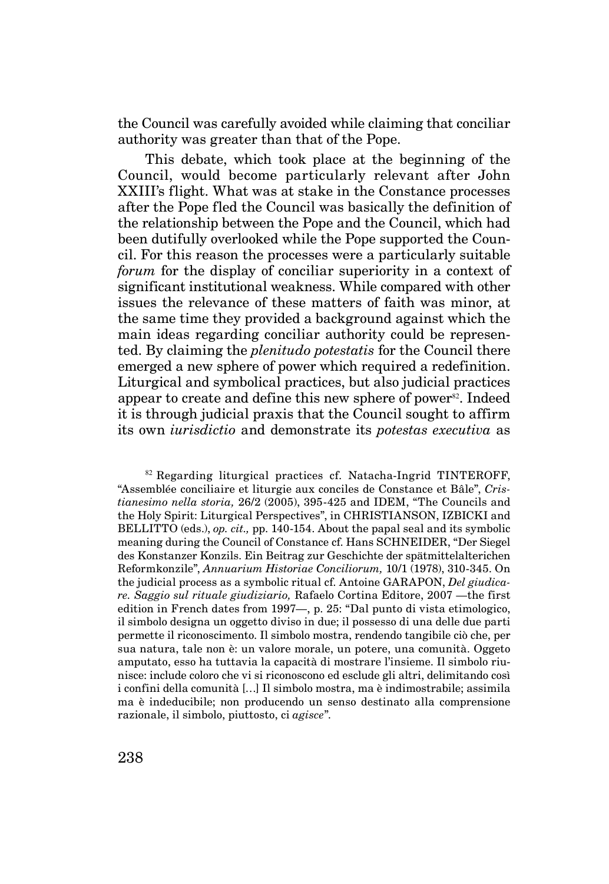the Council was carefully avoided while claiming that conciliar authority was greater than that of the Pope.

This debate, which took place at the beginning of the Council, would become particularly relevant after John XXIII's flight. What was at stake in the Constance processes after the Pope fled the Council was basically the definition of the relationship between the Pope and the Council, which had been dutifully overlooked while the Pope supported the Council. For this reason the processes were a particularly suitable *forum* for the display of conciliar superiority in a context of significant institutional weakness. While compared with other issues the relevance of these matters of faith was minor, at the same time they provided a background against which the main ideas regarding conciliar authority could be represented. By claiming the *plenitudo potestatis* for the Council there emerged a new sphere of power which required a redefinition. Liturgical and symbolical practices, but also judicial practices appear to create and define this new sphere of power[82]. Indeed it is through judicial praxis that the Council sought to affirm its own *iurisdictio* and demonstrate its *potestas executiva* as

[82] Regarding liturgical practices cf. Natacha-Ingrid TINTEROFF, "Assemblée conciliaire et liturgie aux conciles de Constance et Bâle", *Cristianesimo nella storia,* 26/2 (2005), 395-425 and IDEM, "The Councils and the Holy Spirit: Liturgical Perspectives", in CHRISTIANSON, IZBICKI and BELLITTO (eds.), *op. cit.,* pp. 140-154. About the papal seal and its symbolic meaning during the Council of Constance cf. Hans SCHNEIDER, "Der Siegel des Konstanzer Konzils. Ein Beitrag zur Geschichte der spätmittelalterichen Reformkonzile", *Annuarium Historiae Conciliorum,* 10/1 (1978), 310-345. On the judicial process as a symbolic ritual cf. Antoine GARAPON, *Del giudicare. Saggio sul rituale giudiziario,* Rafaelo Cortina Editore, 2007 —the first edition in French dates from 1997—, p. 25: "Dal punto di vista etimologico, il simbolo designa un oggetto diviso in due; il possesso di una delle due parti permette il riconoscimento. Il simbolo mostra, rendendo tangibile ciò che, per sua natura, tale non è: un valore morale, un potere, una comunità. Oggeto amputato, esso ha tuttavia la capacità di mostrare l'insieme. Il simbolo riunisce: include coloro che vi si riconoscono ed esclude gli altri, delimitando così i confini della comunità […] Il simbolo mostra, ma è indimostrabile; assimila ma è indeducibile; non producendo un senso destinato alla comprensione razionale, il simbolo, piuttosto, ci *agisce*".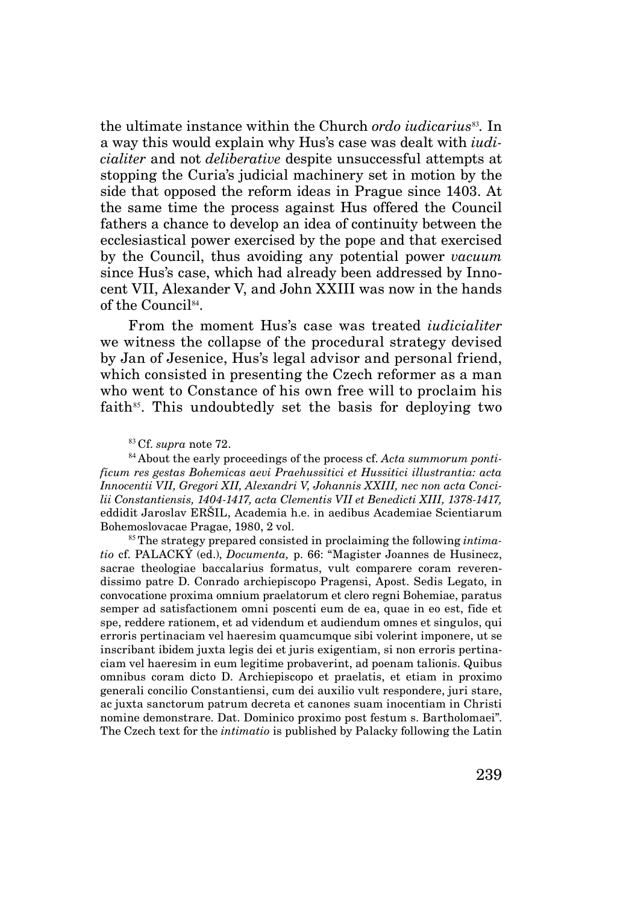the ultimate instance within the Church *ordo iudicarius*[83]. In a way this would explain why Hus's case was dealt with *iudicialiter* and not *deliberative* despite unsuccessful attempts at stopping the Curia's judicial machinery set in motion by the side that opposed the reform ideas in Prague since 1403. At the same time the process against Hus offered the Council fathers a chance to develop an idea of continuity between the ecclesiastical power exercised by the pope and that exercised by the Council, thus avoiding any potential power *vacuum* since Hus's case, which had already been addressed by Innocent VII, Alexander V, and John XXIII was now in the hands of the Council[84].

From the moment Hus's case was treated *iudicialiter* we witness the collapse of the procedural strategy devised by Jan of Jesenice, Hus's legal advisor and personal friend, which consisted in presenting the Czech reformer as a man who went to Constance of his own free will to proclaim his faith[85]. This undoubtedly set the basis for deploying two

[83] Cf. *supra* note 72.

[84] About the early proceedings of the process cf. *Acta summorum pontificum res gestas Bohemicas aevi Praehussitici et Hussitici illustrantia: acta Innocentii VII, Gregori XII, Alexandri V, Johannis XXIII, nec non acta Concilii Constantiensis, 1404-1417, acta Clementis VII et Benedicti XIII, 1378-1417,* eddidit Jaroslav ERŠIL, Academia h.e. in aedibus Academiae Scientiarum Bohemoslovacae Pragae, 1980, 2 vol.

[85] The strategy prepared consisted in proclaiming the following *intimatio* cf. PALACKÝ (ed.), *Documenta,* p. 66: "Magister Joannes de Husinecz, sacrae theologiae baccalarius formatus, vult comparere coram reverendissimo patre D. Conrado archiepiscopo Pragensi, Apost. Sedis Legato, in convocatione proxima omnium praelatorum et clero regni Bohemiae, paratus semper ad satisfactionem omni poscenti eum de ea, quae in eo est, fide et spe, reddere rationem, et ad videndum et audiendum omnes et singulos, qui erroris pertinaciam vel haeresim quamcumque sibi volerint imponere, ut se inscribant ibidem juxta legis dei et juris exigentiam, si non erroris pertinaciam vel haeresim in eum legitime probaverint, ad poenam talionis. Quibus omnibus coram dicto D. Archiepiscopo et praelatis, et etiam in proximo generali concilio Constantiensi, cum dei auxilio vult respondere, juri stare, ac juxta sanctorum patrum decreta et canones suam inocentiam in Christi nomine demonstrare. Dat. Dominico proximo post festum s. Bartholomaei". The Czech text for the *intimatio* is published by Palacky following the Latin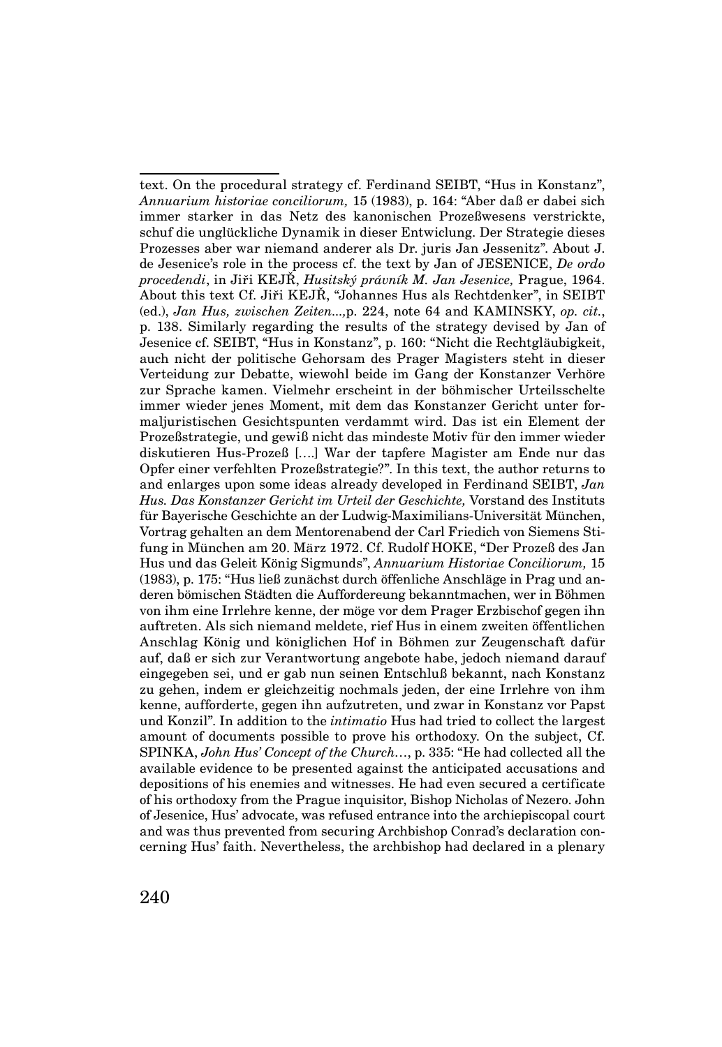text. On the procedural strategy cf. Ferdinand SEIBT, "Hus in Konstanz", *Annuarium historiae conciliorum,* 15 (1983), p. 164: "Aber daß er dabei sich immer starker in das Netz des kanonischen Prozeßwesens verstrickte, schuf die unglückliche Dynamik in dieser Entwiclung. Der Strategie dieses Prozesses aber war niemand anderer als Dr. juris Jan Jessenitz". About J. de Jesenice's role in the process cf. the text by Jan of JESENICE, *De ordo procedendi*, in Jiři KEJŘ, *Husitský právník M. Jan Jesenice,* Prague, 1964. About this text Cf. Jiři KEJŘ, "Johannes Hus als Rechtdenker", in SEIBT (ed.), *Jan Hus, zwischen Zeiten...,*p. 224, note 64 and KAMINSKY, *op. cit.*, p. 138. Similarly regarding the results of the strategy devised by Jan of Jesenice cf. SEIBT, "Hus in Konstanz", p. 160: "Nicht die Rechtgläubigkeit, auch nicht der politische Gehorsam des Prager Magisters steht in dieser Verteidung zur Debatte, wiewohl beide im Gang der Konstanzer Verhöre zur Sprache kamen. Vielmehr erscheint in der böhmischer Urteilsschelte immer wieder jenes Moment, mit dem das Konstanzer Gericht unter formaljuristischen Gesichtspunten verdammt wird. Das ist ein Element der Prozeßstrategie, und gewiß nicht das mindeste Motiv für den immer wieder diskutieren Hus-Prozeß [….] War der tapfere Magister am Ende nur das Opfer einer verfehlten Prozeßstrategie?". In this text, the author returns to and enlarges upon some ideas already developed in Ferdinand SEIBT, *Jan Hus. Das Konstanzer Gericht im Urteil der Geschichte,* Vorstand des Instituts für Bayerische Geschichte an der Ludwig-Maximilians-Universität München, Vortrag gehalten an dem Mentorenabend der Carl Friedich von Siemens Stifung in München am 20. März 1972. Cf. Rudolf HOKE, "Der Prozeß des Jan Hus und das Geleit König Sigmunds", *Annuarium Historiae Conciliorum,* 15 (1983), p. 175: "Hus ließ zunächst durch öffenliche Anschläge in Prag und anderen bömischen Städten die Aufforderung bekanntmachen, wer in Böhmen von ihm eine Irrlehre kenne, der möge vor dem Prager Erzbischof gegen ihn auftreten. Als sich niemand meldete, rief Hus in einem zweiten öffentlichen Anschlag König und königlichen Hof in Böhmen zur Zeugenschaft dafür auf, daß er sich zur Verantwortung angebote habe, jedoch niemand darauf eingegeben sei, und er gab nun seinen Entschluß bekannt, nach Konstanz zu gehen, indem er gleichzeitig nochmals jeden, der eine Irrlehre von ihm kenne, aufforderte, gegen ihn aufzutreten, und zwar in Konstanz vor Papst und Konzil". In addition to the *intimatio* Hus had tried to collect the largest amount of documents possible to prove his orthodoxy. On the subject, Cf. SPINKA, *John Hus' Concept of the Church*…, p. 335: "He had collected all the available evidence to be presented against the anticipated accusations and depositions of his enemies and witnesses. He had even secured a certificate of his orthodoxy from the Prague inquisitor, Bishop Nicholas of Nezero. John of Jesenice, Hus' advocate, was refused entrance into the archiepiscopal court and was thus prevented from securing Archbishop Conrad's declaration concerning Hus' faith. Nevertheless, the archbishop had declared in a plenary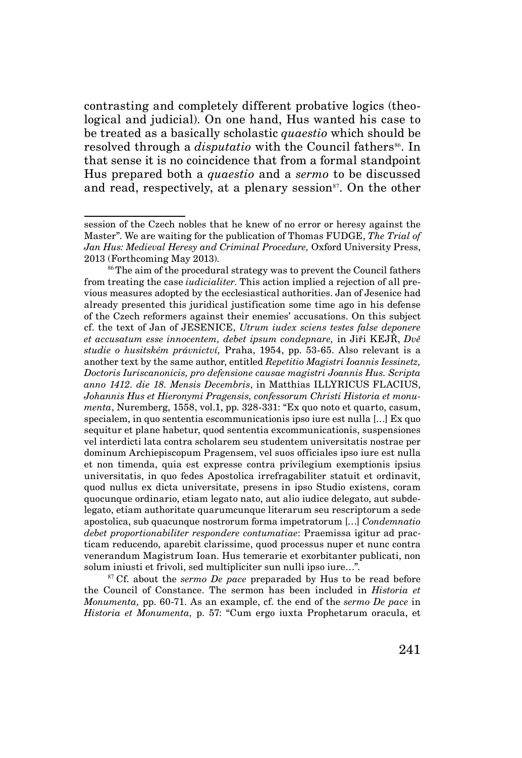contrasting and completely different probative logics (theological and judicial). On one hand, Hus wanted his case to be treated as a basically scholastic *quaestio* which should be resolved through a *disputatio* with the Council fathers[86]. In that sense it is no coincidence that from a formal standpoint Hus prepared both a *quaestio* and a *sermo* to be discussed and read, respectively, at a plenary session[87]. On the other

---

session of the Czech nobles that he knew of no error or heresy against the Master". We are waiting for the publication of Thomas FUDGE, *The Trial of Jan Hus: Medieval Heresy and Criminal Procedure,* Oxford University Press, 2013 (Forthcoming May 2013).

[86] The aim of the procedural strategy was to prevent the Council fathers from treating the case *iudicialiter.* This action implied a rejection of all previous measures adopted by the ecclesiastical authorities. Jan of Jesenice had already presented this juridical justification some time ago in his defense of the Czech reformers against their enemies' accusations. On this subject cf. the text of Jan of JESENICE, *Utrum iudex sciens testes false deponere et accusatum esse innocentem, debet ipsum condepnare,* in Jiři KEJŘ, *Dvě studie o husitském právnictví,* Praha, 1954, pp. 53-65. Also relevant is a another text by the same author, entitled *Repetitio Magistri Ioannis Iessinetz, Doctoris Iuriscanonicis, pro defensione causae magistri Joannis Hus. Scripta anno 1412. die 18. Mensis Decembris*, in Matthias ILLYRICUS FLACIUS, *Johannis Hus et Hieronymi Pragensis, confessorum Christi Historia et monumenta*, Nuremberg, 1558, vol.1, pp. 328-331: "Ex quo noto et quarto, casum, specialem, in quo sententia escommunicationis ipso iure est nulla [...] Ex quo sequitur et plane habetur, quod sententia excommunicationis, suspensiones vel interdicti lata contra scholarem seu studentem universitatis nostrae per dominum Archiepiscopum Pragensem, vel suos officiales ipso iure est nulla et non timenda, quia est expresse contra privilegium exemptionis ipsius universitatis, in quo fedes Apostolica irrefragabiliter statuit et ordinavit, quod nullus ex dicta universitate, presens in ipso Studio existens, coram quocunque ordinario, etiam legato nato, aut alio iudice delegato, aut subdelegato, etiam authoritate quarumcunque literarum seu rescriptorum a sede apostolica, sub quacunque nostrorum forma impetratorum [...] *Condemnatio debet proportionabiliter respondere contumatiae*: Praemissa igitur ad practicam reducendo, aparebit clarissime, quod processus nuper et nunc contra venerandum Magistrum Ioan. Hus temerarie et exorbitanter publicati, non solum iniusti et frivoli, sed multipliciter sun nulli ipso iure...".

[87] Cf. about the *sermo De pace* preparaded by Hus to be read before the Council of Constance. The sermon has been included in *Historia et Monumenta,* pp. 60-71. As an example, cf. the end of the *sermo De pace* in *Historia et Monumenta,* p. 57: "Cum ergo iuxta Prophetarum oracula, et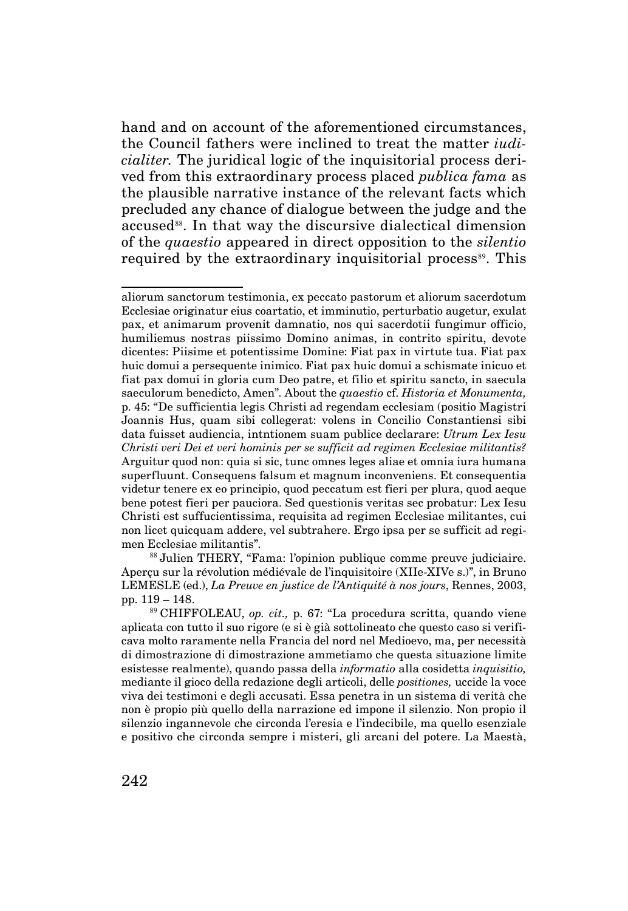hand and on account of the aforementioned circumstances, the Council fathers were inclined to treat the matter *iudicialiter.* The juridical logic of the inquisitorial process derived from this extraordinary process placed *publica fama* as the plausible narrative instance of the relevant facts which precluded any chance of dialogue between the judge and the accused[88]. In that way the discursive dialectical dimension of the *quaestio* appeared in direct opposition to the *silentio* required by the extraordinary inquisitorial process[89]. This

---

aliorum sanctorum testimonia, ex peccato pastorum et aliorum sacerdotum Ecclesiae originatur eius coartatio, et imminutio, perturbatio augetur, exulat pax, et animarum provenit damnatio, nos qui sacerdotii fungimur officio, humiliemus nostras piissimo Domino animas, in contrito spiritu, devote dicentes: Piisime et potentissime Domine: Fiat pax in virtute tua. Fiat pax huic domui a persequente inimico. Fiat pax huic domui a schismate inicuo et fiat pax domui in gloria cum Deo patre, et filio et spiritu sancto, in saecula saeculorum benedicto, Amen". About the *quaestio* cf. *Historia et Monumenta,* p. 45: "De sufficientia legis Christi ad regendam ecclesiam (positio Magistri Joannis Hus, quam sibi collegerat: volens in Concilio Constantiensi sibi data fuisset audiencia, intntionem suam publice declarare: *Utrum Lex Iesu Christi veri Dei et veri hominis per se sufficit ad regimen Ecclesiae militantis?* Arguitur quod non: quia si sic, tunc omnes leges aliae et omnia iura humana superfluunt. Consequens falsum et magnum inconveniens. Et consequentia videtur tenere ex eo principio, quod peccatum est fieri per plura, quod aeque bene potest fieri per pauciora. Sed questionis veritas sec probatur: Lex Iesu Christi est suffucientissima, requisita ad regimen Ecclesiae militantes, cui non licet quicquam addere, vel subtrahere. Ergo ipsa per se sufficit ad regimen Ecclesiae militantis".

[88] Julien THERY, "Fama: l'opinion publique comme preuve judiciaire. Aperçu sur la révolution médiévale de l'inquisitoire (XIIe-XIVe s.)", in Bruno LEMESLE (ed.), *La Preuve en justice de l'Antiquité à nos jours*, Rennes, 2003, pp. 119 – 148.

[89] CHIFFOLEAU, *op. cit.,* p. 67: "La procedura scritta, quando viene aplicata con tutto il suo rigore (e si è già sottolineato che questo caso si verificava molto raramente nella Francia del nord nel Medioevo, ma, per necessità di dimostrazione di dimostrazione ammetiamo che questa situazione limite esistesse realmente), quando passa della *informatio* alla cosidetta *inquisitio,* mediante il gioco della redazione degli articoli, delle *positiones,* uccide la voce viva dei testimoni e degli accusati. Essa penetra in un sistema di verità che non è propio più quello della narrazione ed impone il silenzio. Non propio il silenzio ingannevole che circonda l'eresia e l'indecibile, ma quello esenziale e positivo che circonda sempre i misteri, gli arcani del potere. La Maestà,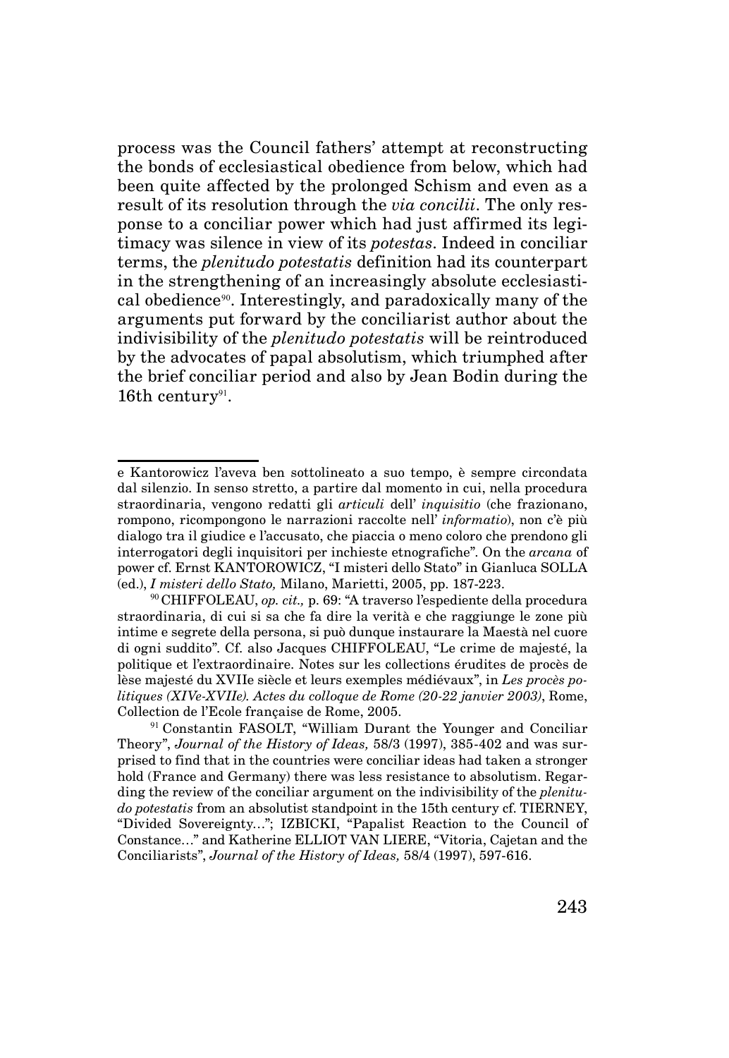process was the Council fathers' attempt at reconstructing the bonds of ecclesiastical obedience from below, which had been quite affected by the prolonged Schism and even as a result of its resolution through the *via concilii*. The only response to a conciliar power which had just affirmed its legitimacy was silence in view of its *potestas*. Indeed in conciliar terms, the *plenitudo potestatis* definition had its counterpart in the strengthening of an increasingly absolute ecclesiastical obedience[90]. Interestingly, and paradoxically many of the arguments put forward by the conciliarist author about the indivisibility of the *plenitudo potestatis* will be reintroduced by the advocates of papal absolutism, which triumphed after the brief conciliar period and also by Jean Bodin during the 16th century[91].

---

e Kantorowicz l'aveva ben sottolineato a suo tempo, è sempre circondata dal silenzio. In senso stretto, a partire dal momento in cui, nella procedura straordinaria, vengono redatti gli *articuli* dell' *inquisitio* (che frazionano, rompono, ricompongono le narrazioni raccolte nell' *informatio*), non c'è più dialogo tra il giudice e l'accusato, che piaccia o meno coloro che prendono gli interrogatori degli inquisitori per inchieste etnografiche". On the *arcana* of power cf. Ernst KANTOROWICZ, "I misteri dello Stato" in Gianluca SOLLA (ed.), *I misteri dello Stato,* Milano, Marietti, 2005, pp. 187-223.

[90] CHIFFOLEAU, *op. cit.,* p. 69: "A traverso l'espediente della procedura straordinaria, di cui si sa che fa dire la verità e che raggiunge le zone più intime e segrete della persona, si può dunque instaurare la Maestà nel cuore di ogni suddito". Cf. also Jacques CHIFFOLEAU, "Le crime de majesté, la politique et l'extraordinaire. Notes sur les collections érudites de procès de lèse majesté du XVIIe siècle et leurs exemples médiévaux", in *Les procès politiques (XIVe-XVIIe). Actes du colloque de Rome (20-22 janvier 2003)*, Rome, Collection de l'Ecole française de Rome, 2005.

[91] Constantin FASOLT, "William Durant the Younger and Conciliar Theory", *Journal of the History of Ideas,* 58/3 (1997), 385-402 and was surprised to find that in the countries were conciliar ideas had taken a stronger hold (France and Germany) there was less resistance to absolutism. Regarding the review of the conciliar argument on the indivisibility of the *plenitudo potestatis* from an absolutist standpoint in the 15th century cf. TIERNEY, "Divided Sovereignty…"; IZBICKI, "Papalist Reaction to the Council of Constance…" and Katherine ELLIOT VAN LIERE, "Vitoria, Cajetan and the Conciliarists", *Journal of the History of Ideas,* 58/4 (1997), 597-616.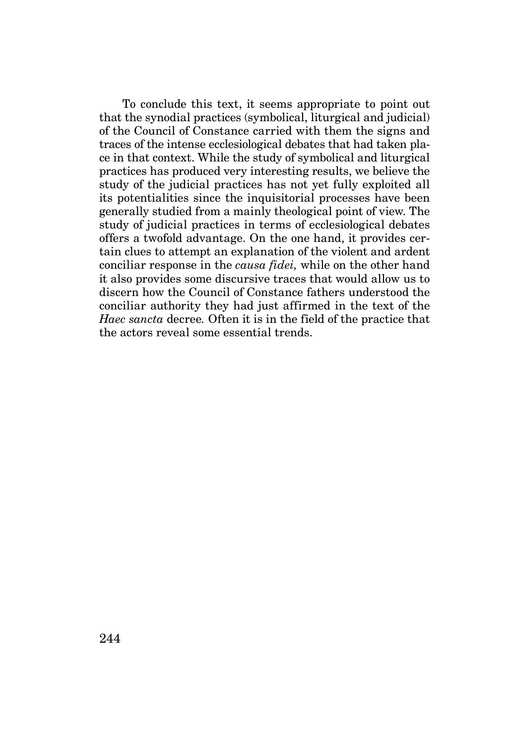To conclude this text, it seems appropriate to point out that the synodial practices (symbolical, liturgical and judicial) of the Council of Constance carried with them the signs and traces of the intense ecclesiological debates that had taken place in that context. While the study of symbolical and liturgical practices has produced very interesting results, we believe the study of the judicial practices has not yet fully exploited all its potentialities since the inquisitorial processes have been generally studied from a mainly theological point of view. The study of judicial practices in terms of ecclesiological debates offers a twofold advantage. On the one hand, it provides certain clues to attempt an explanation of the violent and ardent conciliar response in the *causa fidei,* while on the other hand it also provides some discursive traces that would allow us to discern how the Council of Constance fathers understood the conciliar authority they had just affirmed in the text of the *Haec sancta* decree. Often it is in the field of the practice that the actors reveal some essential trends.